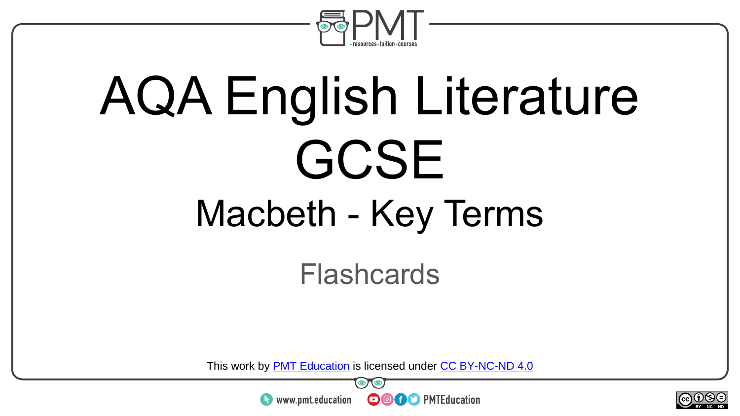# AQA English Literature GCSE

## Macbeth - Key Terms

Flashcards

This work by [PMT Education](https://www.pmt.education) is licensed under [CC BY-NC-ND 4.0](https://creativecommons.org/licenses/by-nc-nd/4.0/)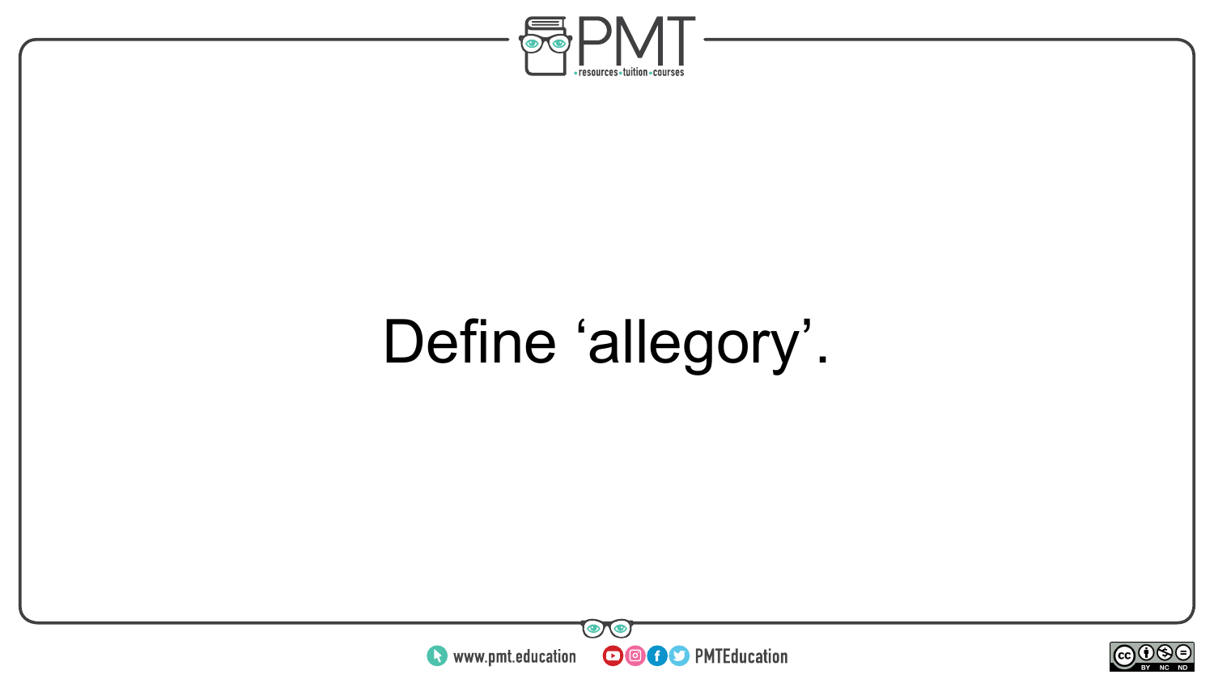Define ‘allegory’.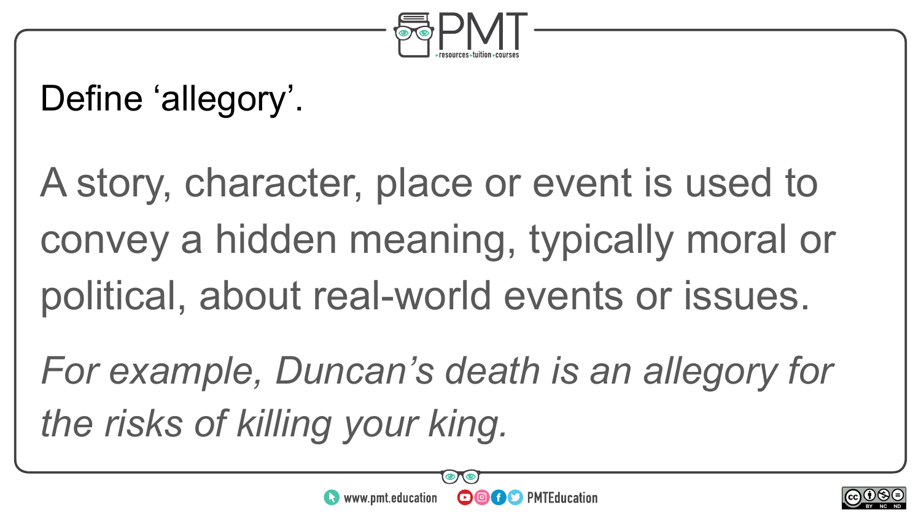Define 'allegory'.

A story, character, place or event is used to convey a hidden meaning, typically moral or political, about real-world events or issues.

*For example, Duncan's death is an allegory for the risks of killing your king.*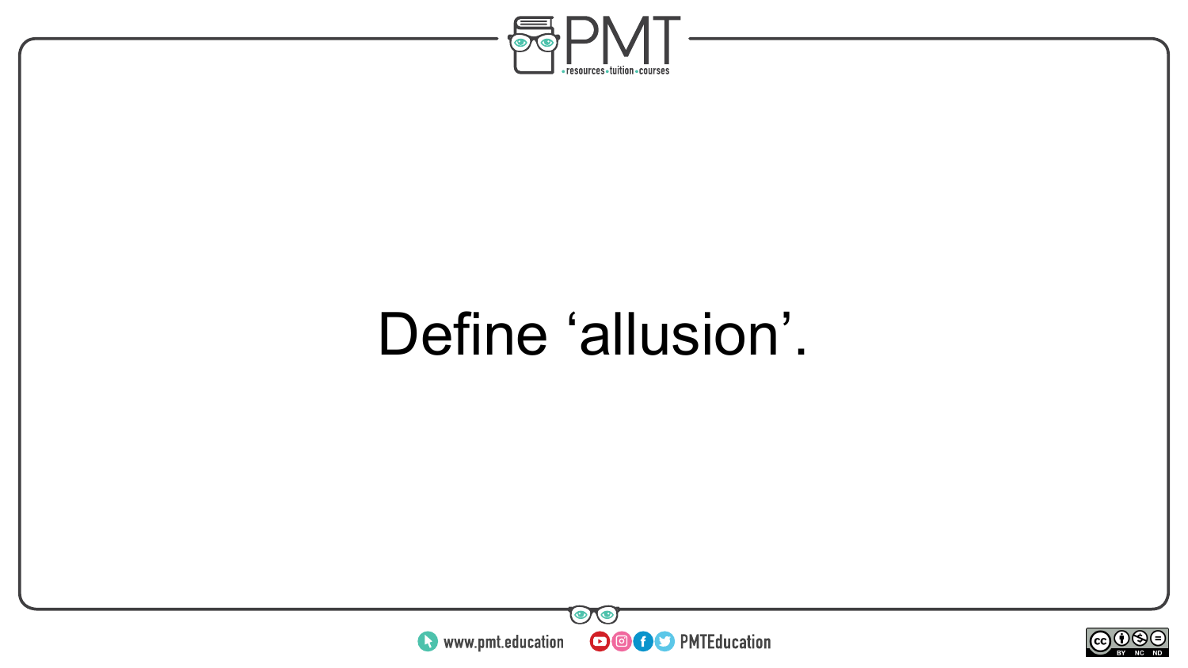Define ‘allusion’.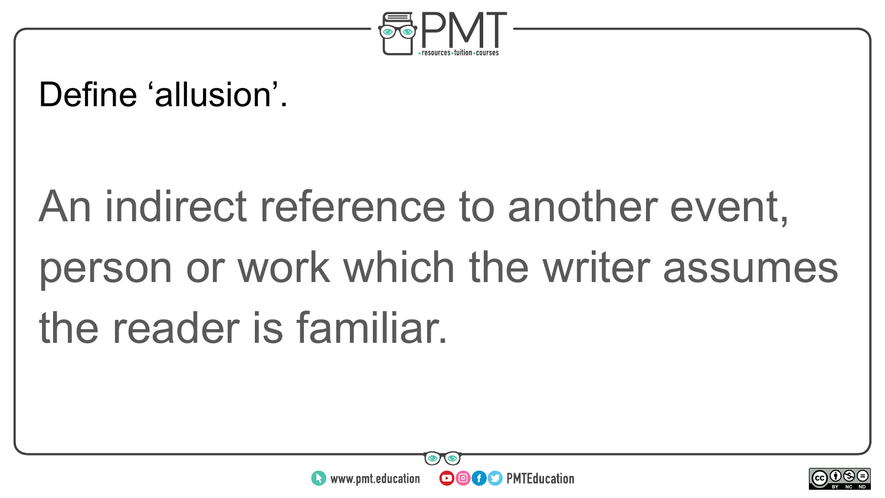Define 'allusion'.

An indirect reference to another event, person or work which the writer assumes the reader is familiar.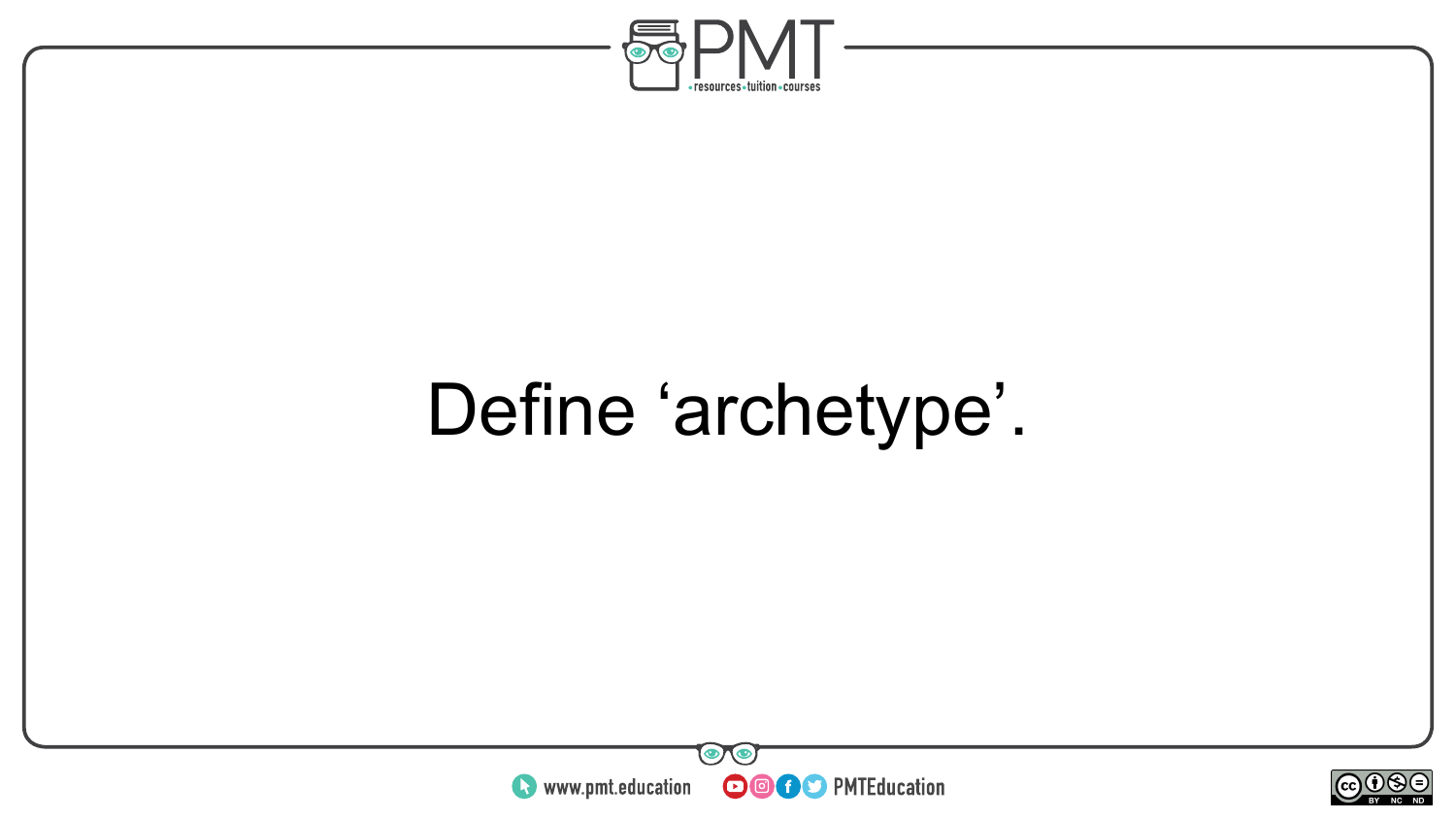Define ‘archetype’.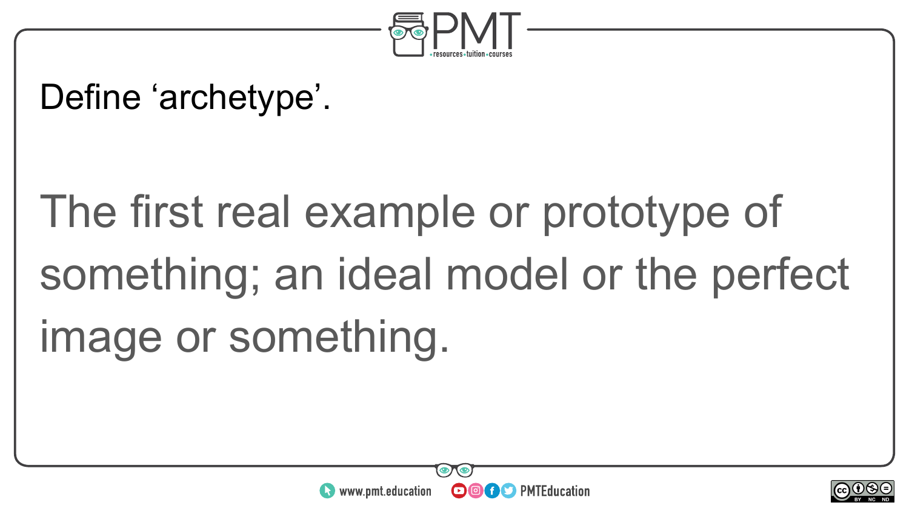Define ‘archetype’.

The first real example or prototype of something; an ideal model or the perfect image or something.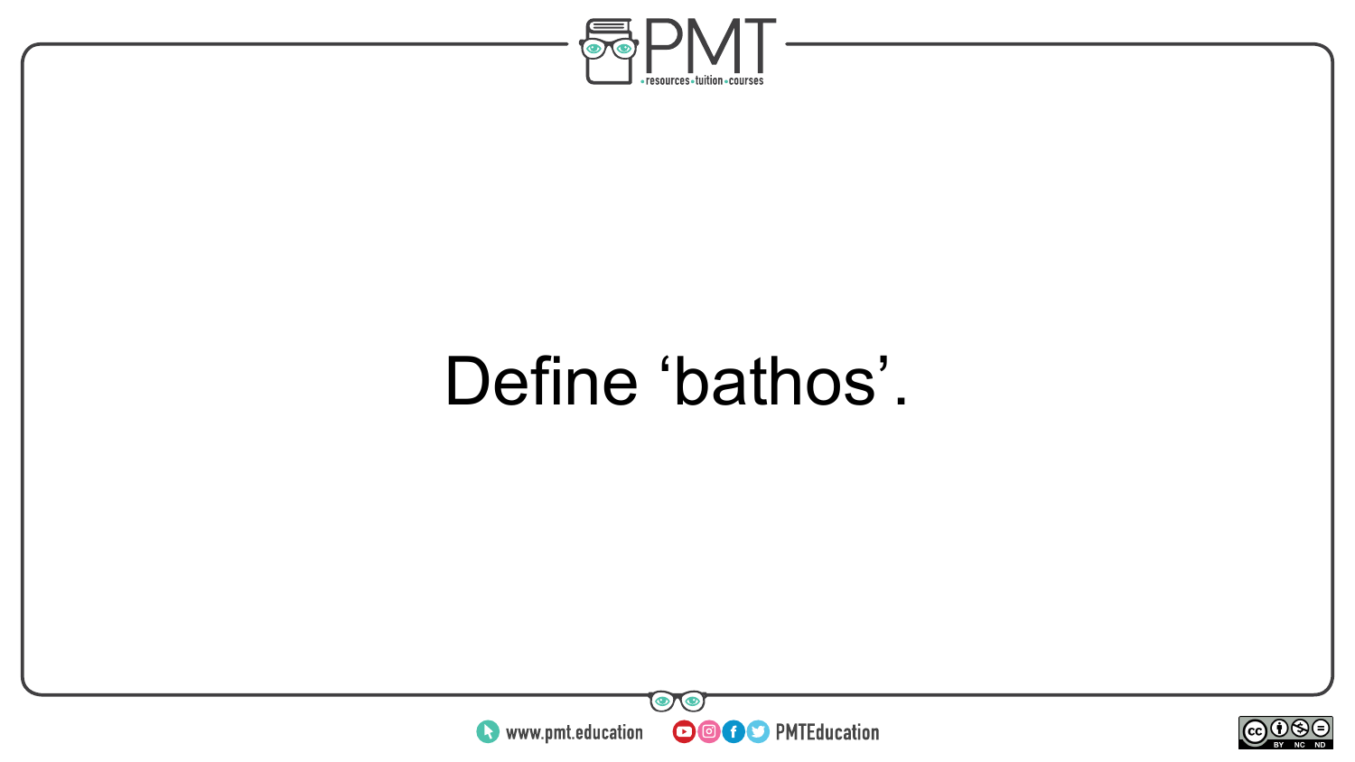Define ‘bathos’.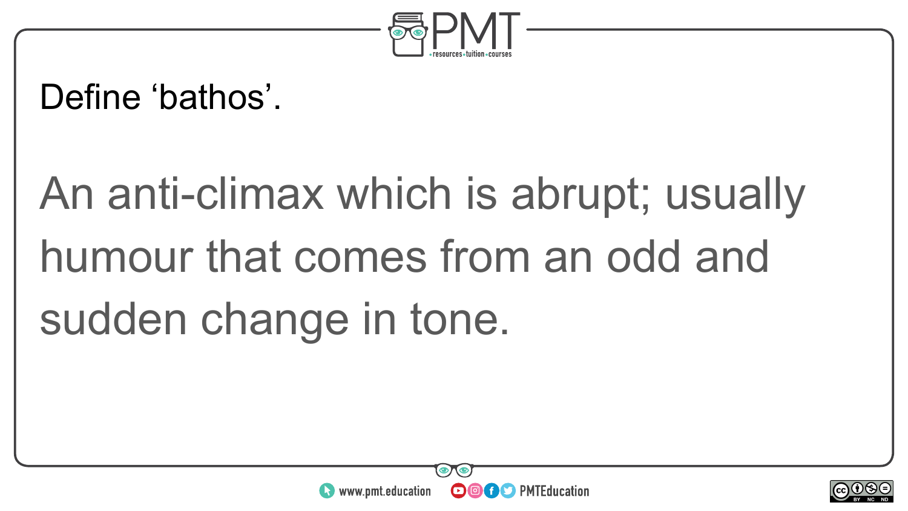Define ‘bathos’.

An anti-climax which is abrupt; usually humour that comes from an odd and sudden change in tone.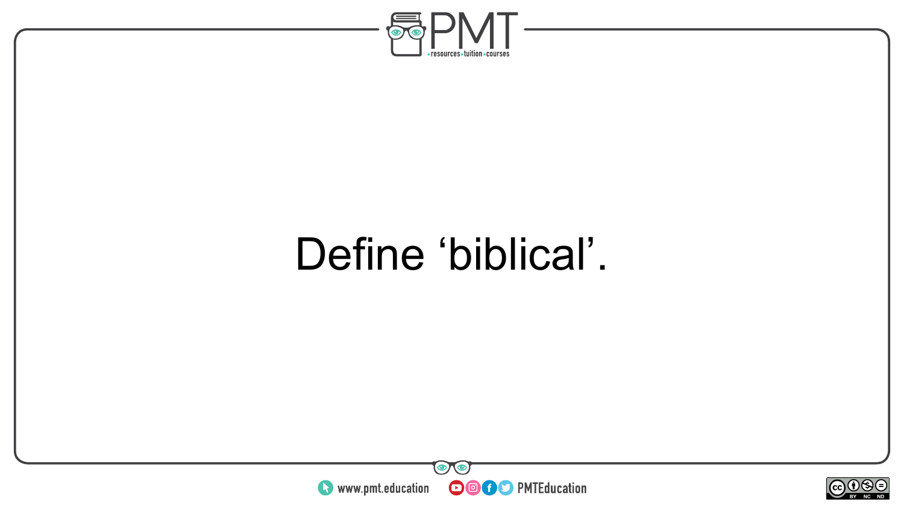Define ‘biblical’.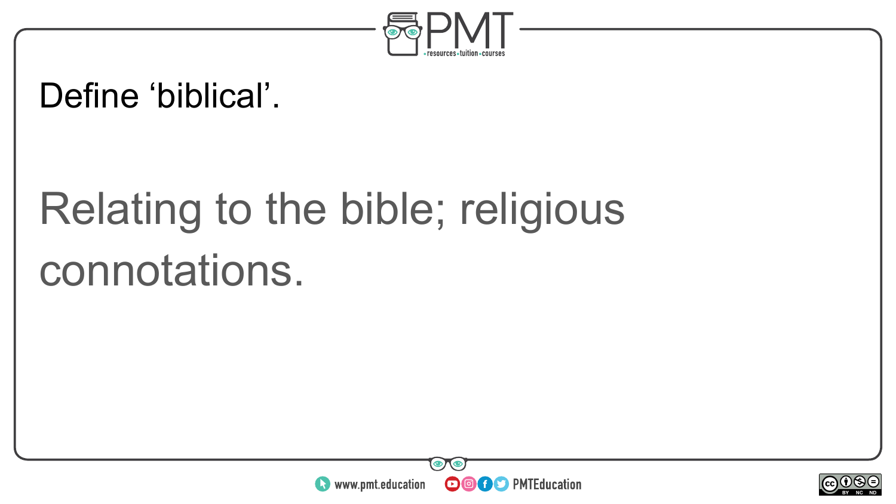Define ‘biblical’.

Relating to the bible; religious connotations.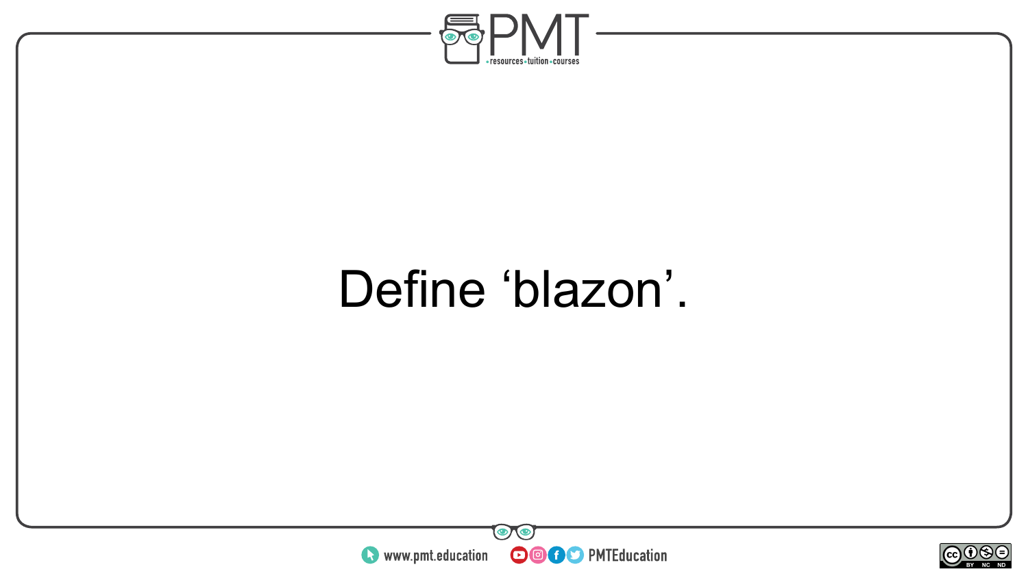Define ‘blazon’.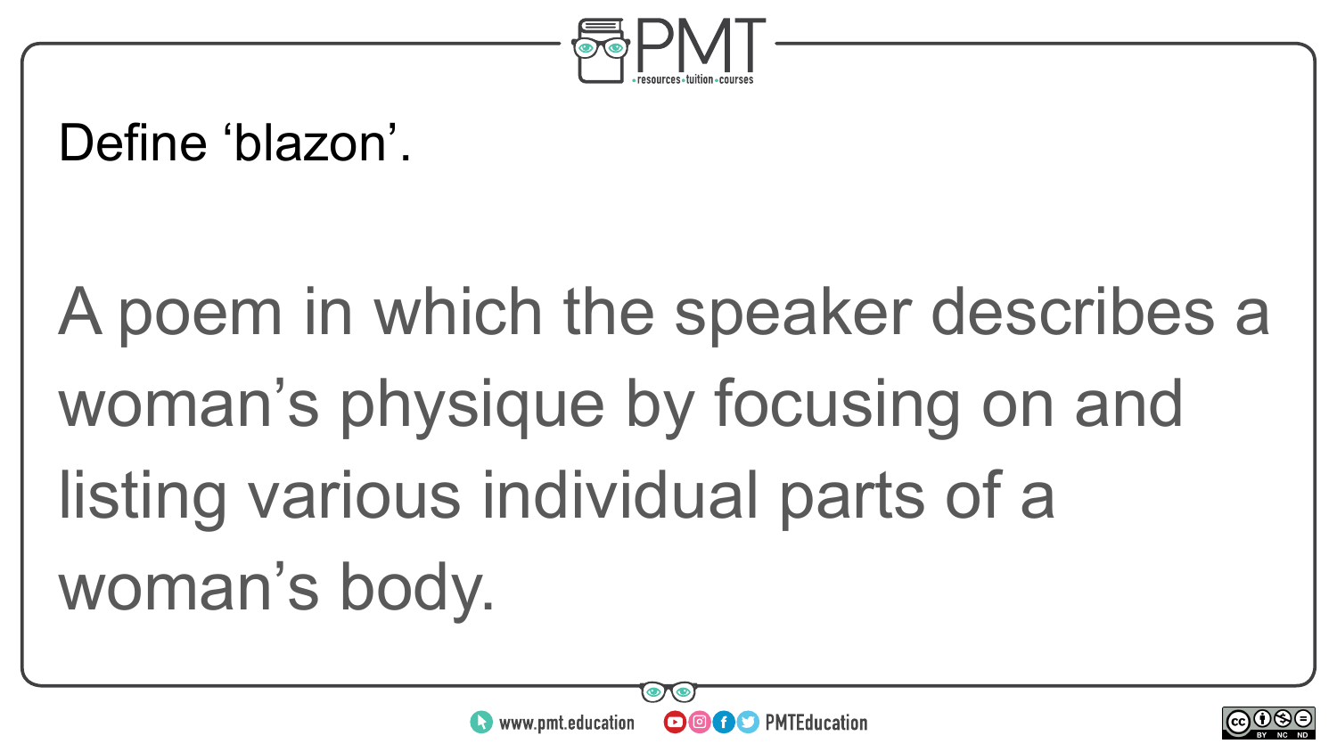Define ‘blazon’.

A poem in which the speaker describes a woman’s physique by focusing on and listing various individual parts of a woman’s body.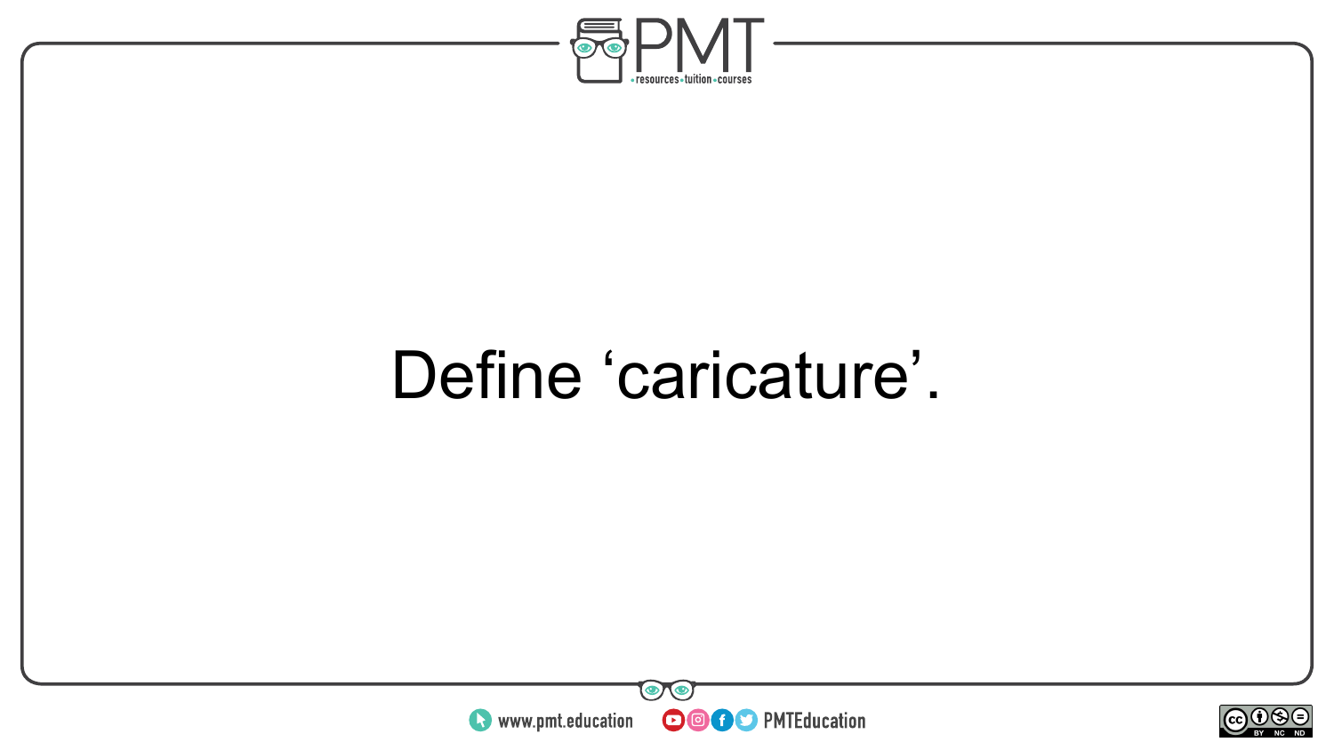Define ‘caricature’.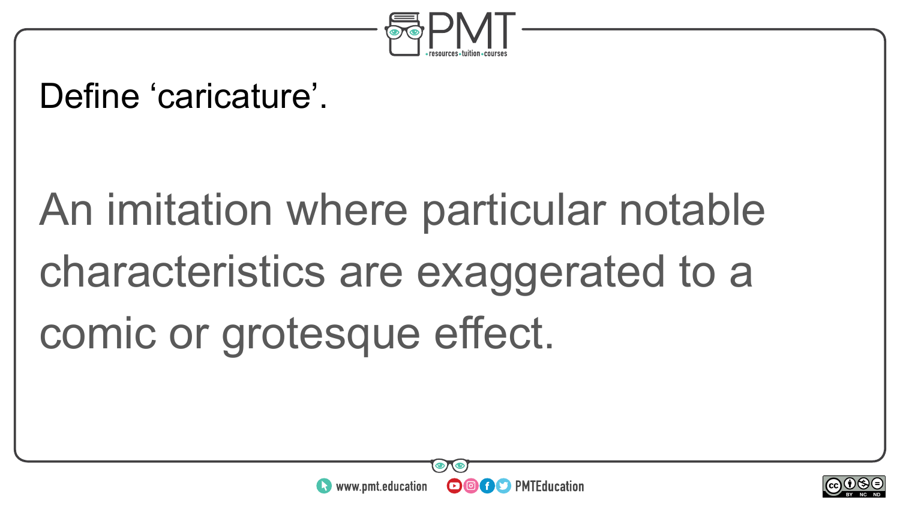Define ‘caricature’.

An imitation where particular notable characteristics are exaggerated to a comic or grotesque effect.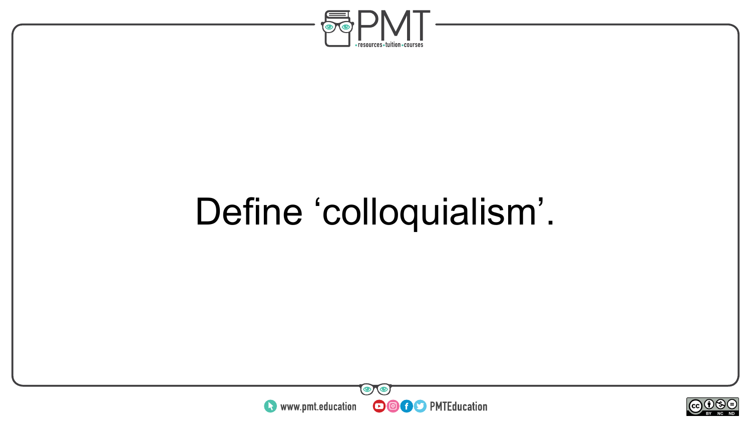Define ‘colloquialism’.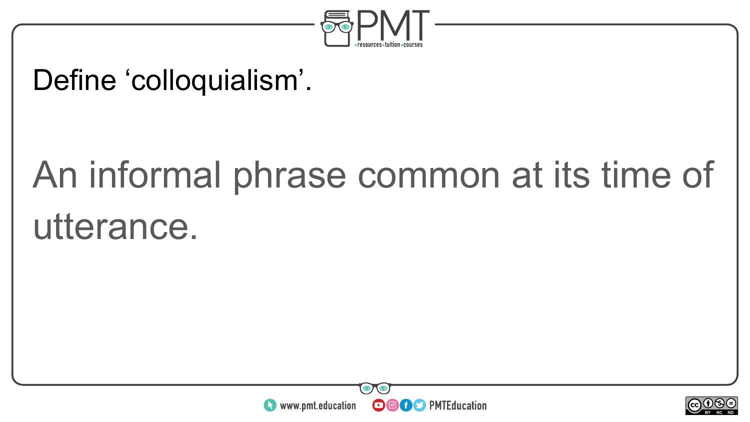Define ‘colloquialism’.

An informal phrase common at its time of utterance.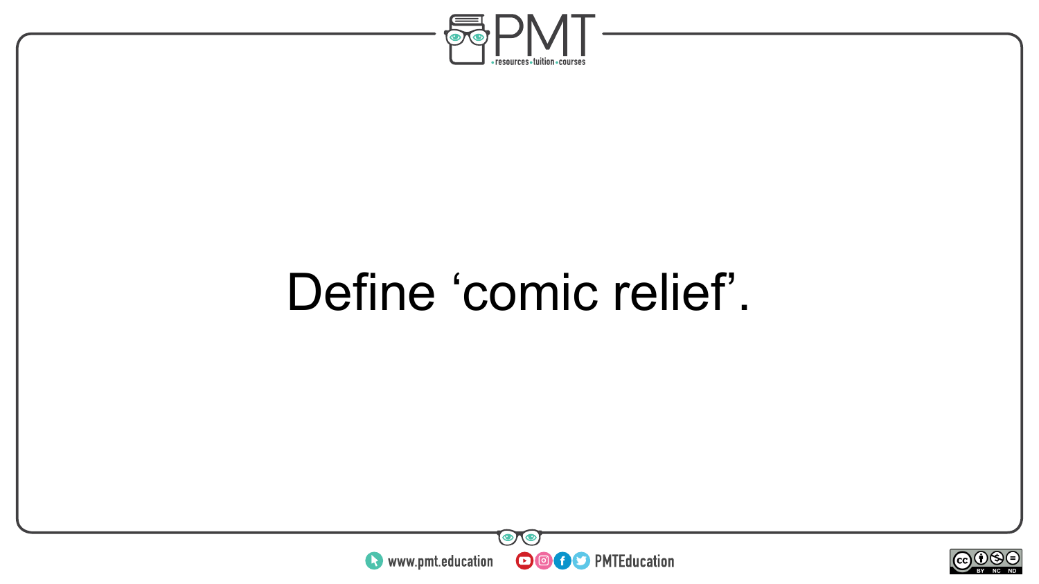Define ‘comic relief’.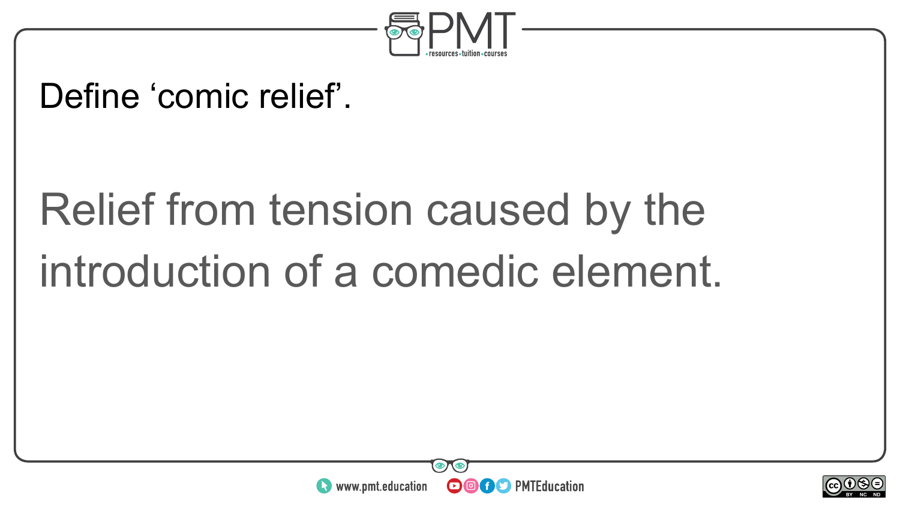Define ‘comic relief’.

Relief from tension caused by the introduction of a comedic element.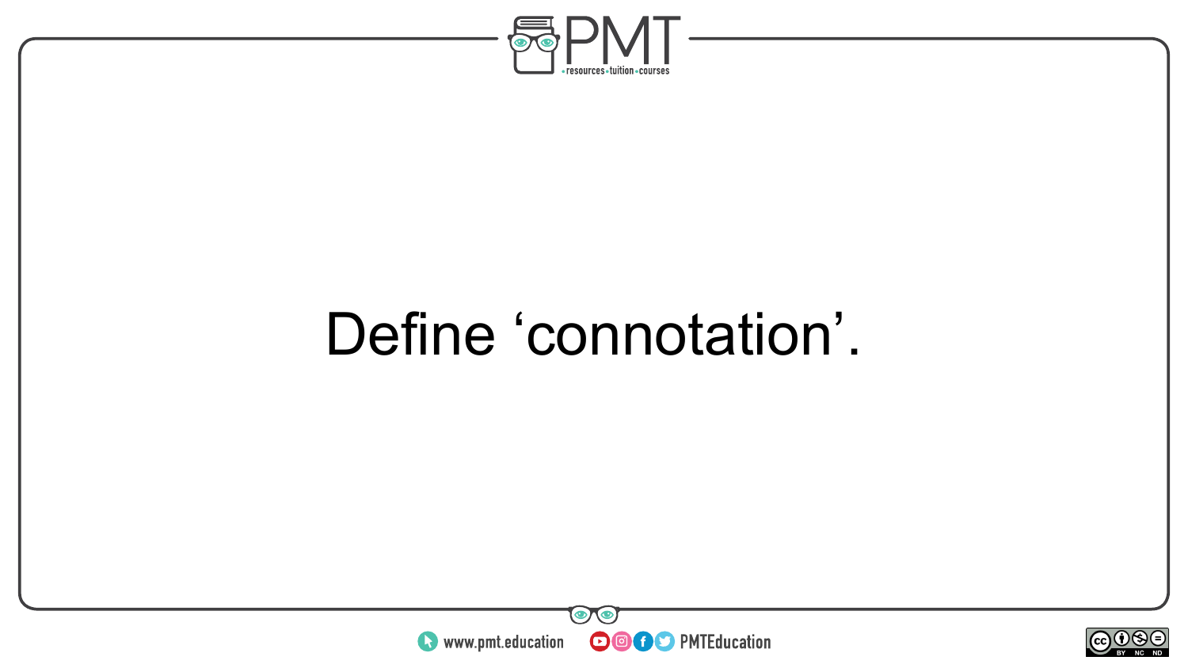Define ‘connotation’.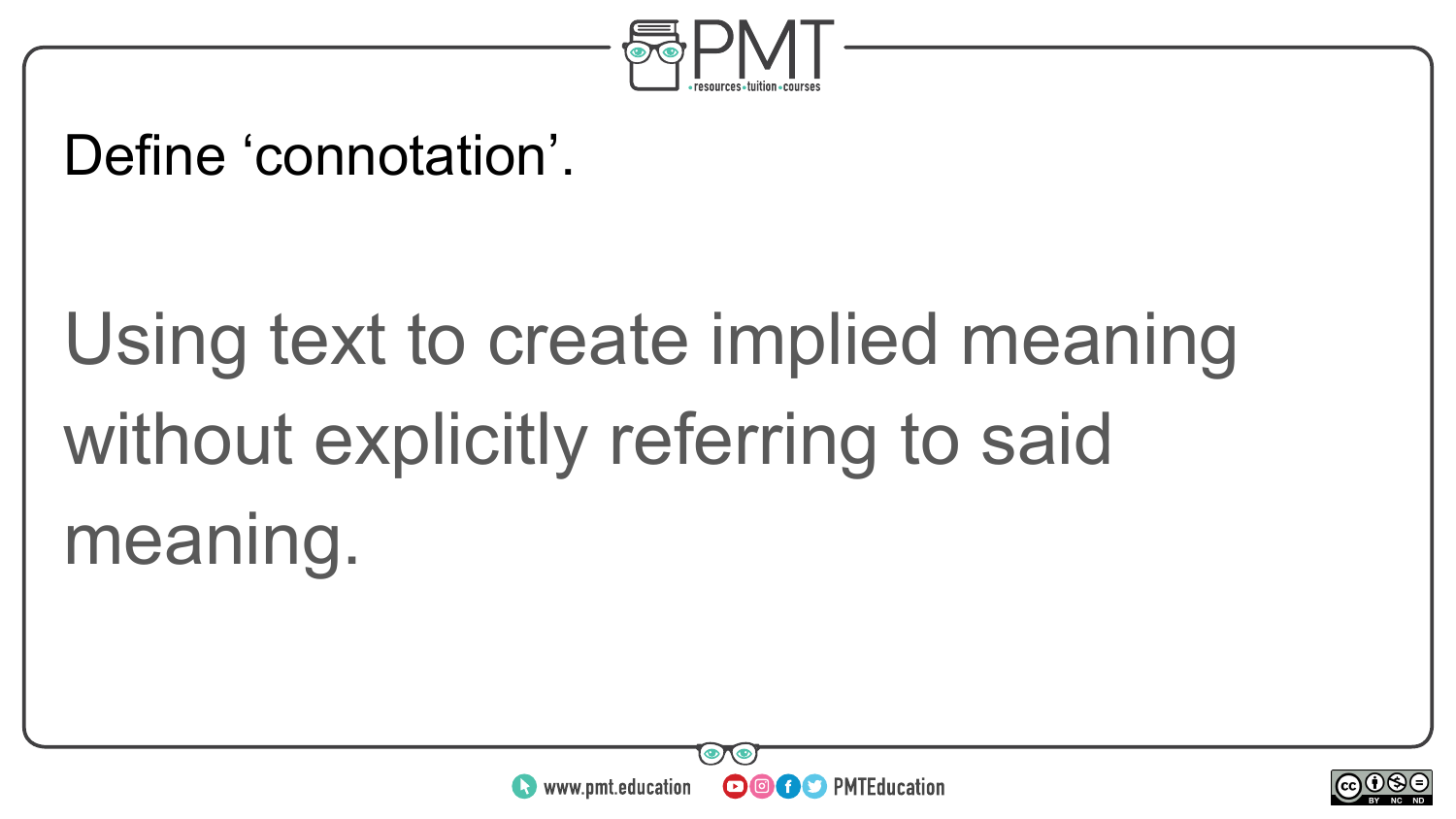Define ‘connotation’.

Using text to create implied meaning without explicitly referring to said meaning.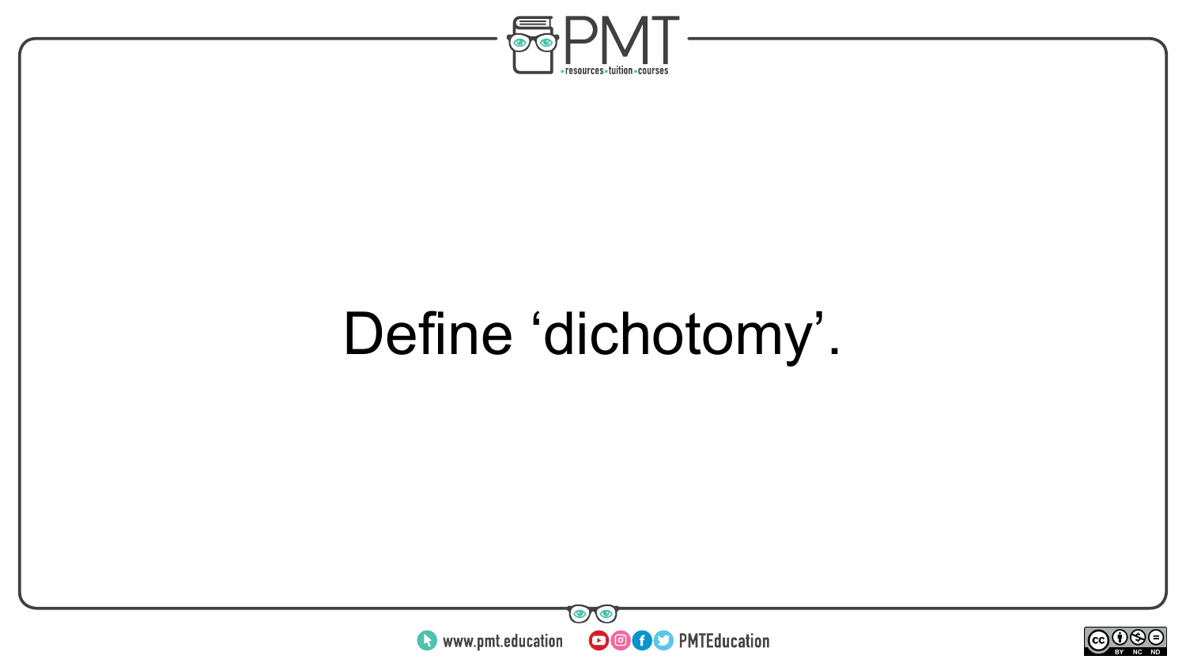Define ‘dichotomy’.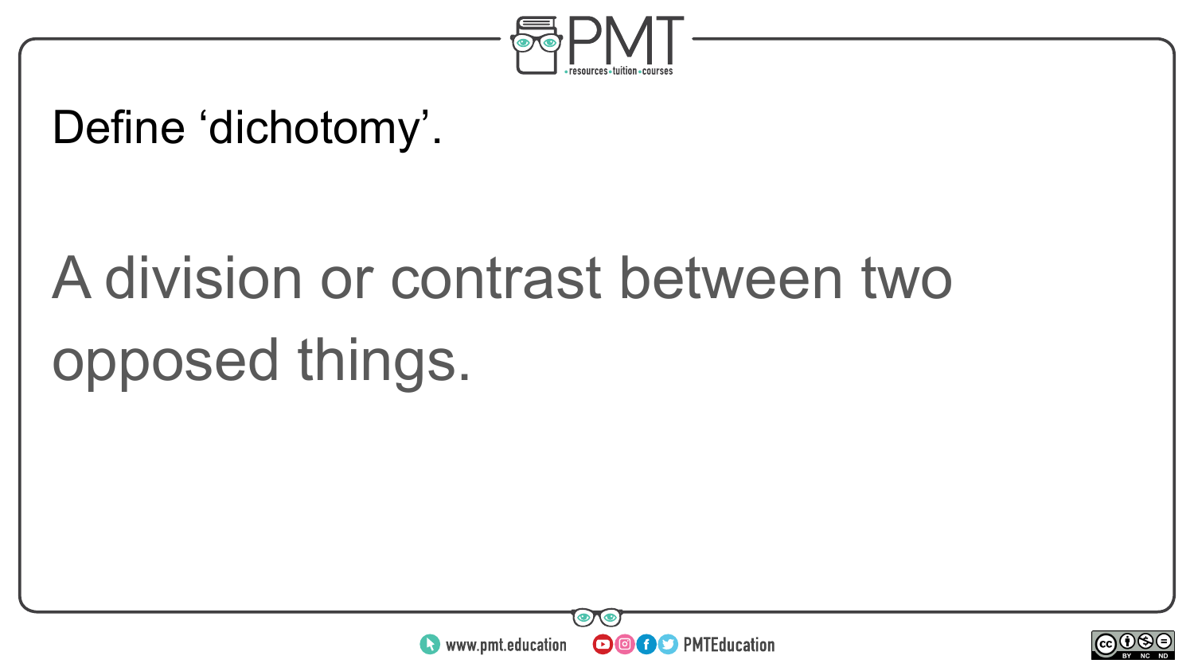Define ‘dichotomy’.

A division or contrast between two opposed things.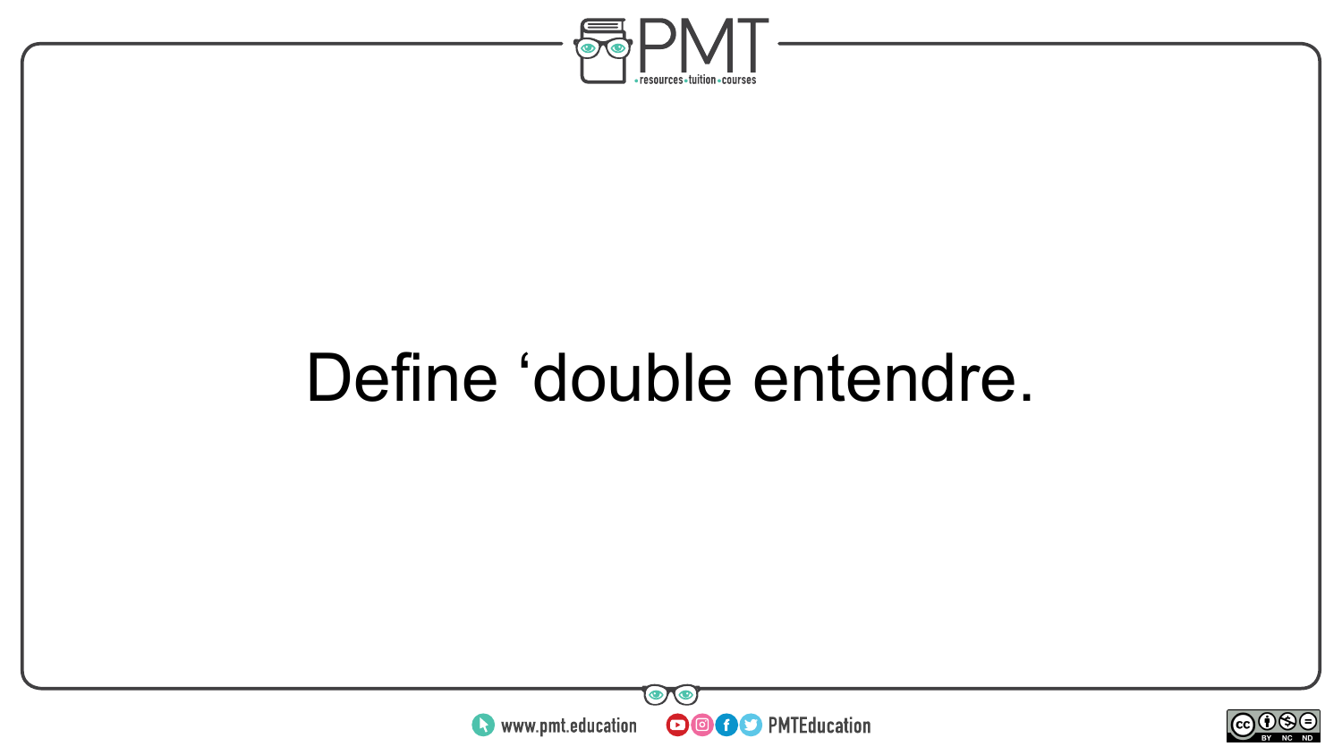Define ‘double entendre.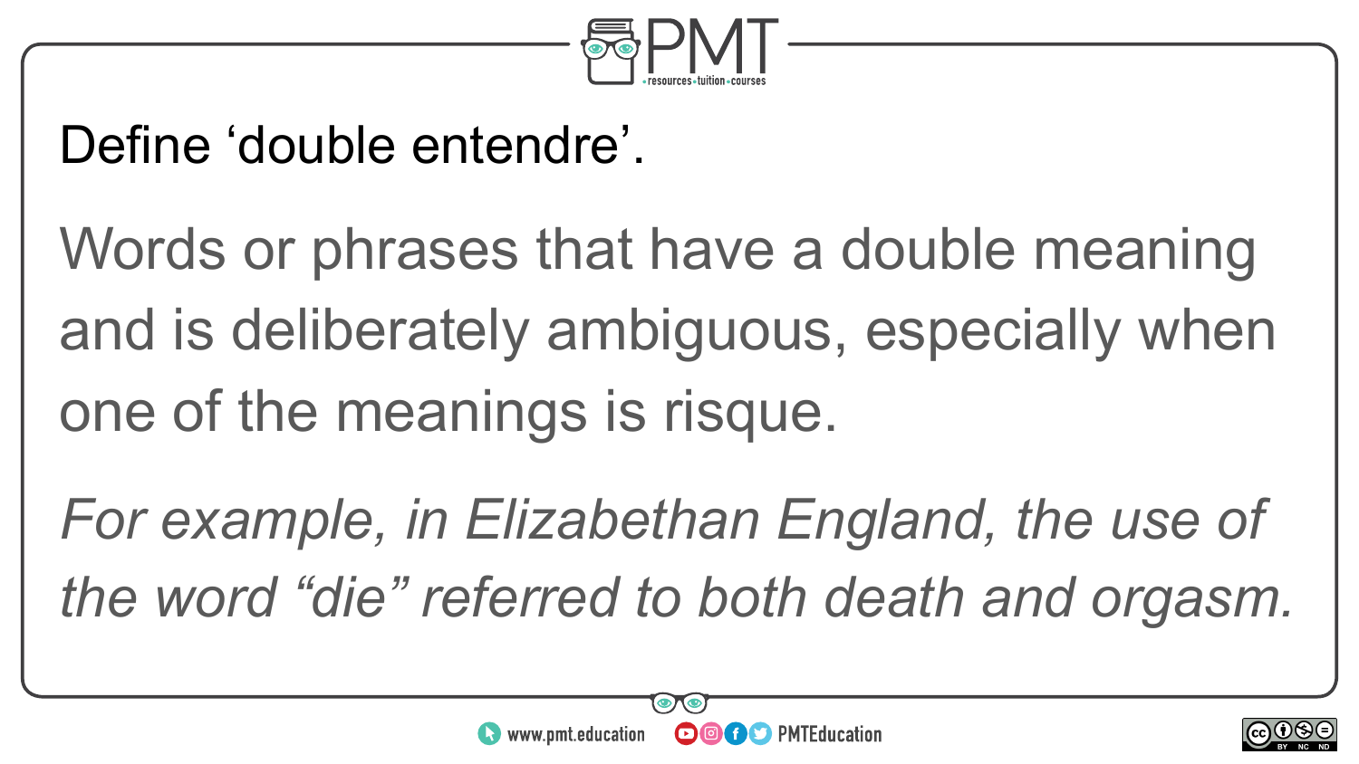Define 'double entendre'.

Words or phrases that have a double meaning and is deliberately ambiguous, especially when one of the meanings is risque.

*For example, in Elizabethan England, the use of the word "die" referred to both death and orgasm.*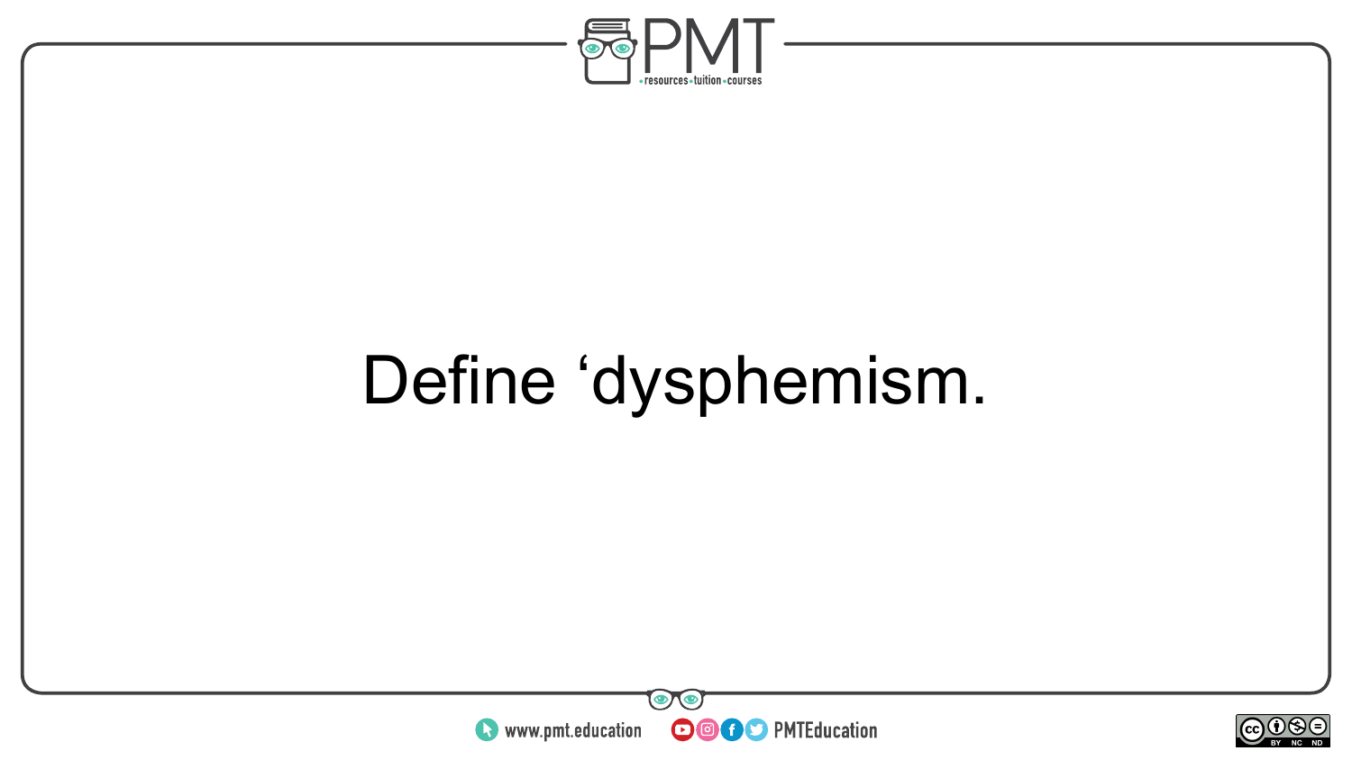Define ‘dysphemism.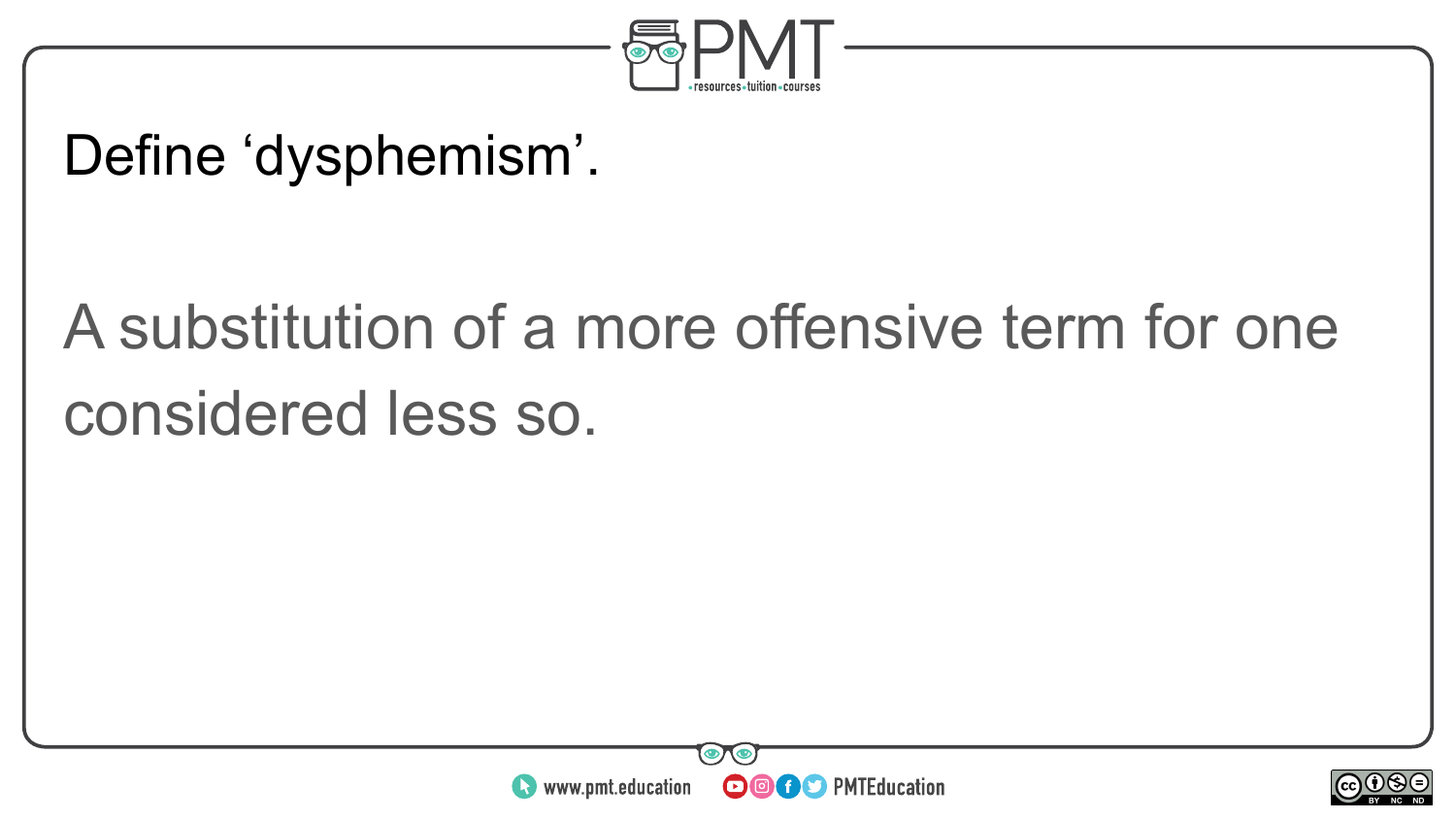Define ‘dysphemism’.

A substitution of a more offensive term for one considered less so.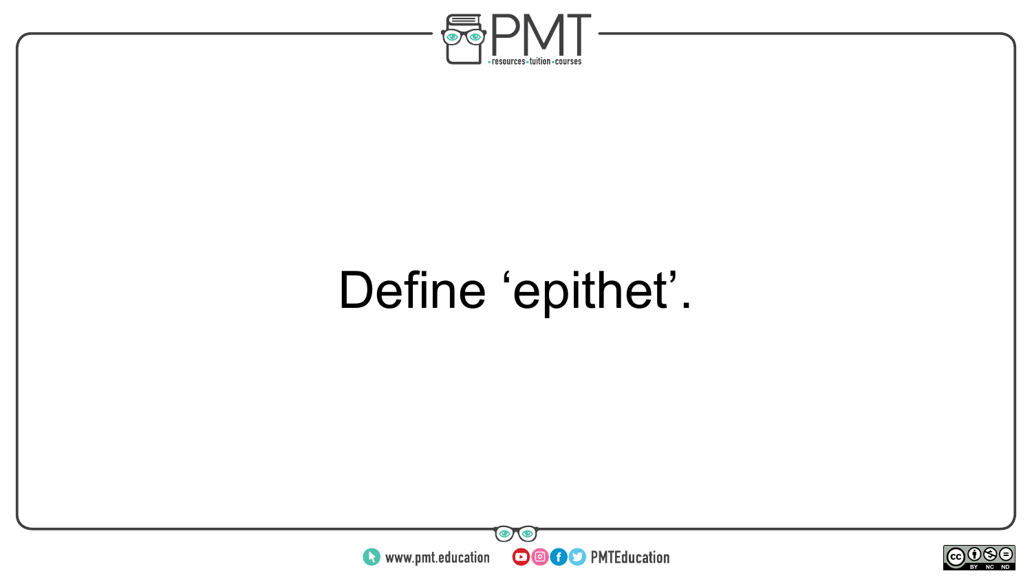Define ‘epithet’.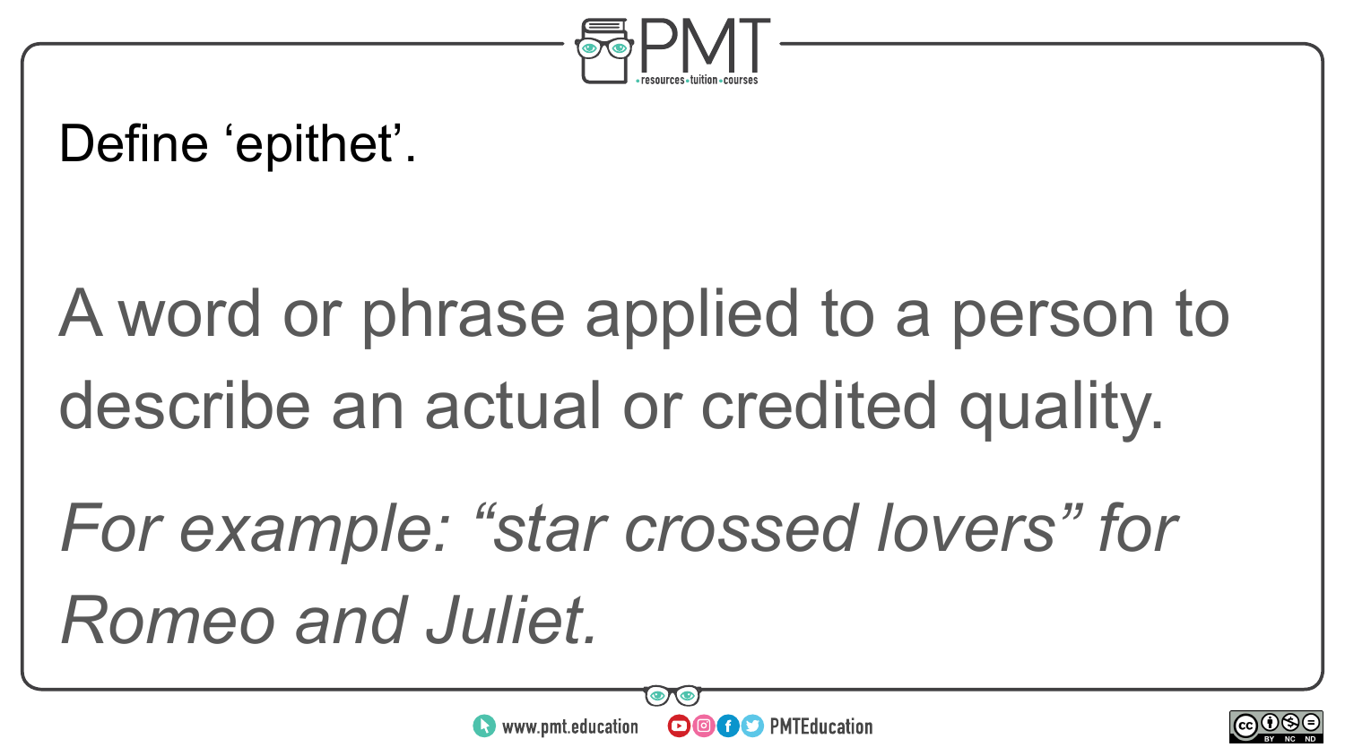Define ‘epithet’.

A word or phrase applied to a person to describe an actual or credited quality.

*For example: “star crossed lovers” for Romeo and Juliet.*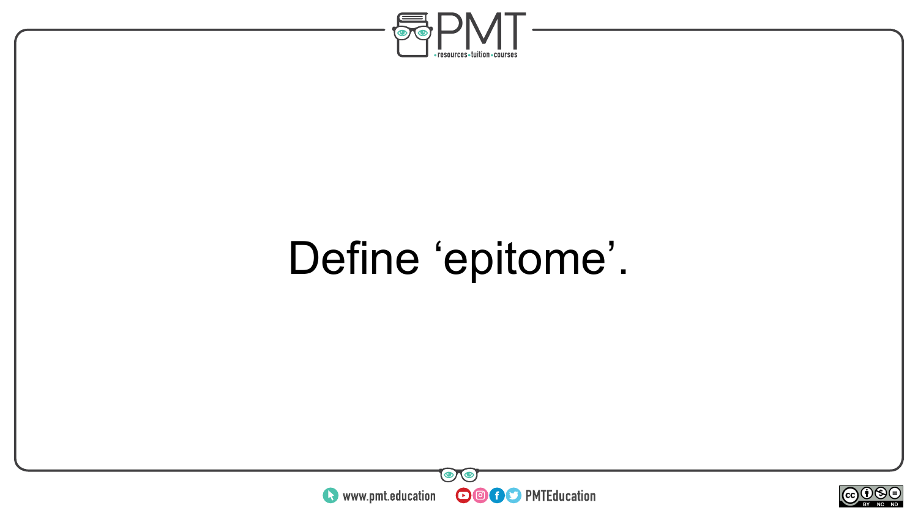Define ‘epitome’.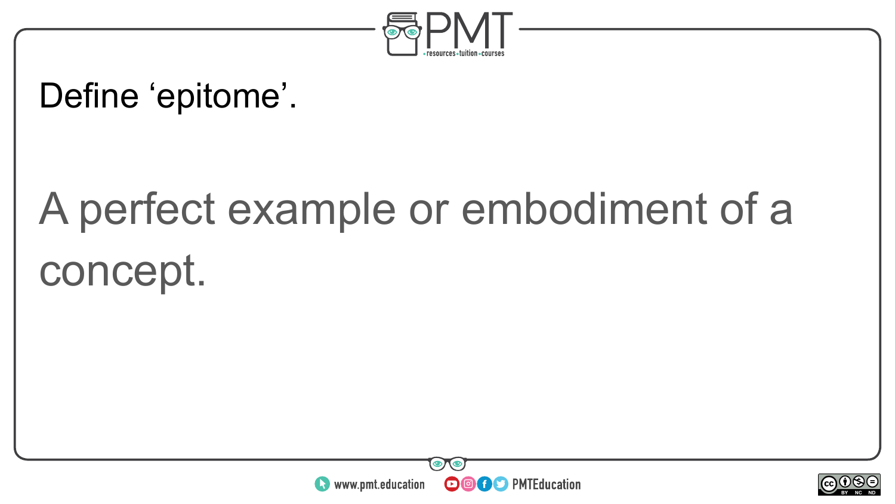Define ‘epitome’.

A perfect example or embodiment of a concept.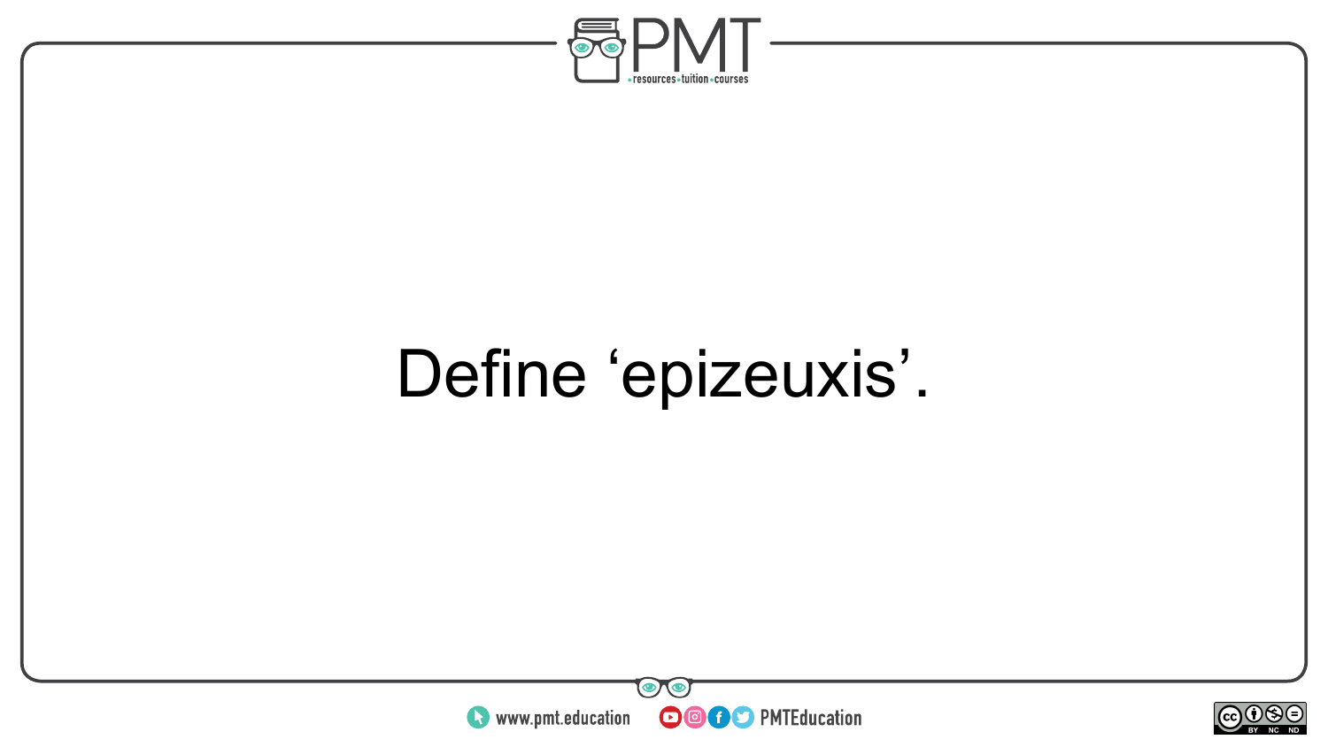Define ‘epizeuxis’.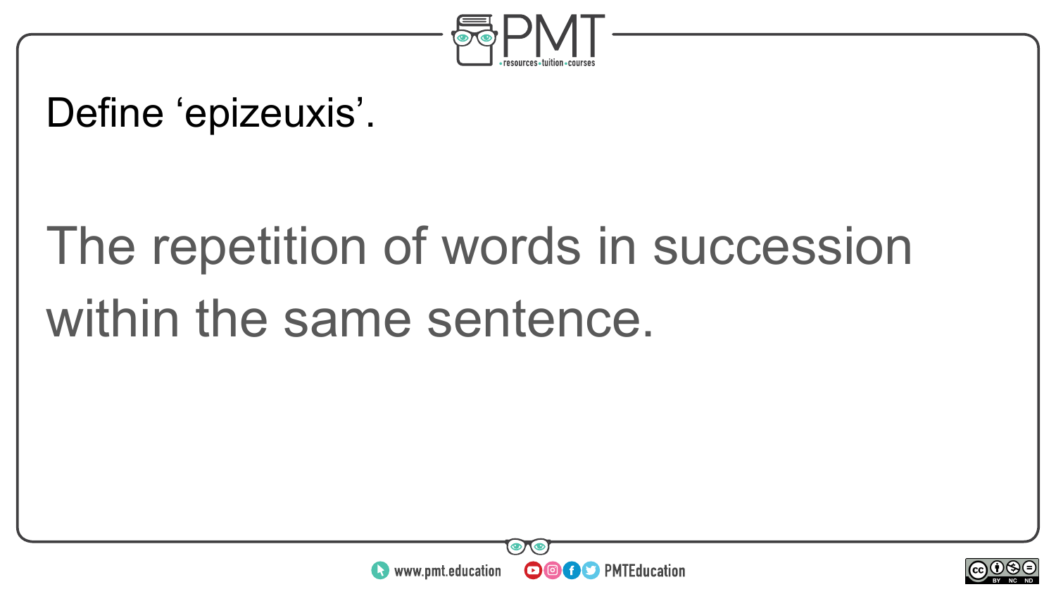Define ‘epizeuxis’.

The repetition of words in succession within the same sentence.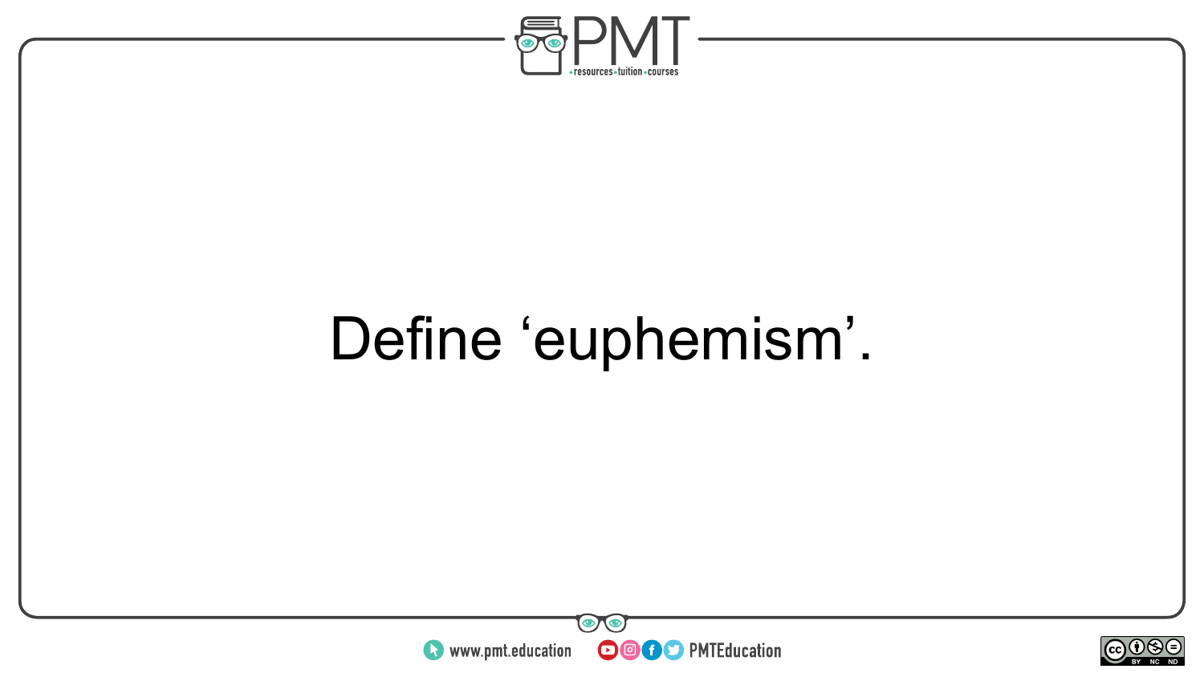Define ‘euphemism’.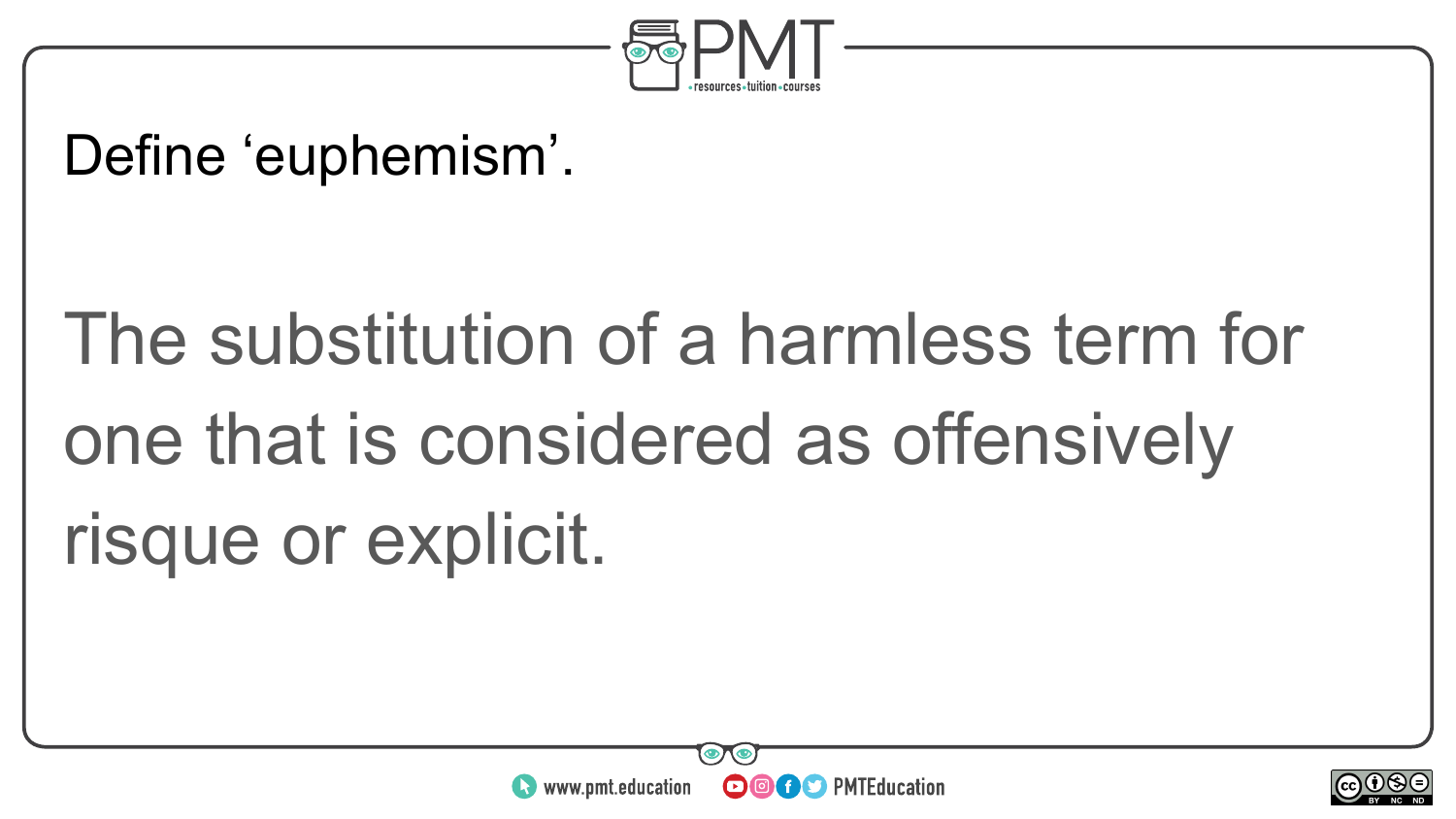Define ‘euphemism’.

The substitution of a harmless term for one that is considered as offensively risque or explicit.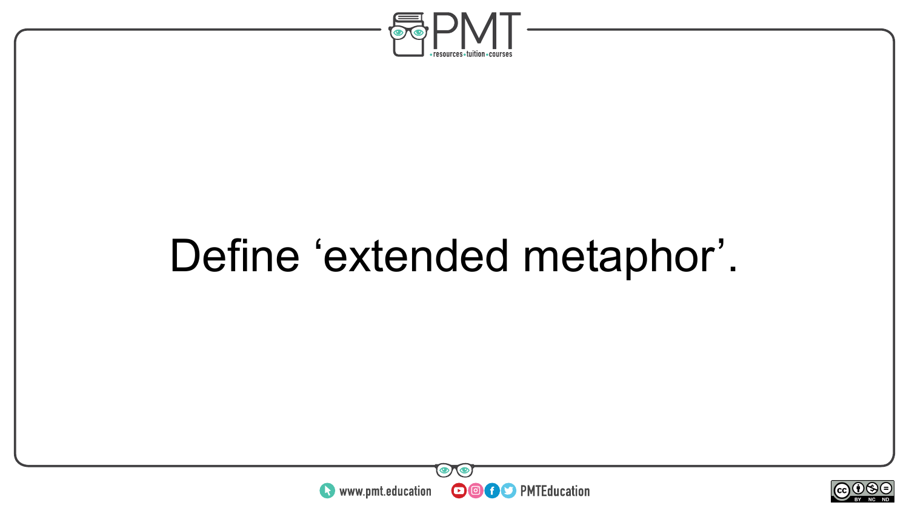Define ‘extended metaphor’.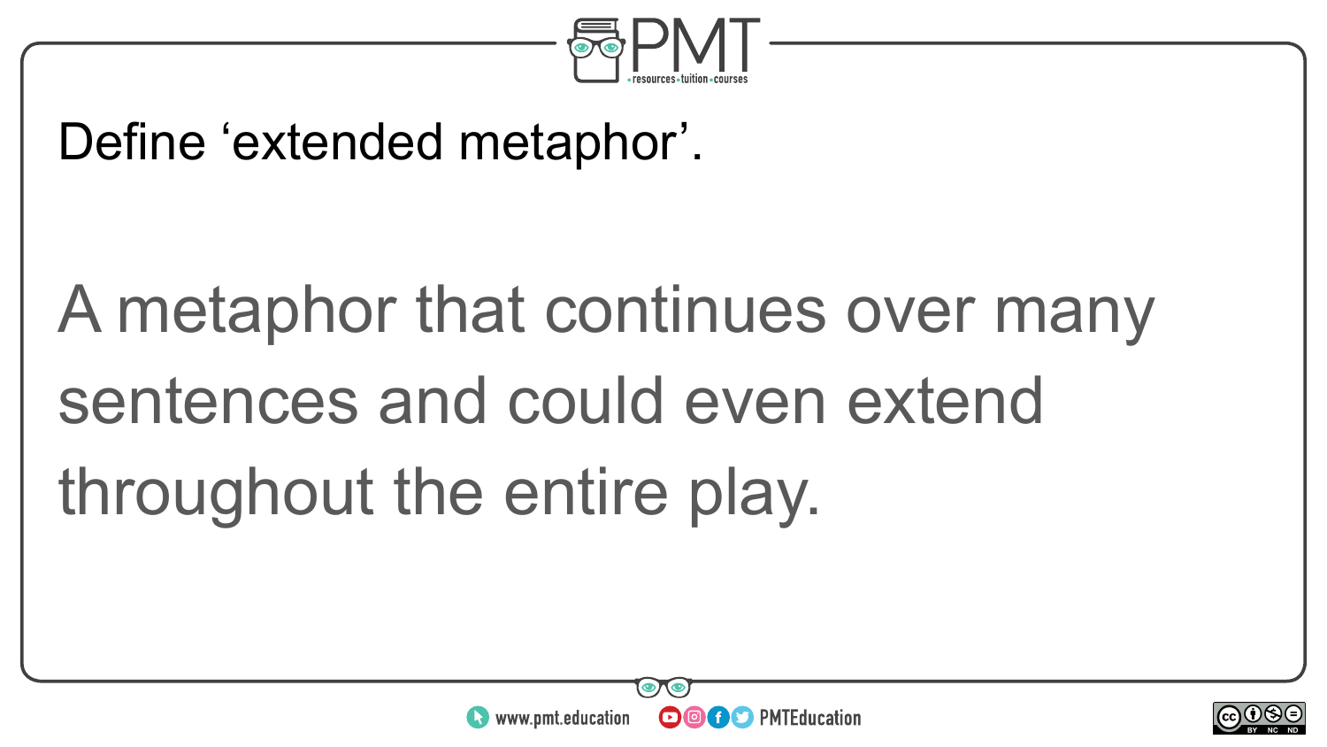Define ‘extended metaphor’.

A metaphor that continues over many sentences and could even extend throughout the entire play.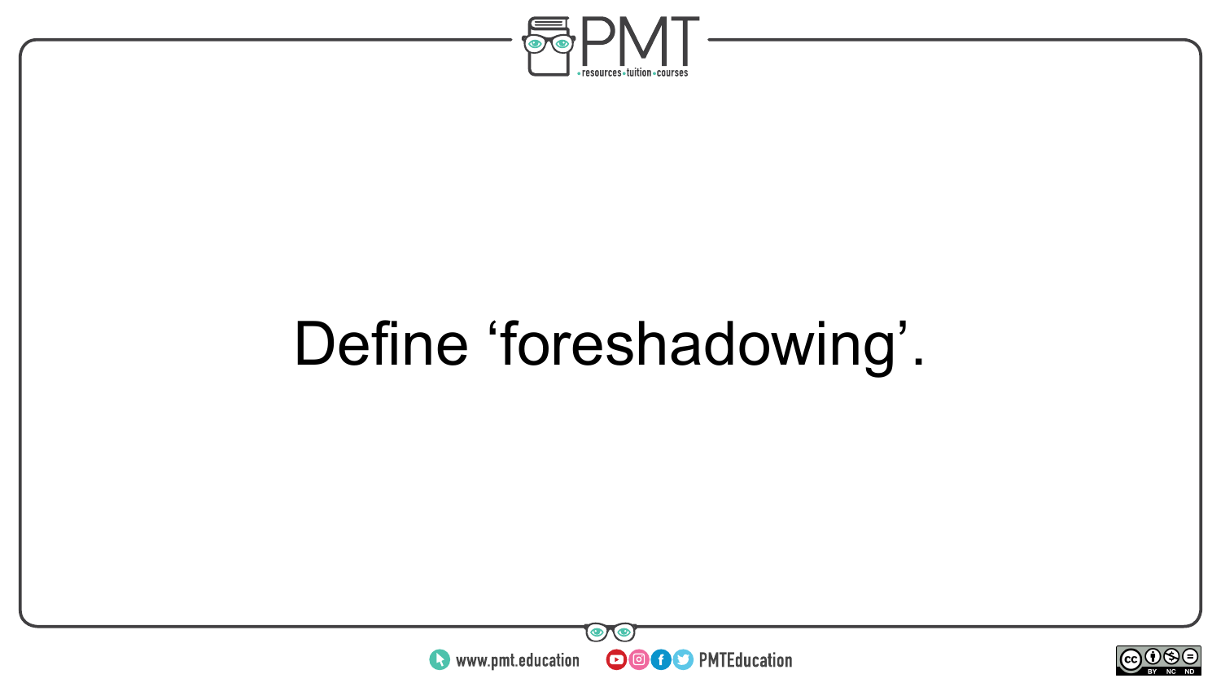Define ‘foreshadowing’.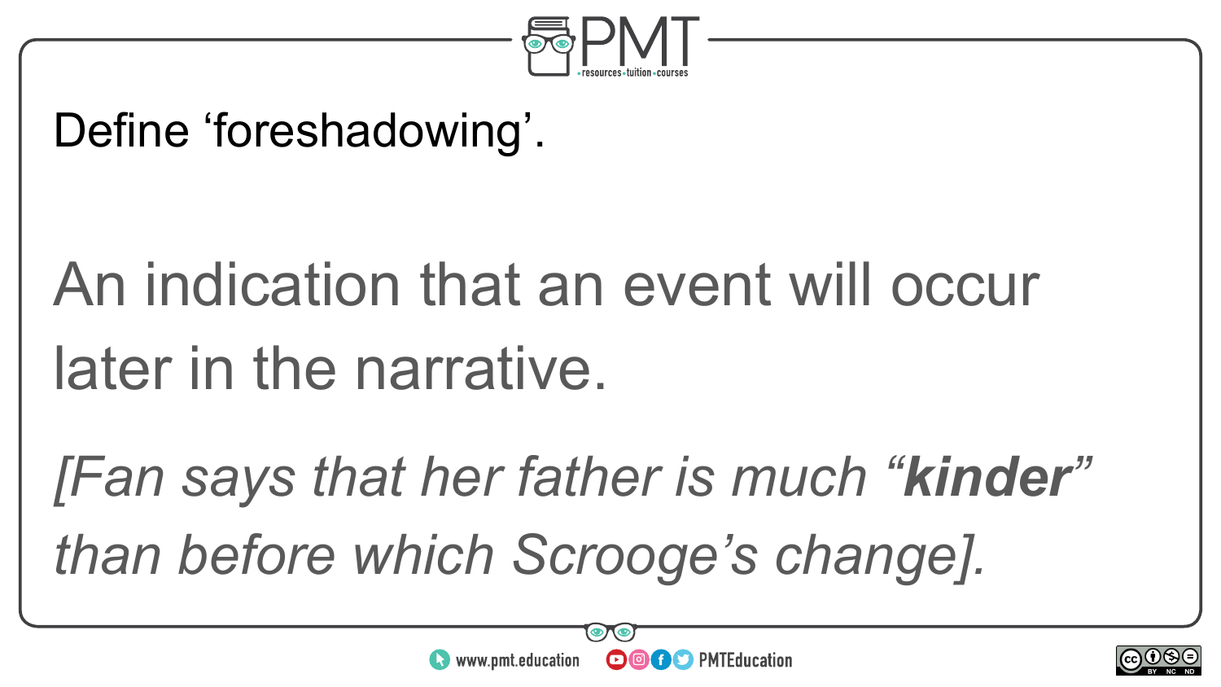Define ‘foreshadowing’.

An indication that an event will occur later in the narrative.

*[Fan says that her father is much “**kinder**” than before which Scrooge’s change].*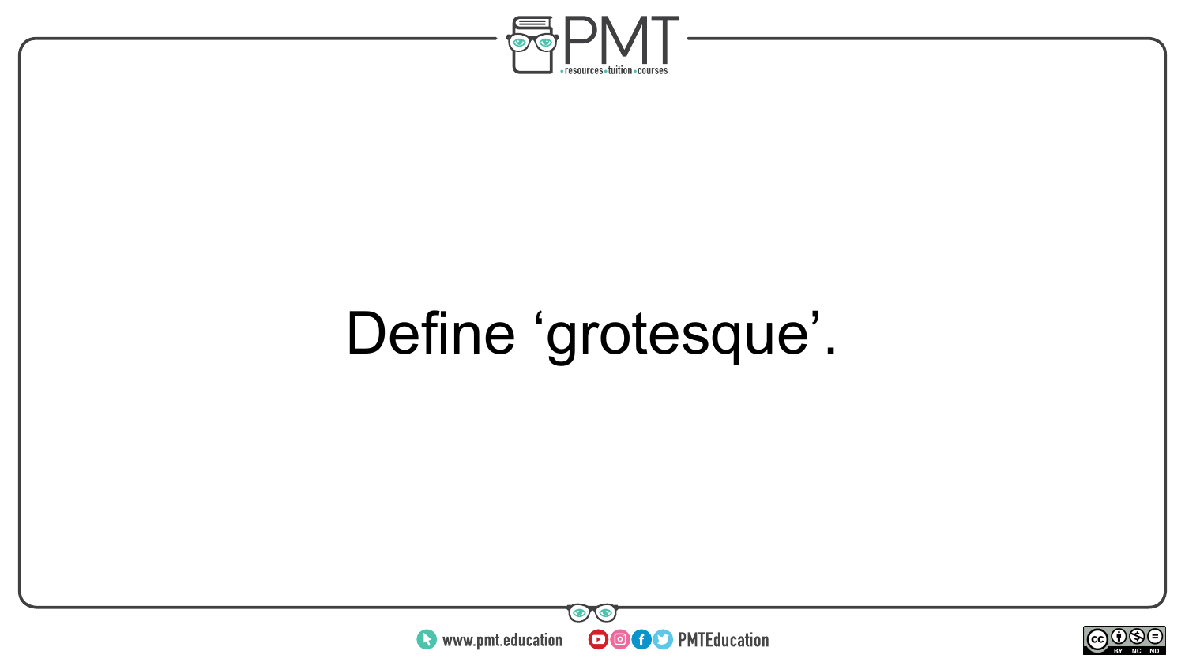Define ‘grotesque’.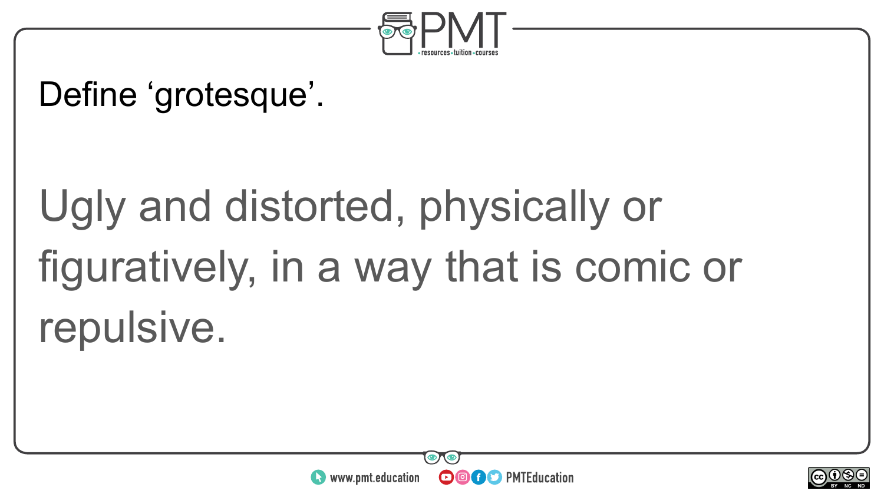Define ‘grotesque’.

Ugly and distorted, physically or figuratively, in a way that is comic or repulsive.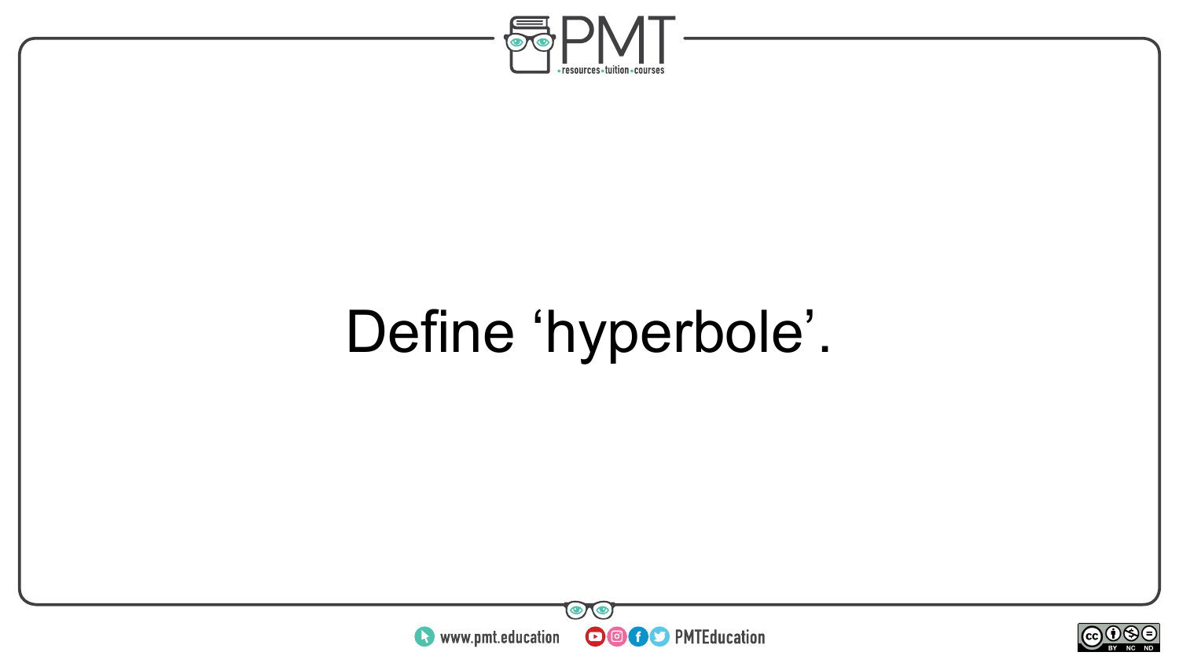Define ‘hyperbole’.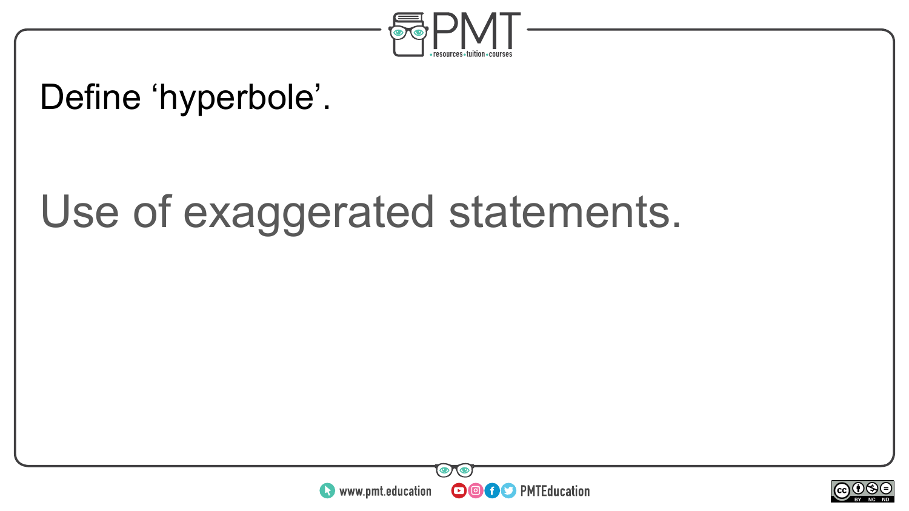Define ‘hyperbole’.

Use of exaggerated statements.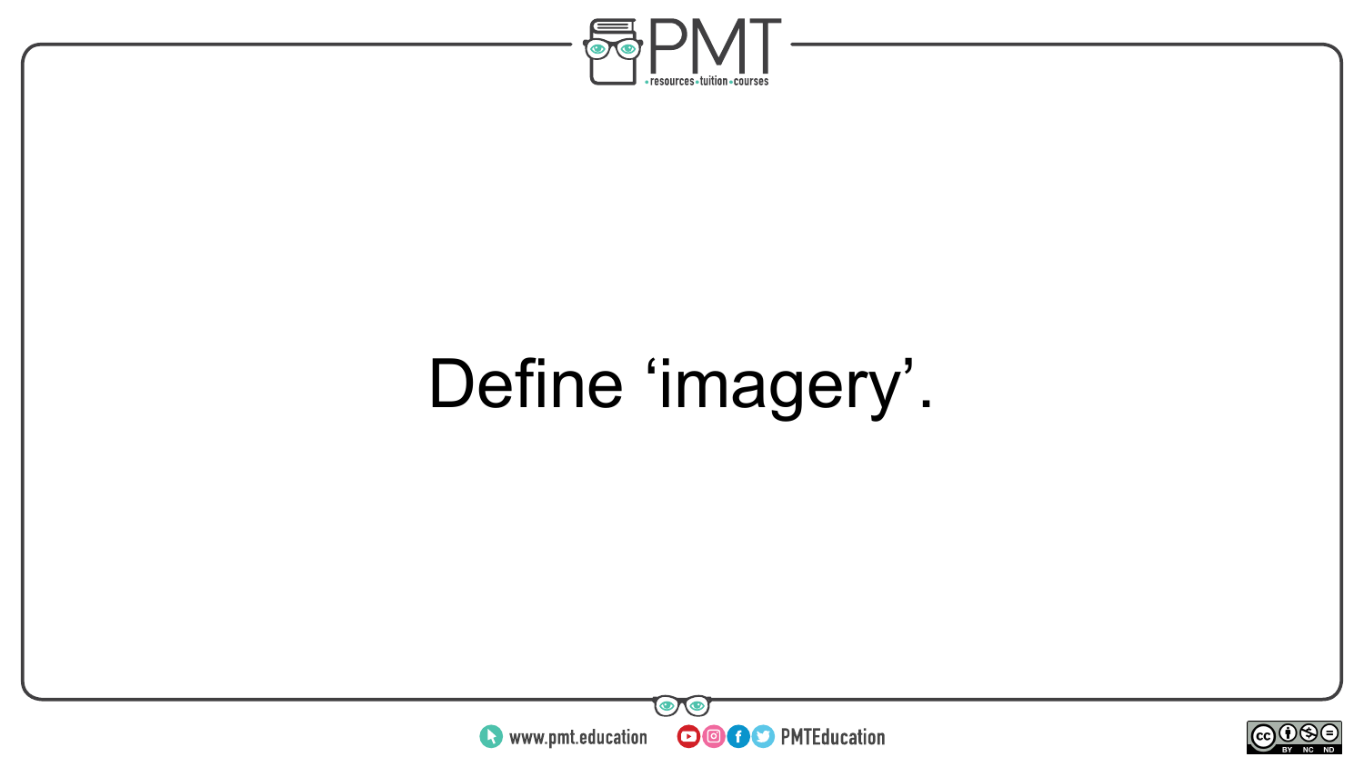Define ‘imagery’.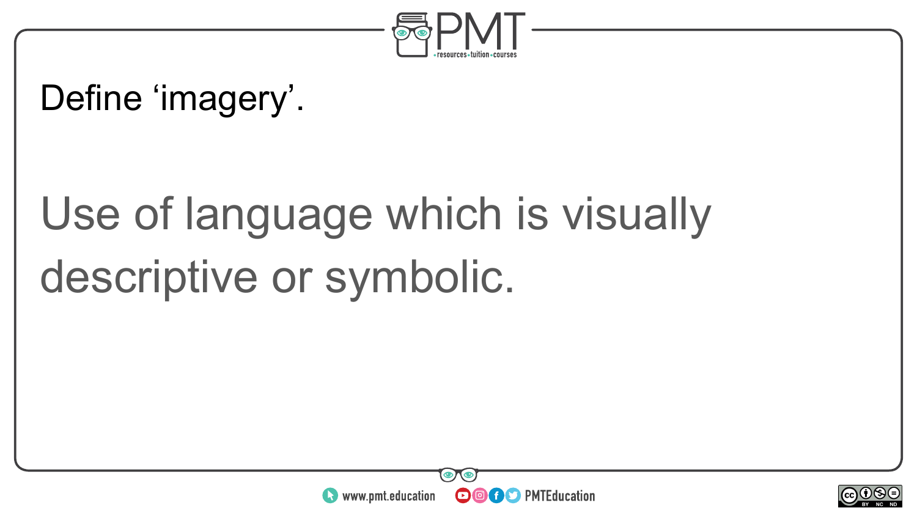Define ‘imagery’.

Use of language which is visually descriptive or symbolic.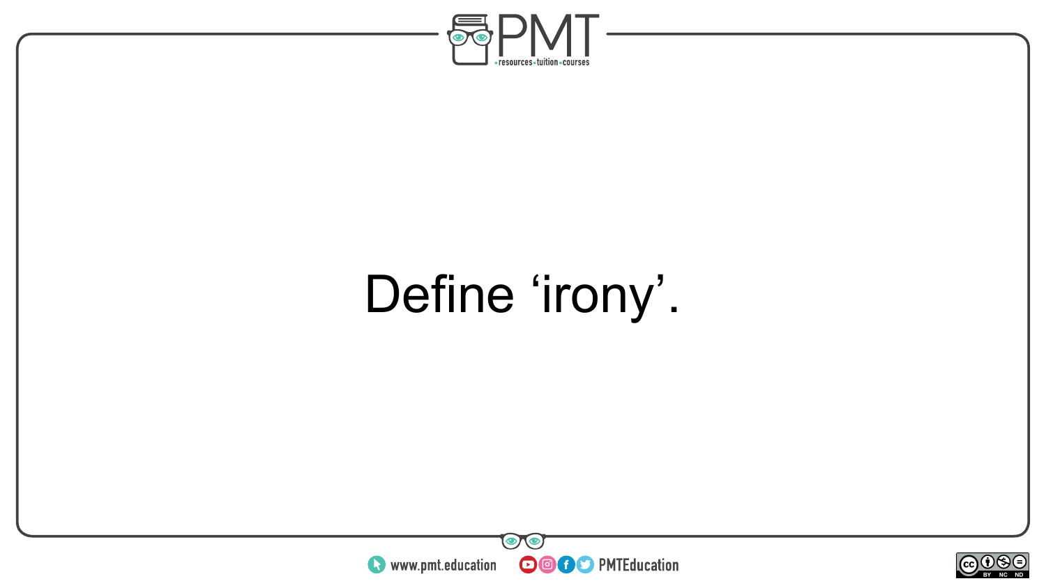Define ‘irony’.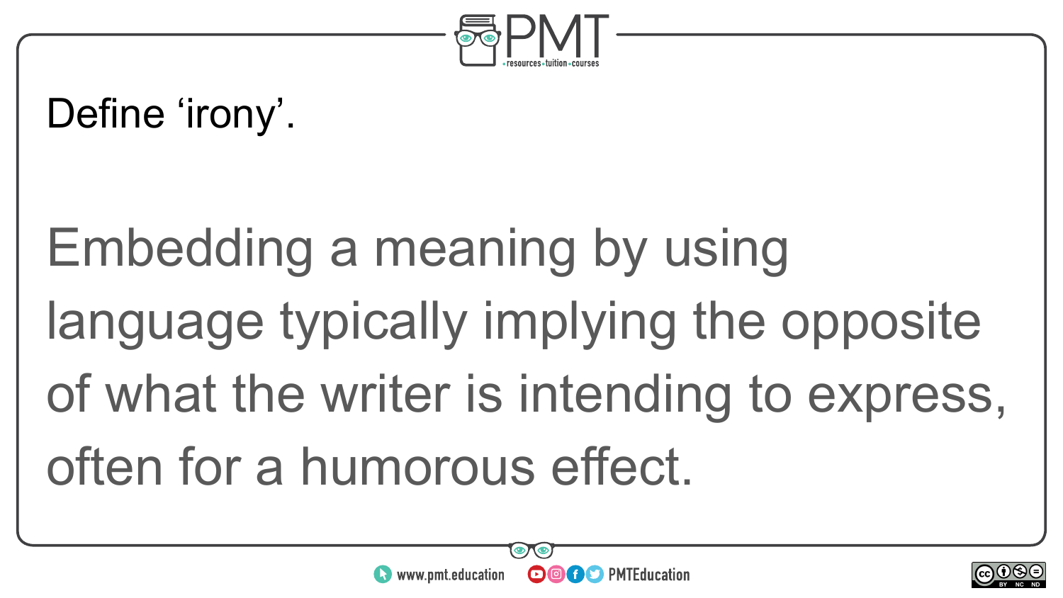Define ‘irony’.

Embedding a meaning by using language typically implying the opposite of what the writer is intending to express, often for a humorous effect.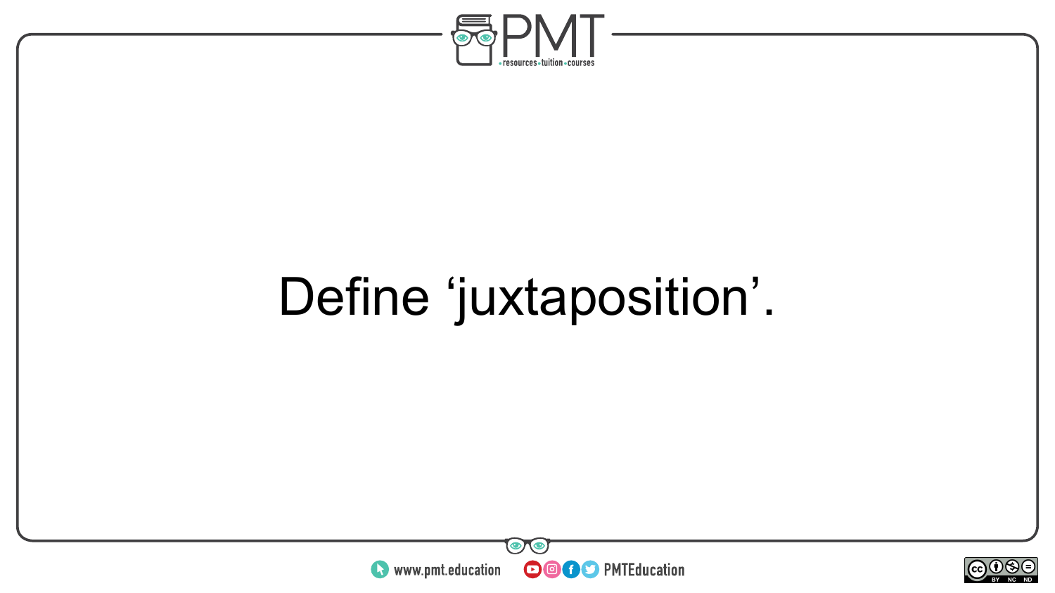Define ‘juxtaposition’.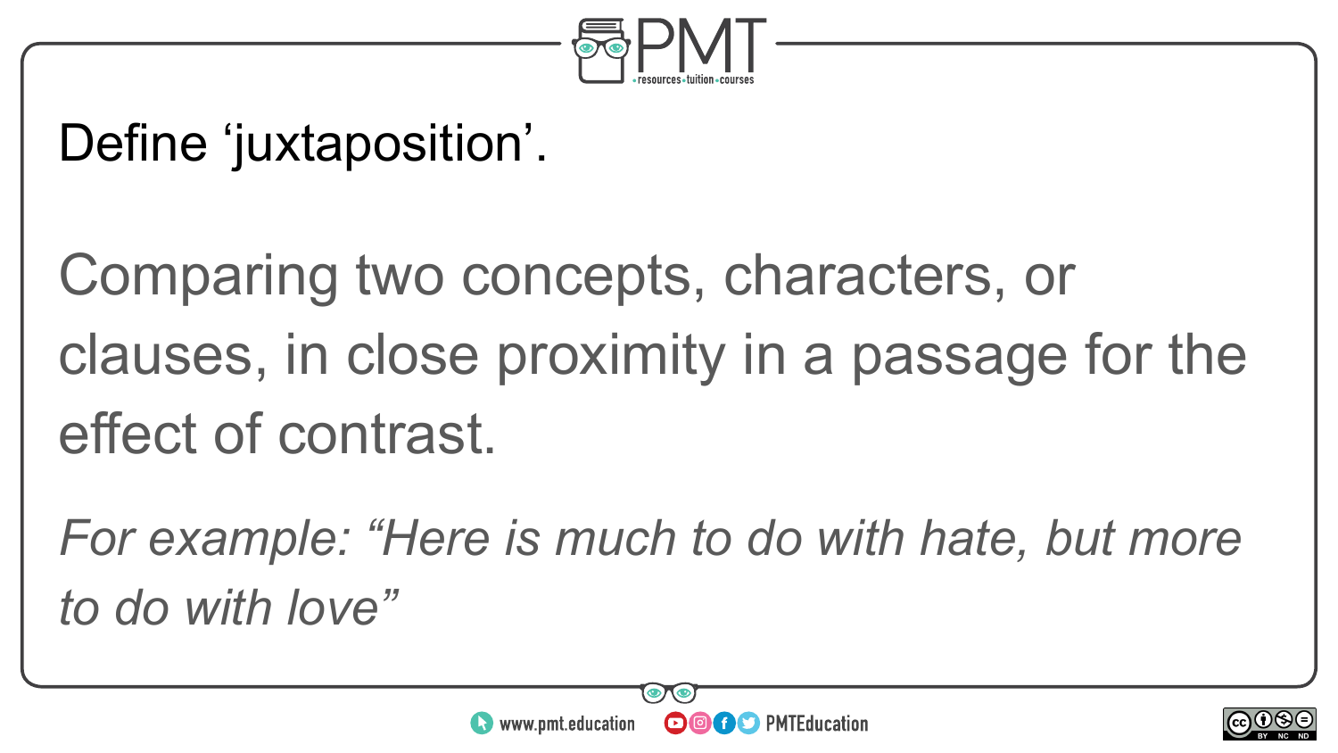Define ‘juxtaposition’.

Comparing two concepts, characters, or clauses, in close proximity in a passage for the effect of contrast.

*For example: “Here is much to do with hate, but more to do with love”*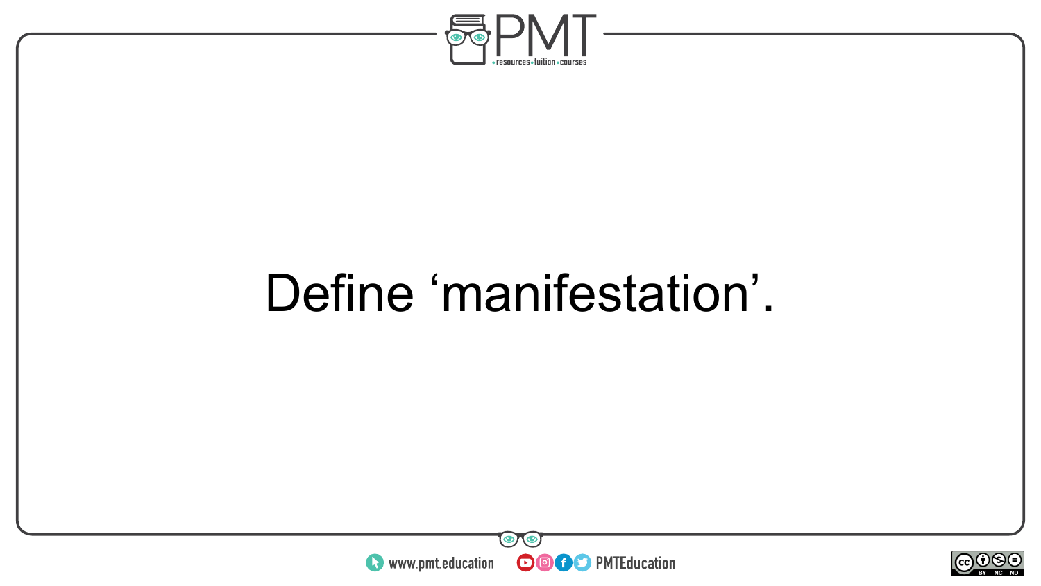Define ‘manifestation’.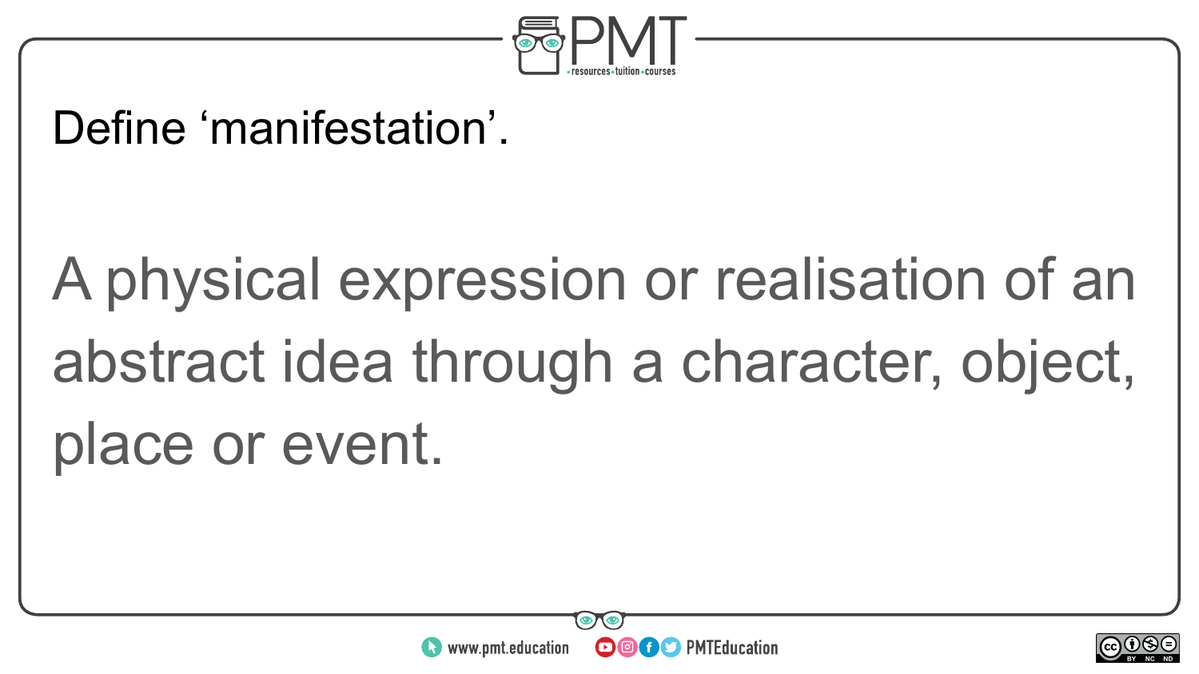Define ‘manifestation’.

A physical expression or realisation of an abstract idea through a character, object, place or event.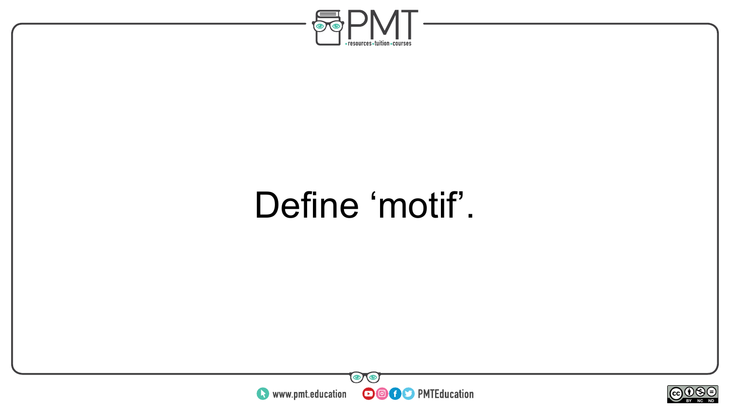Define ‘motif’.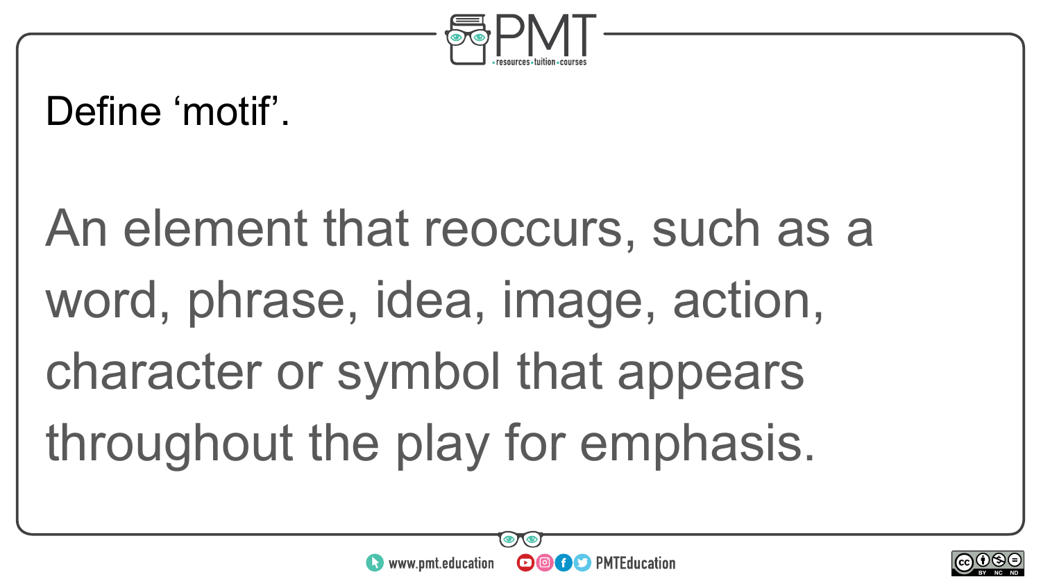Define ‘motif’.

An element that reoccurs, such as a word, phrase, idea, image, action, character or symbol that appears throughout the play for emphasis.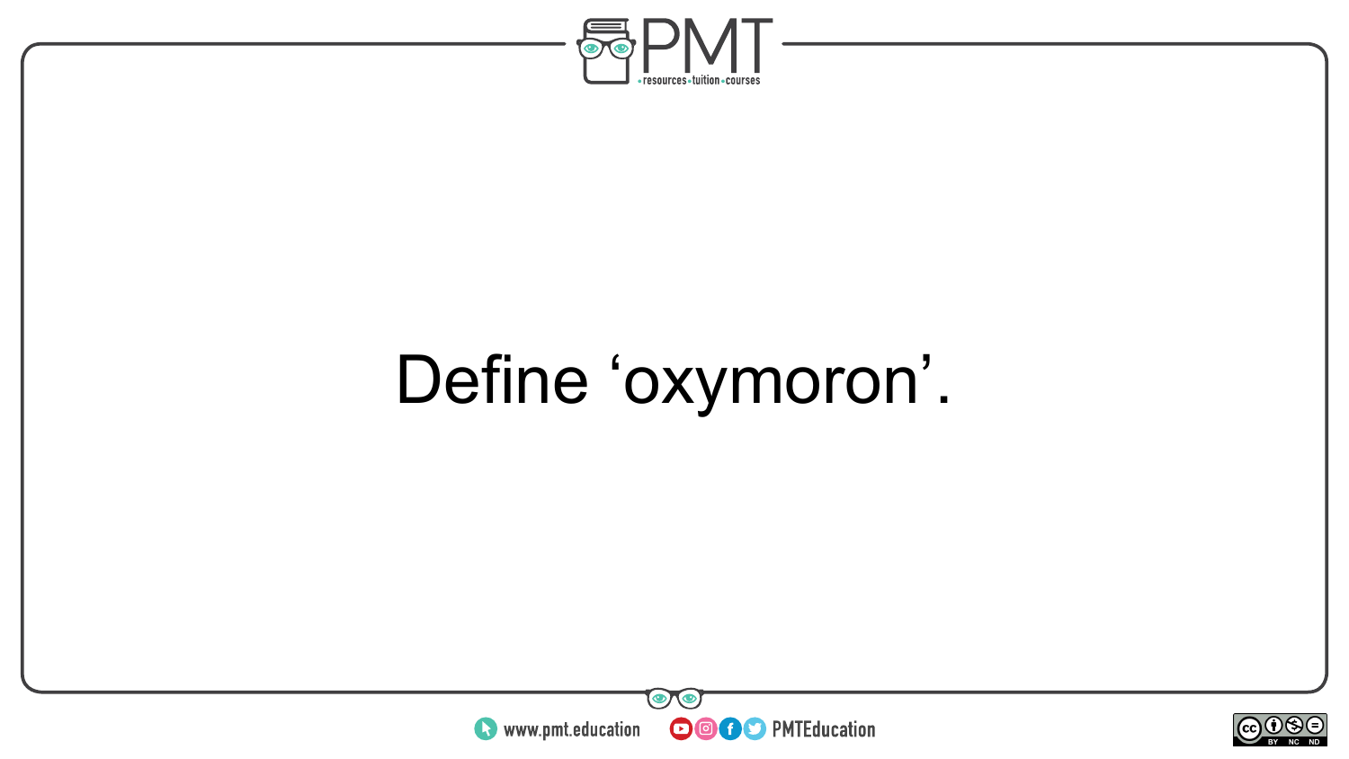Define ‘oxymoron’.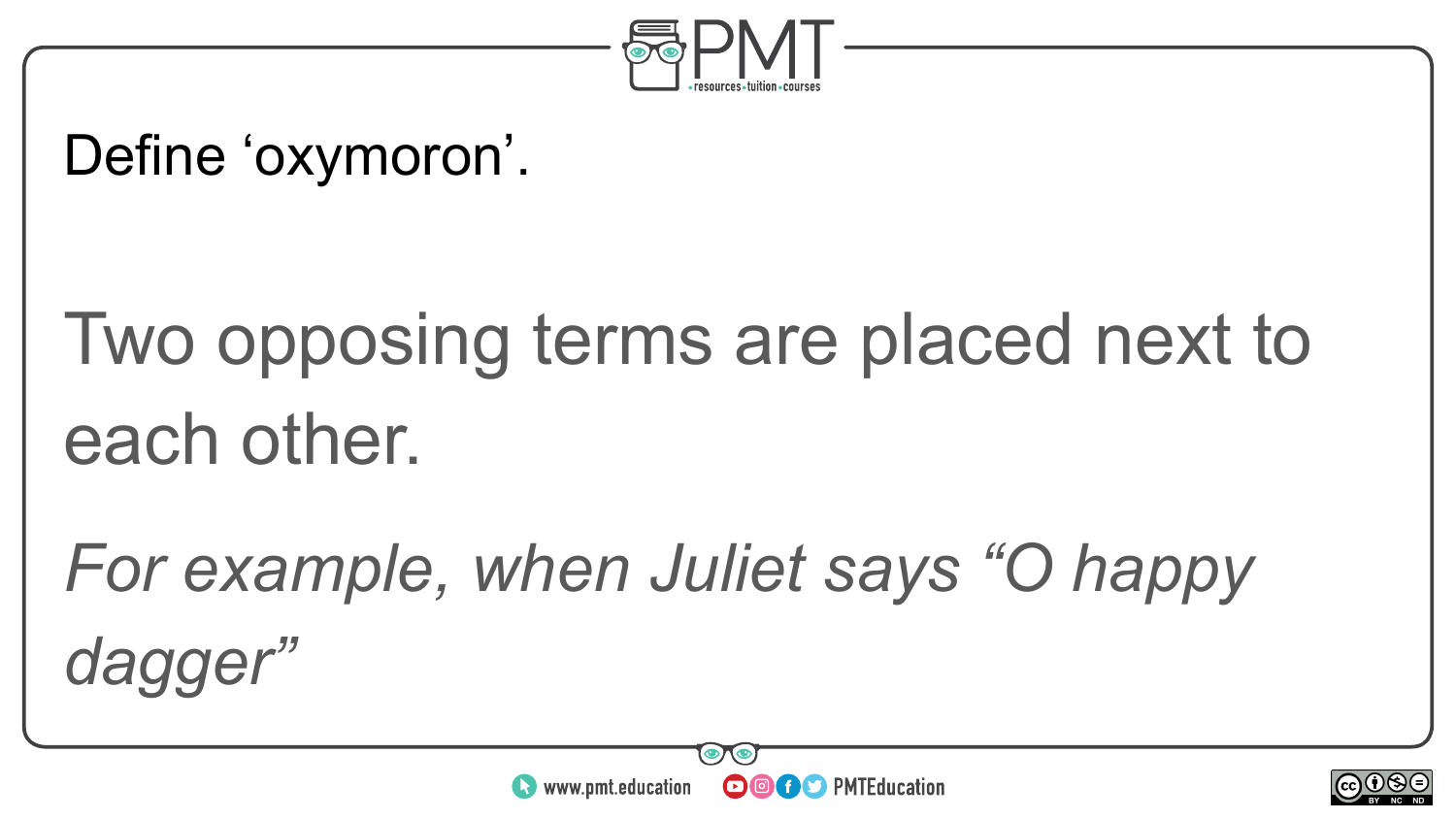Define ‘oxymoron’.

Two opposing terms are placed next to each other.

*For example, when Juliet says “O happy dagger”*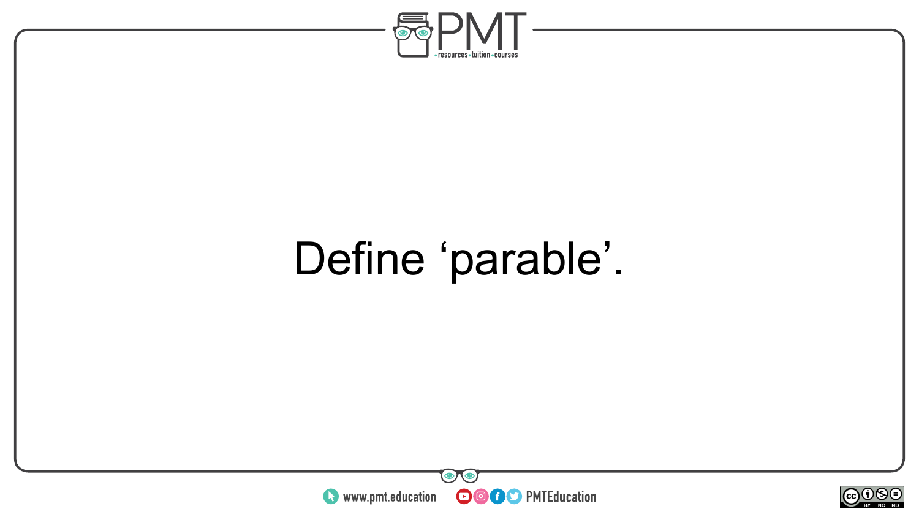Define ‘parable’.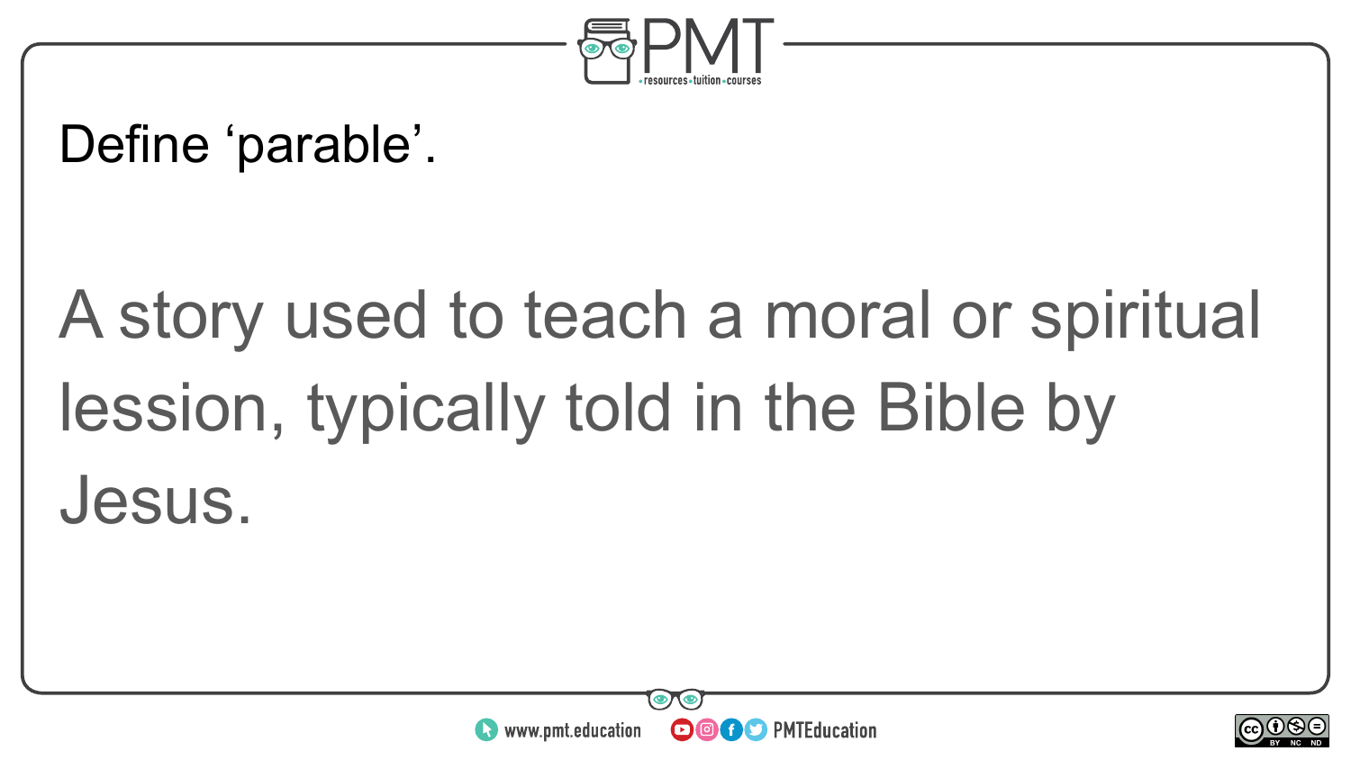Define ‘parable’.

A story used to teach a moral or spiritual lession, typically told in the Bible by Jesus.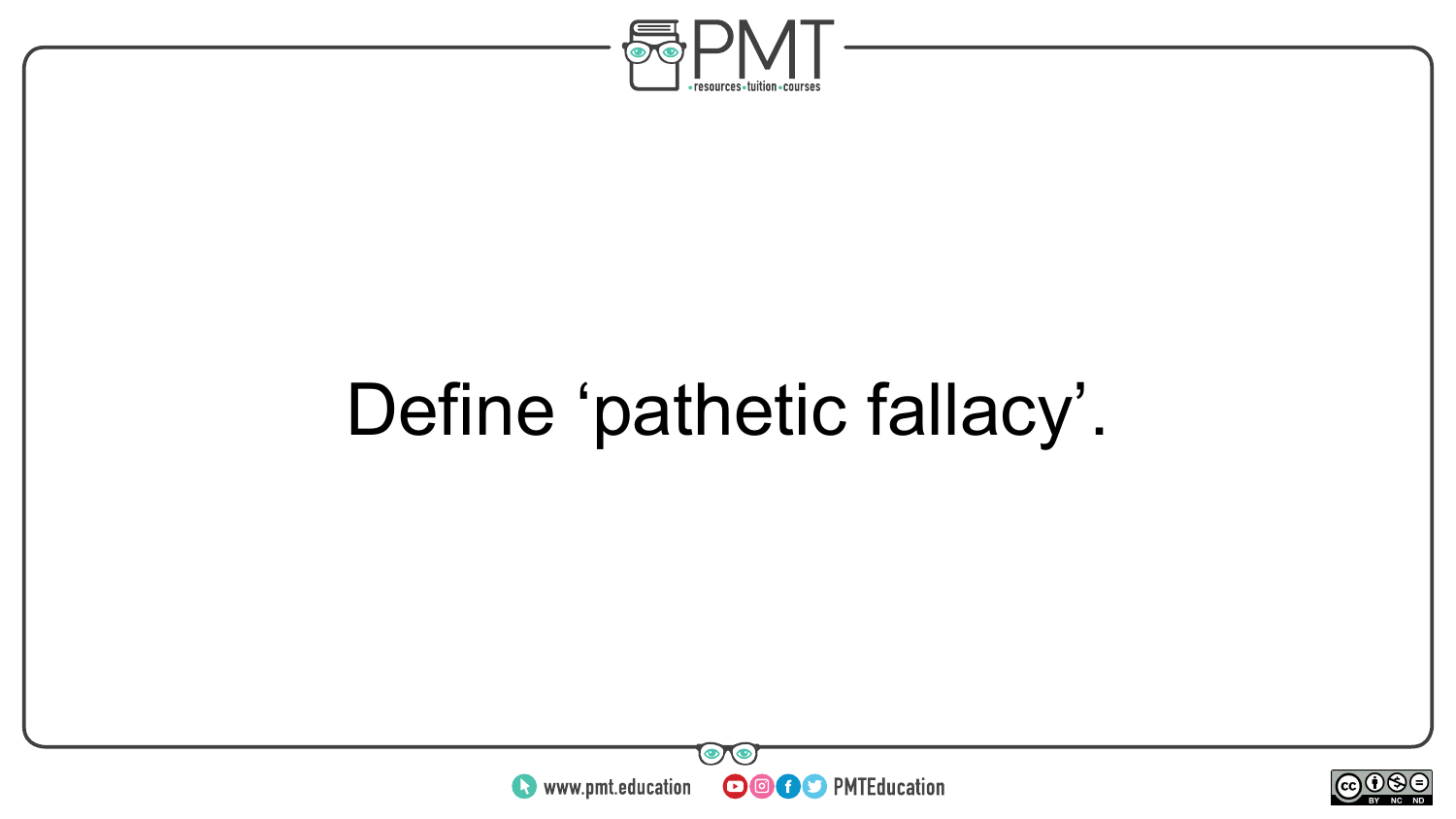Define ‘pathetic fallacy’.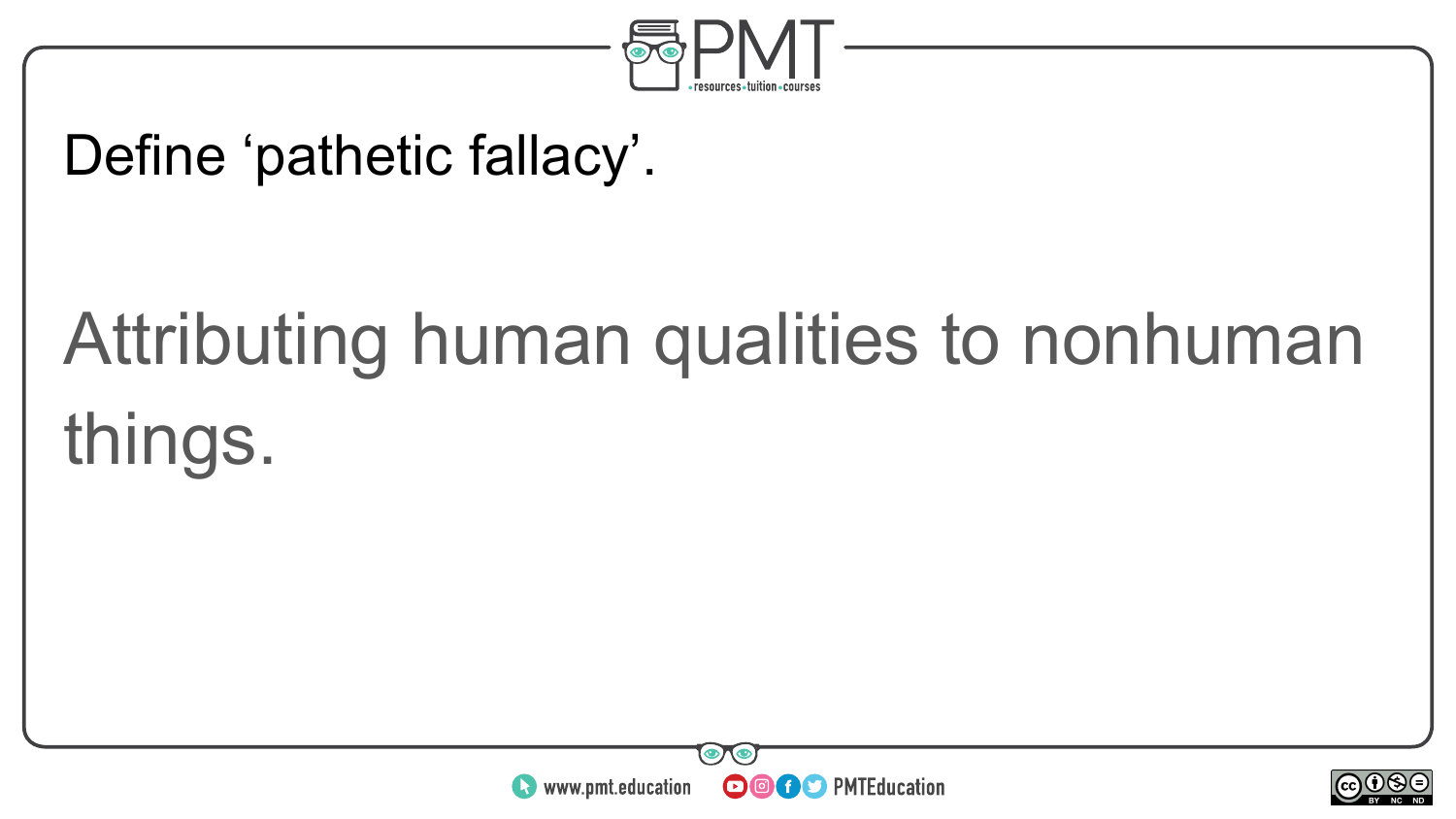Define ‘pathetic fallacy’.

Attributing human qualities to nonhuman things.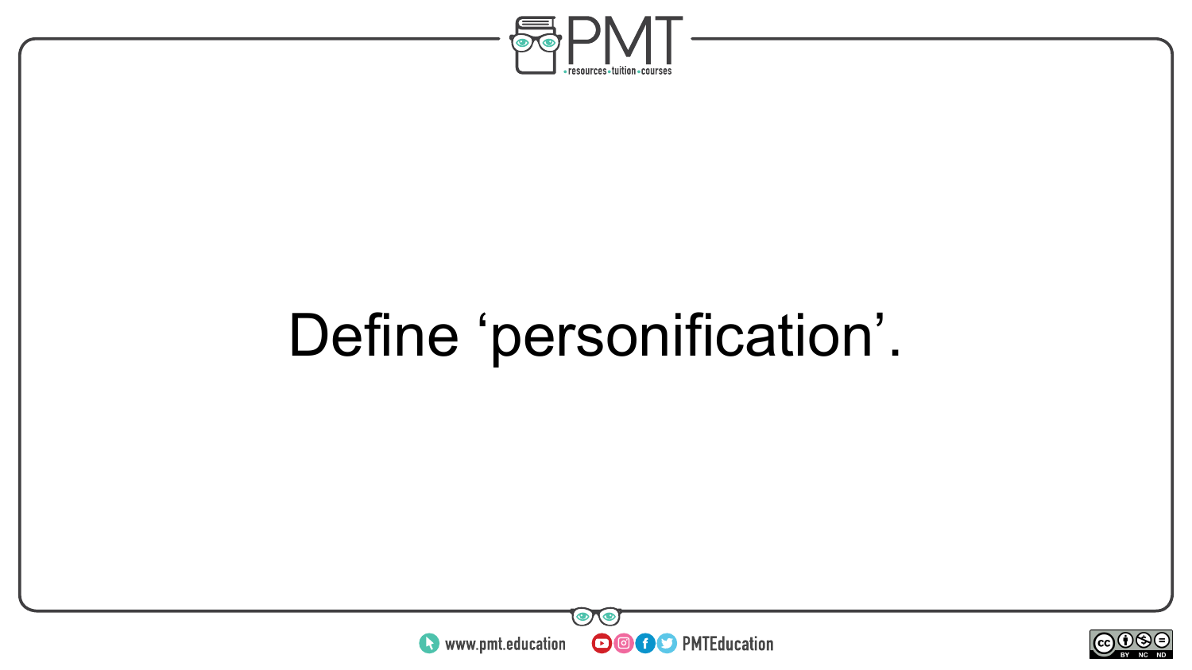Define ‘personification’.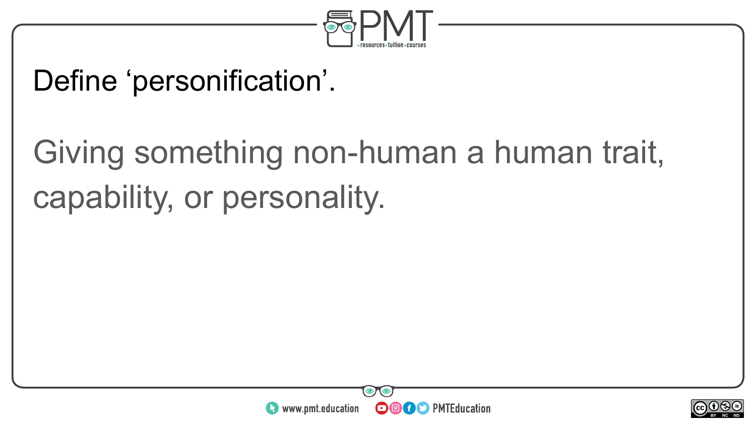Define ‘personification’.

Giving something non-human a human trait, capability, or personality.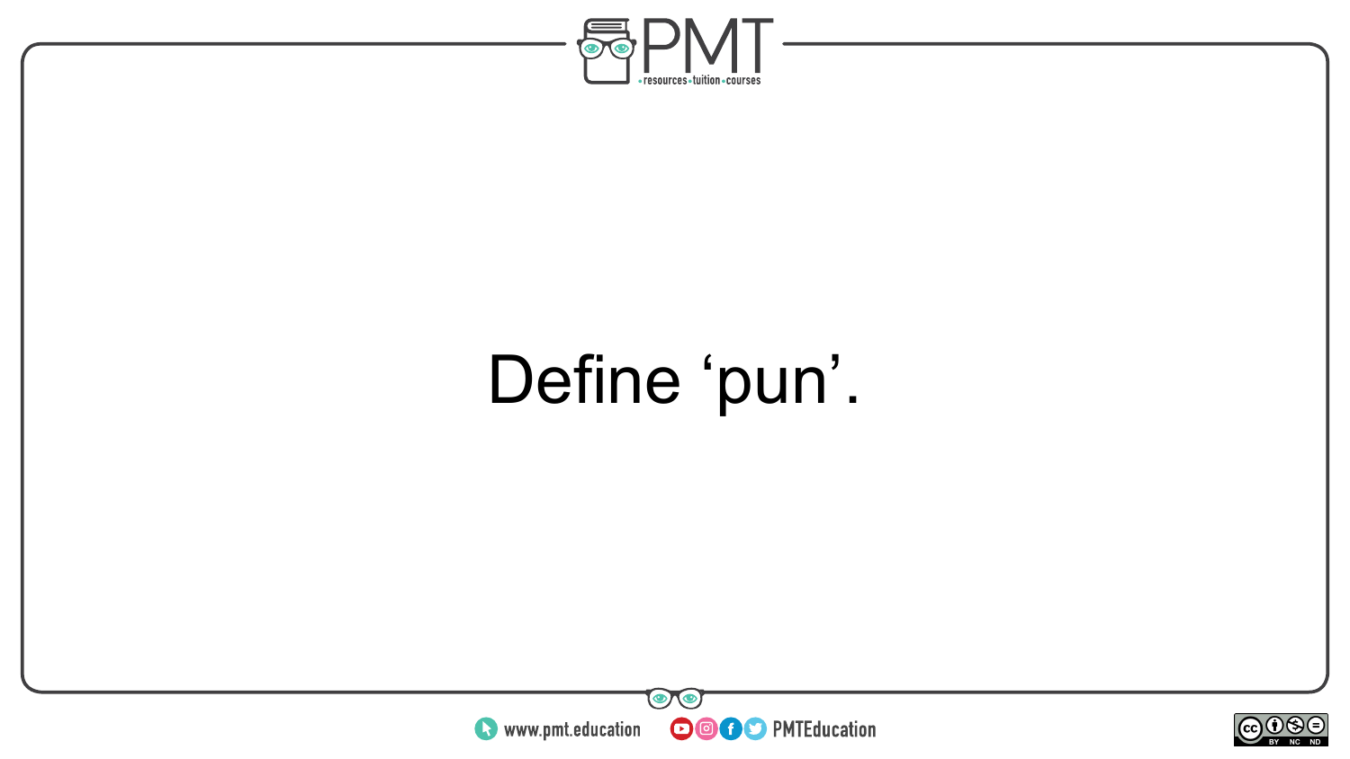Define ‘pun’.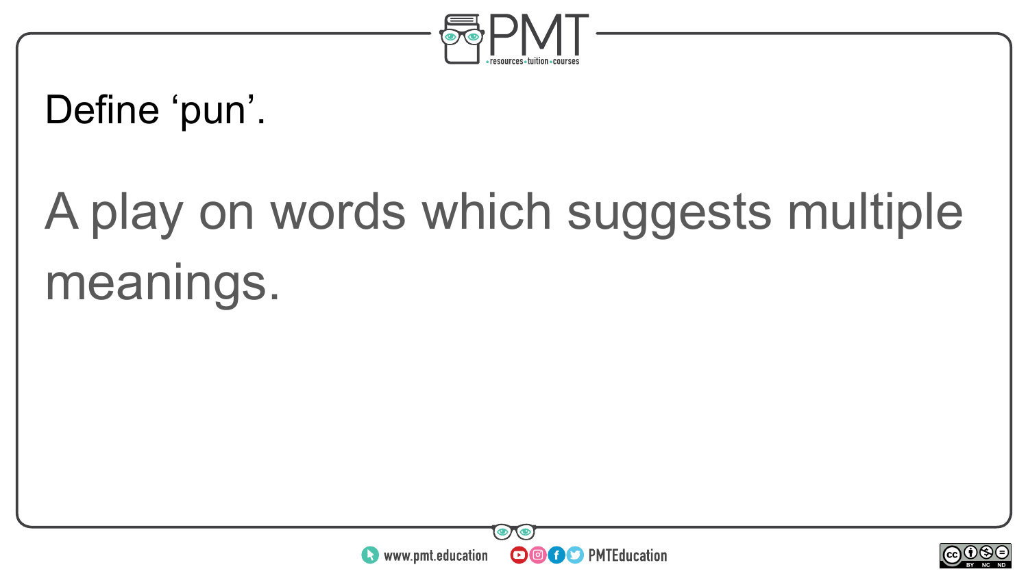Define ‘pun’.

A play on words which suggests multiple meanings.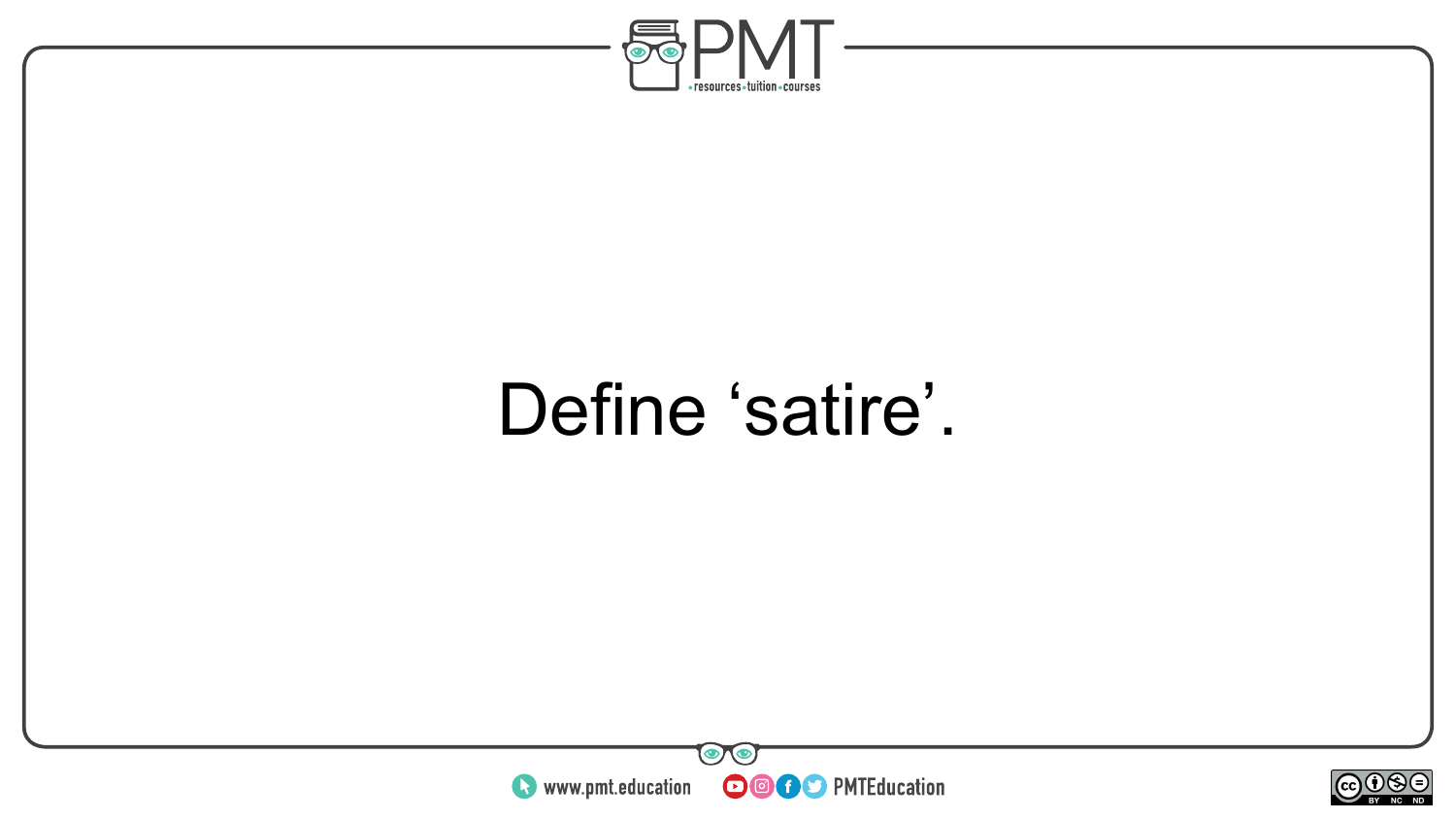Define ‘satire’.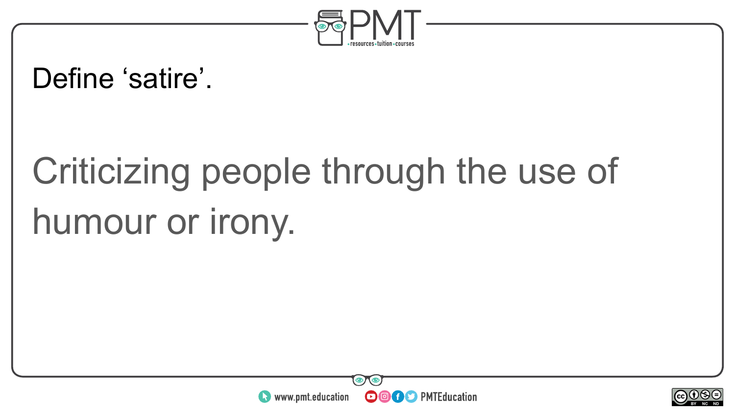Define ‘satire’.

Criticizing people through the use of humour or irony.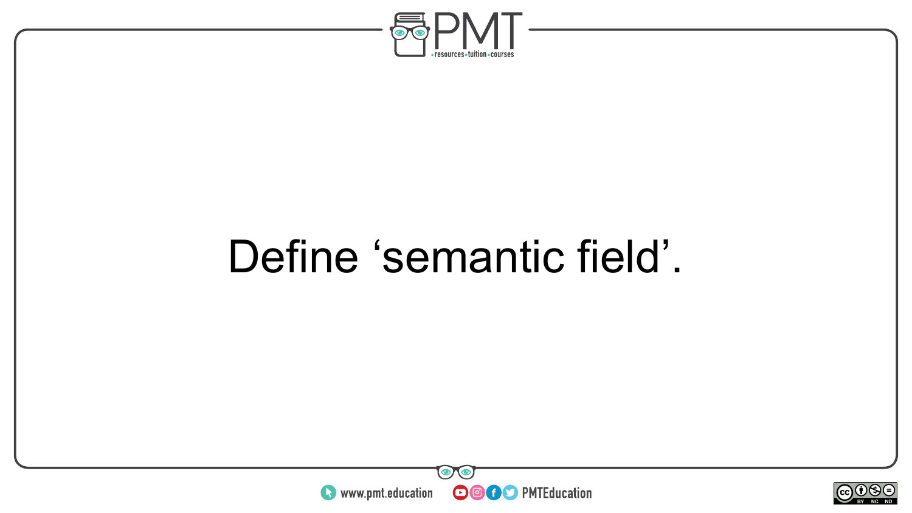Define ‘semantic field’.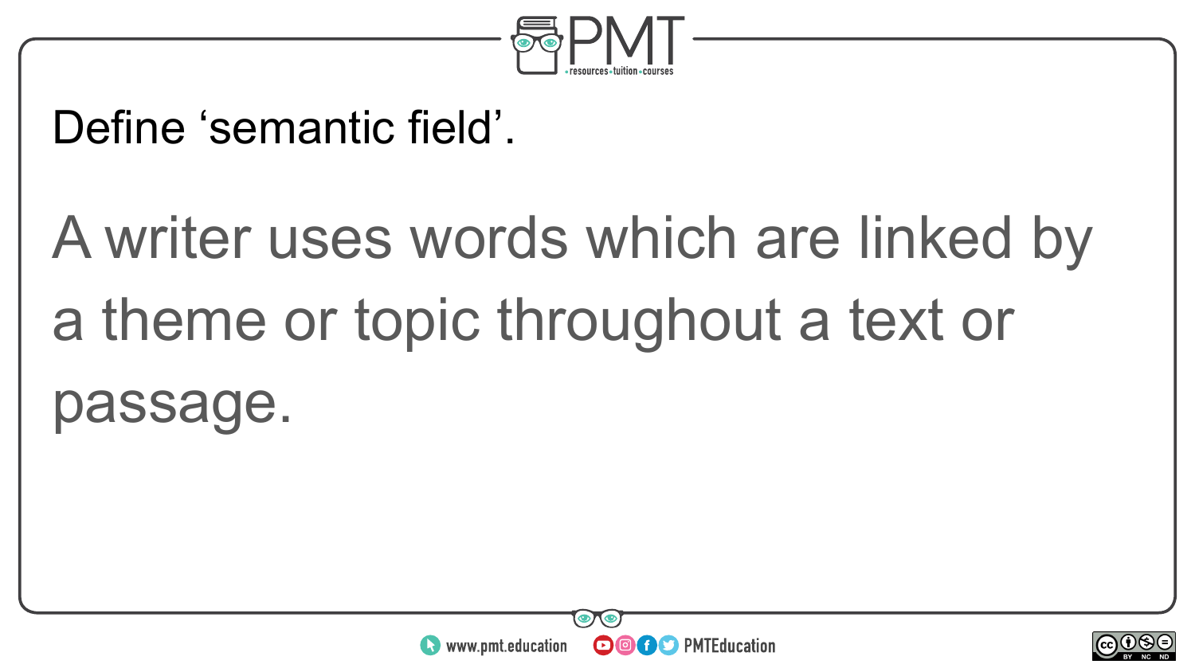Define ‘semantic field’.

A writer uses words which are linked by a theme or topic throughout a text or passage.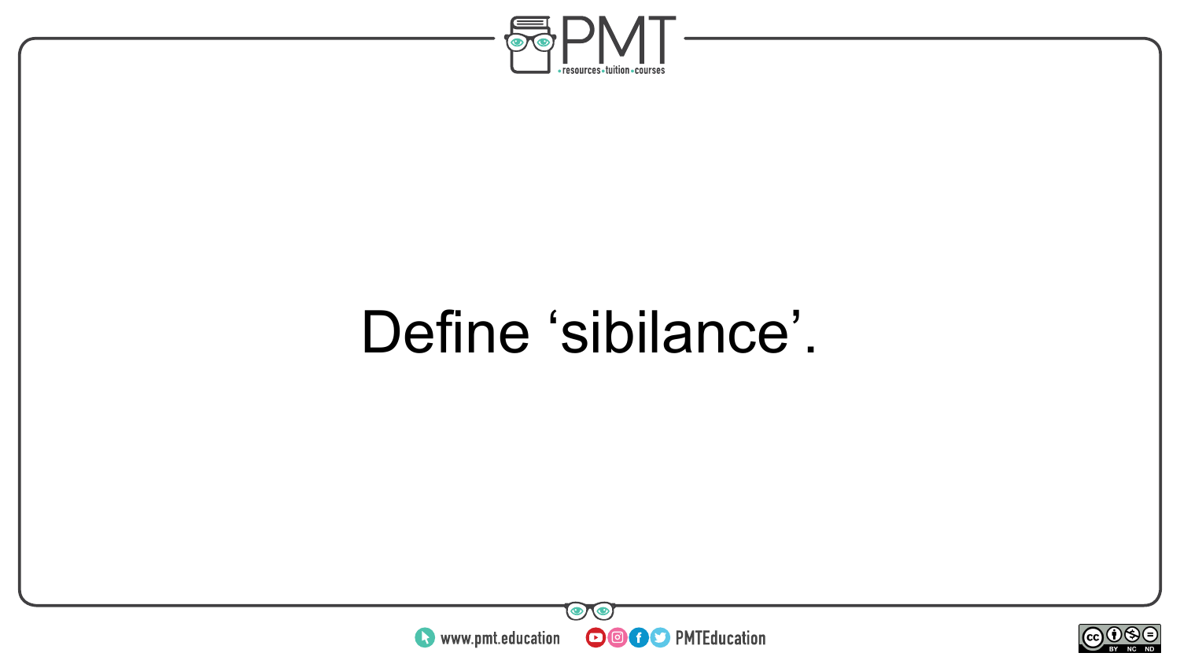Define ‘sibilance’.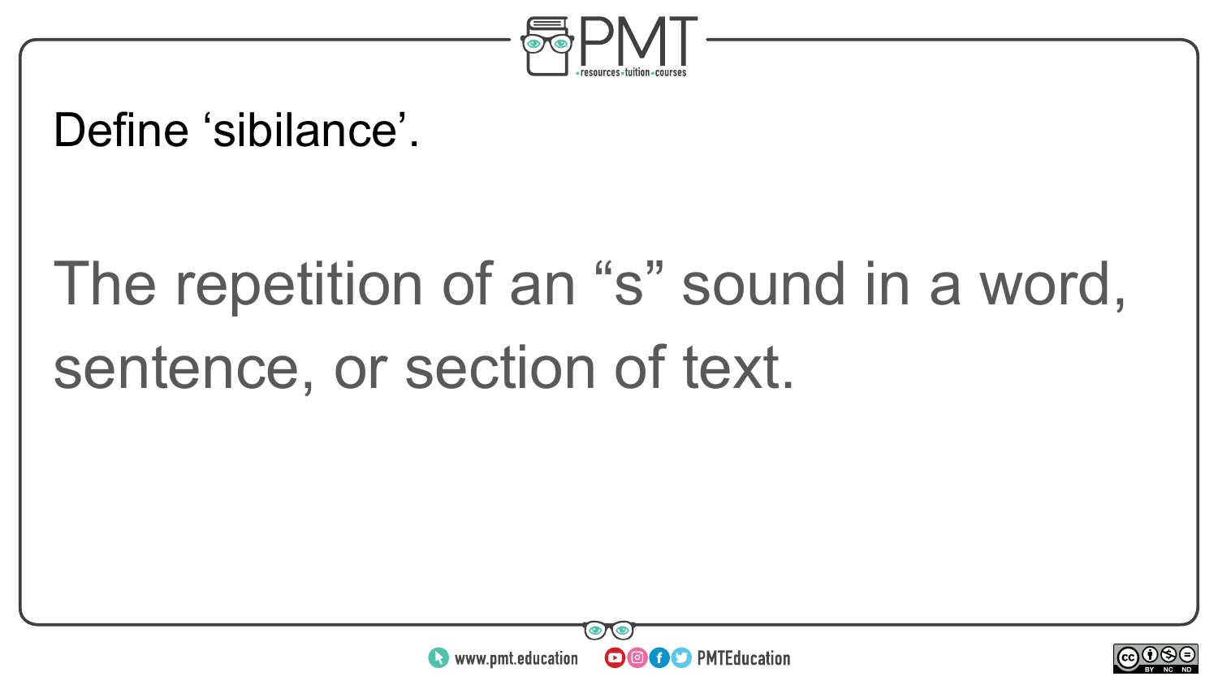Define ‘sibilance’.

The repetition of an “s” sound in a word, sentence, or section of text.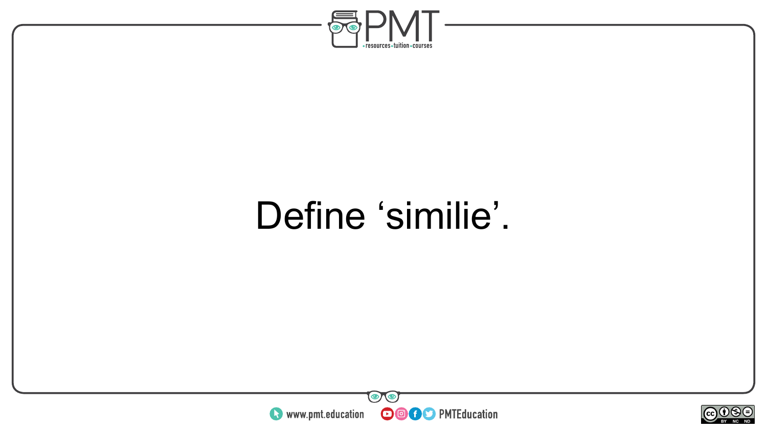Define ‘similie’.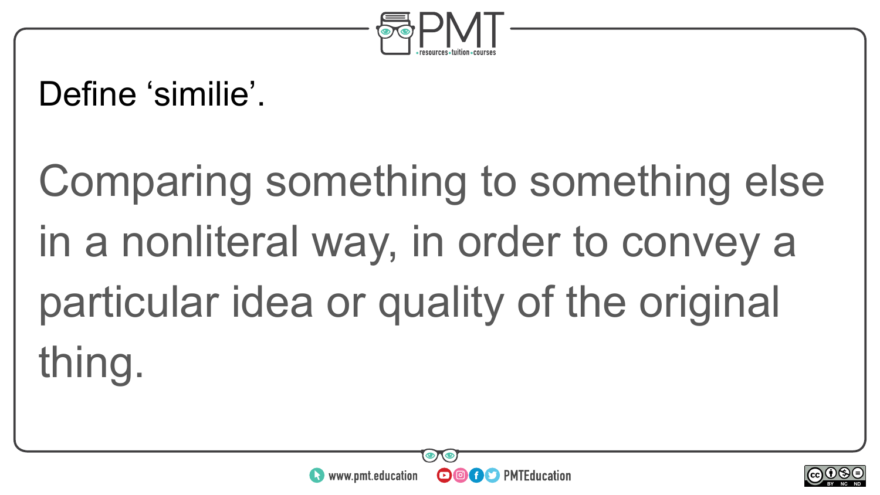Define ‘similie’.

Comparing something to something else in a nonliteral way, in order to convey a particular idea or quality of the original thing.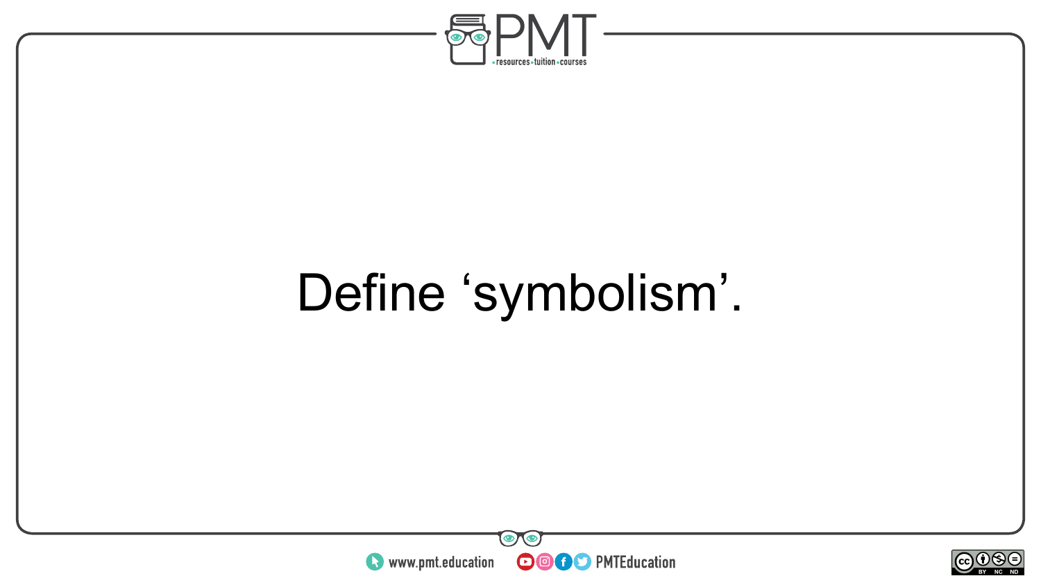Define ‘symbolism’.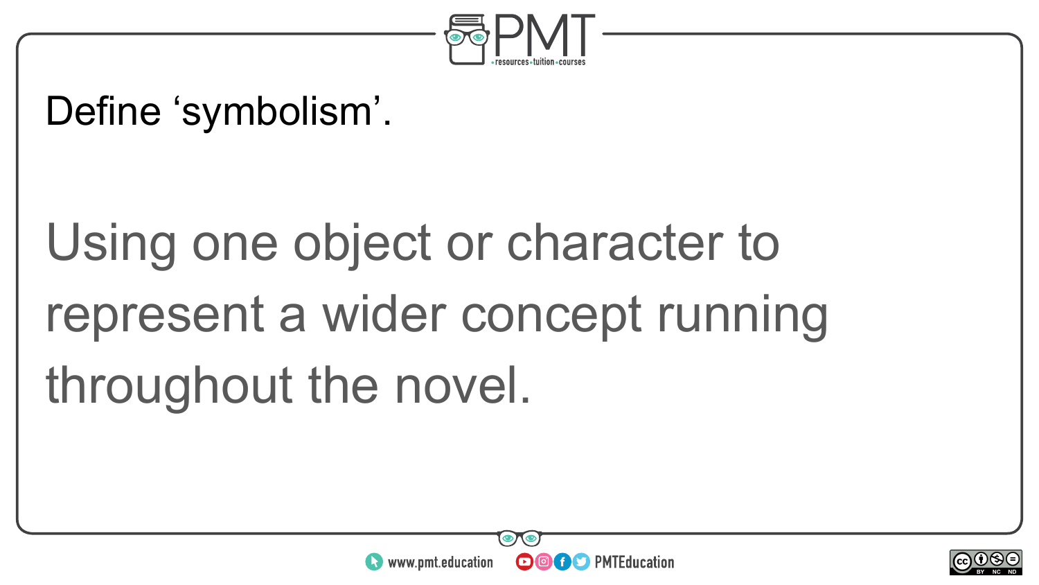Define ‘symbolism’.

Using one object or character to represent a wider concept running throughout the novel.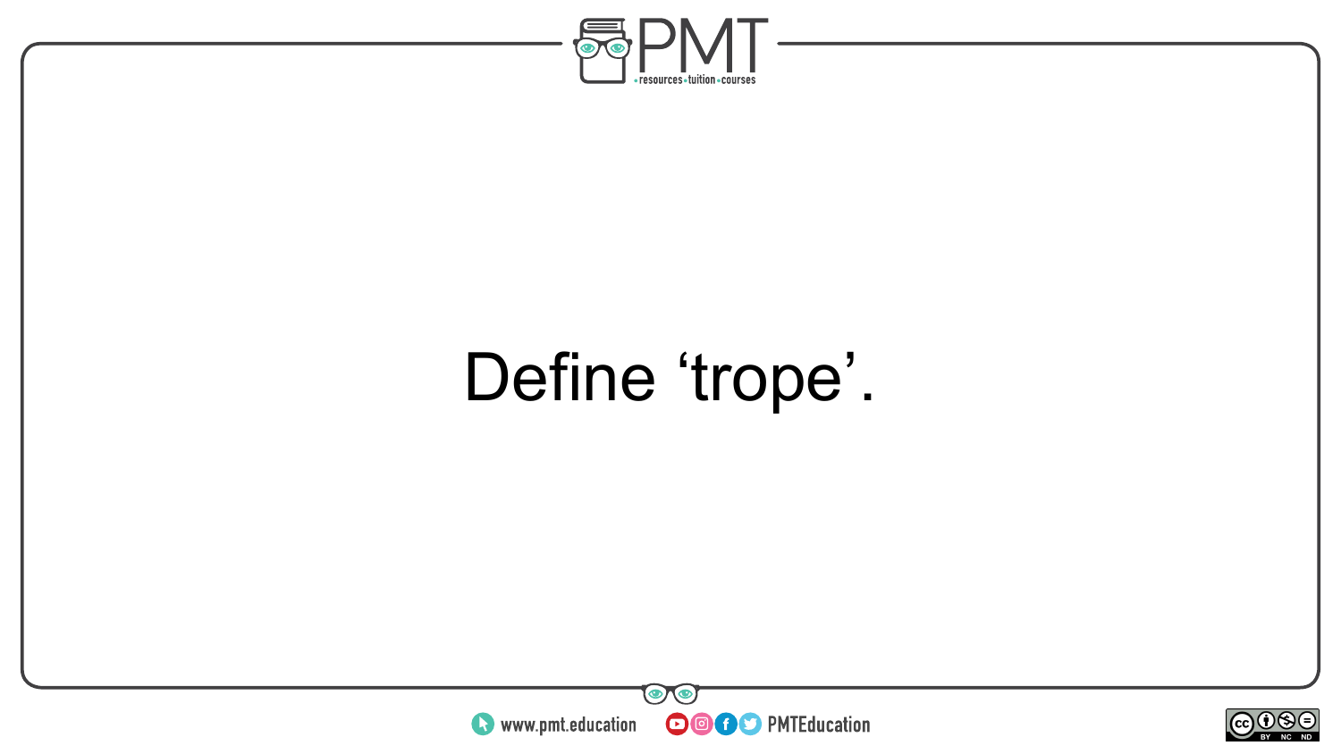Define ‘trope’.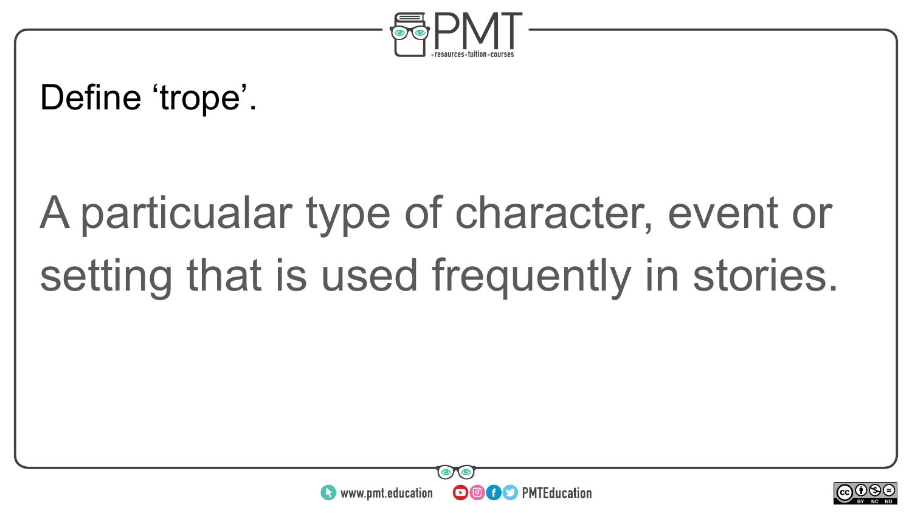Define ‘trope’.

A particualar type of character, event or setting that is used frequently in stories.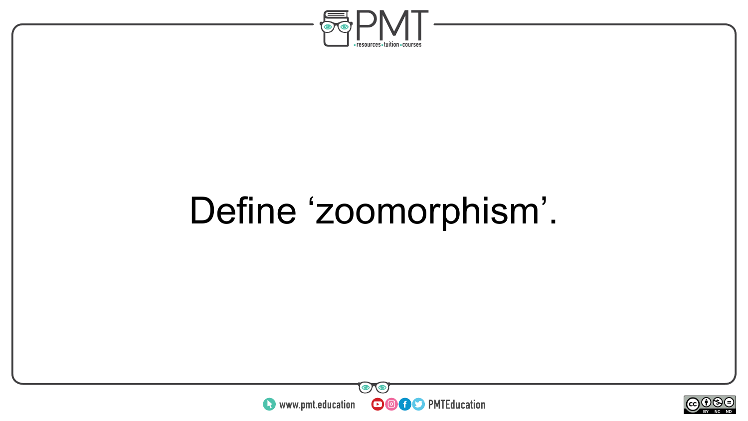Define ‘zoomorphism’.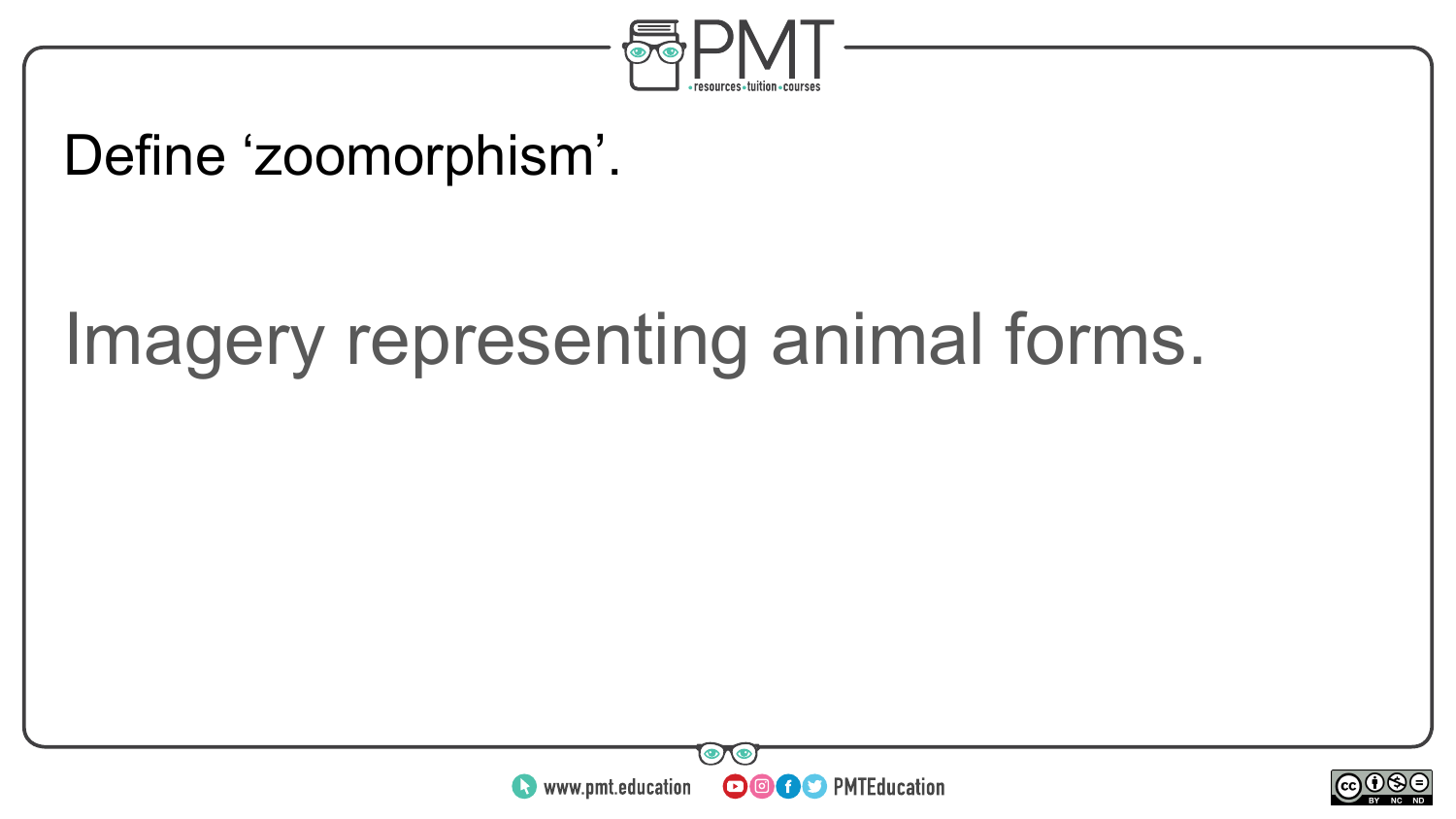Define ‘zoomorphism’.

Imagery representing animal forms.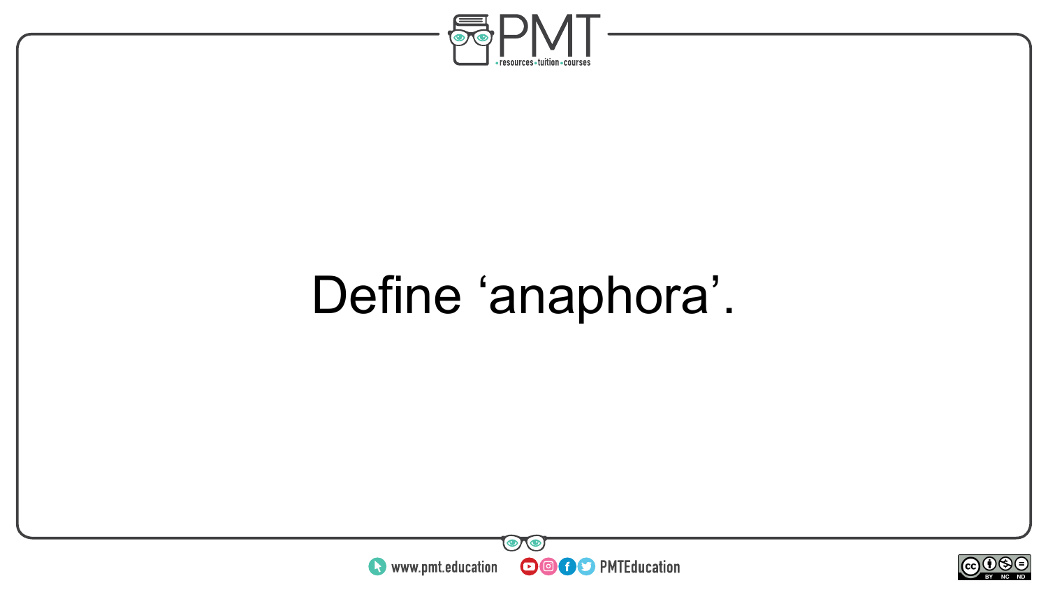Define ‘anaphora’.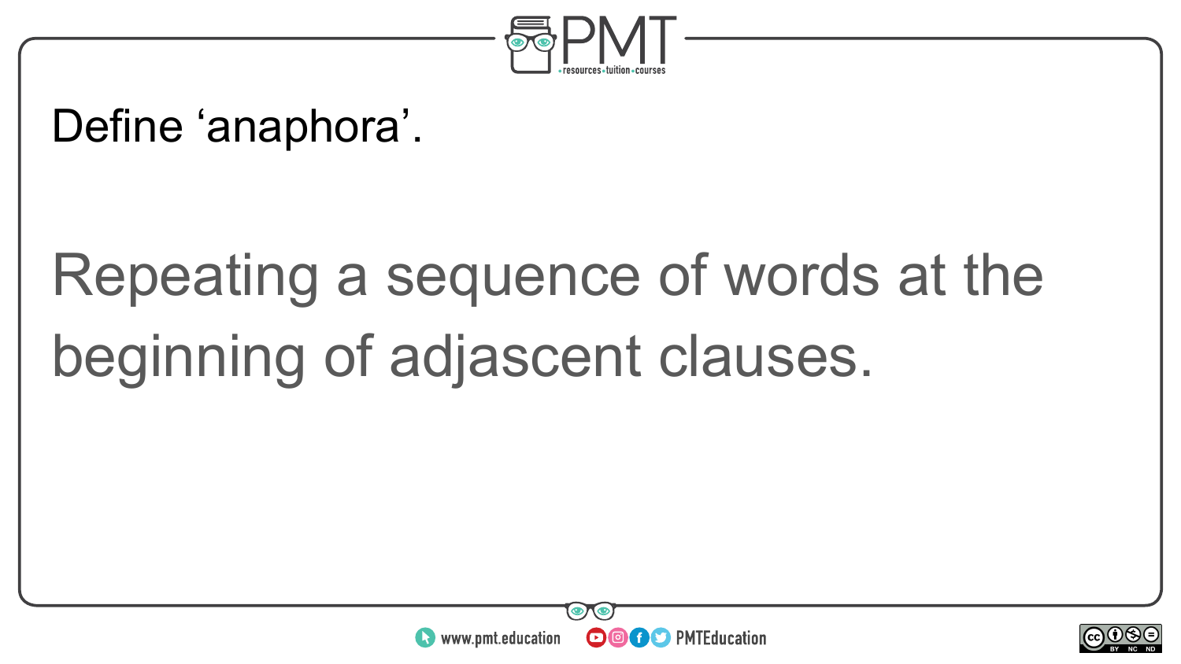Define ‘anaphora’.

Repeating a sequence of words at the beginning of adjascent clauses.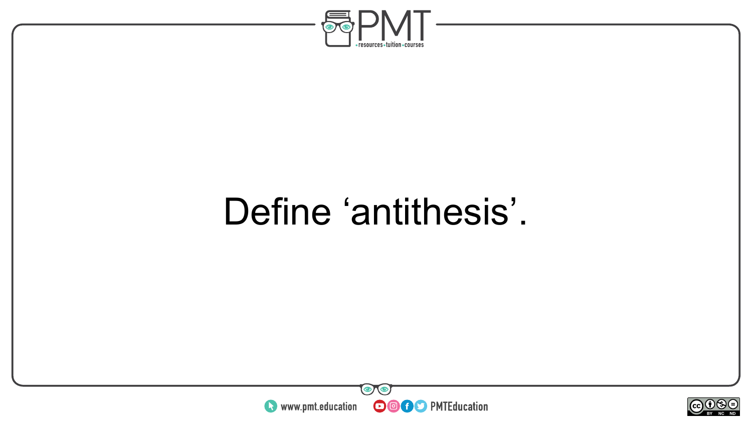Define ‘antithesis’.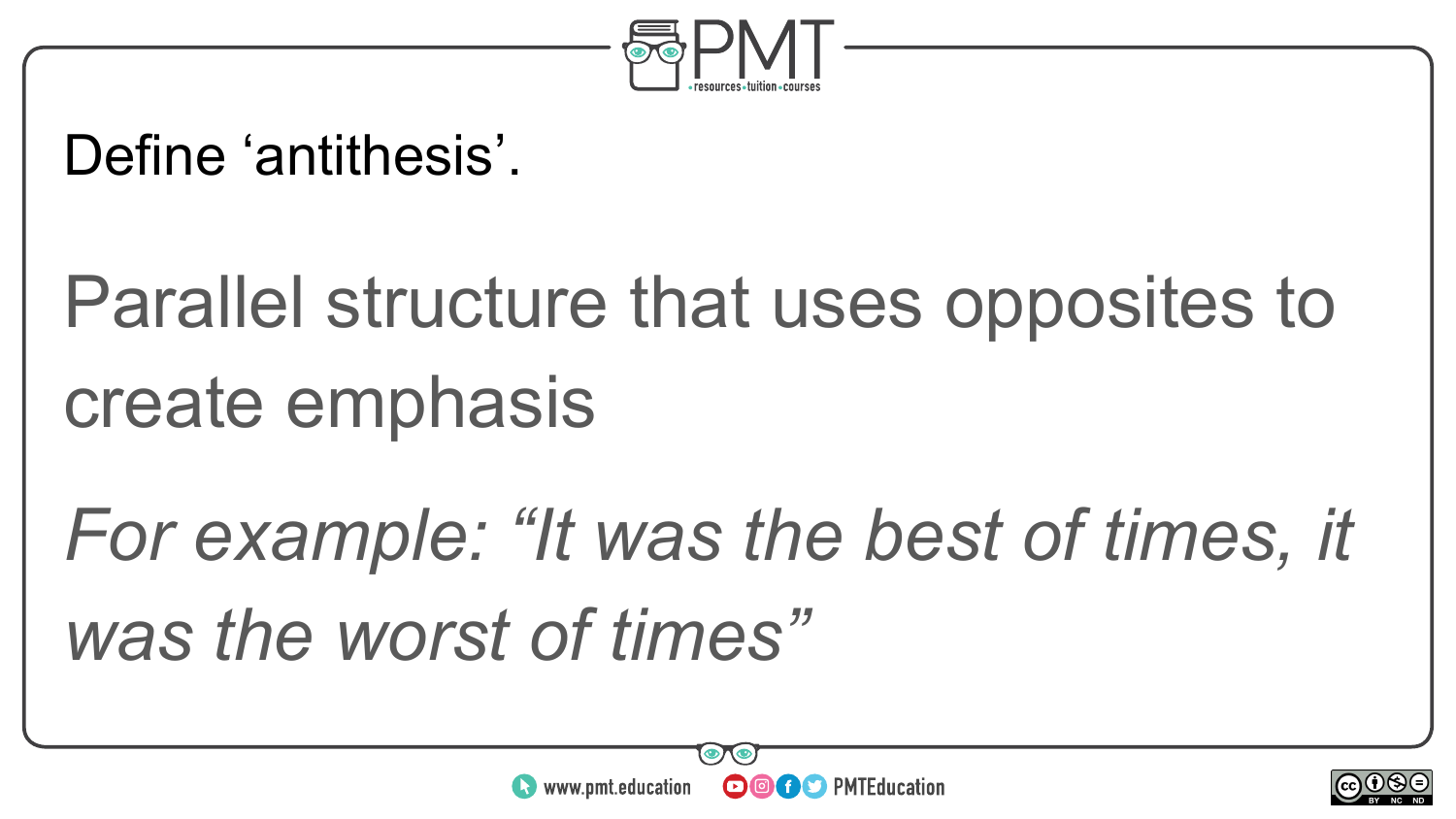Define ‘antithesis’.

Parallel structure that uses opposites to create emphasis

*For example: “It was the best of times, it was the worst of times”*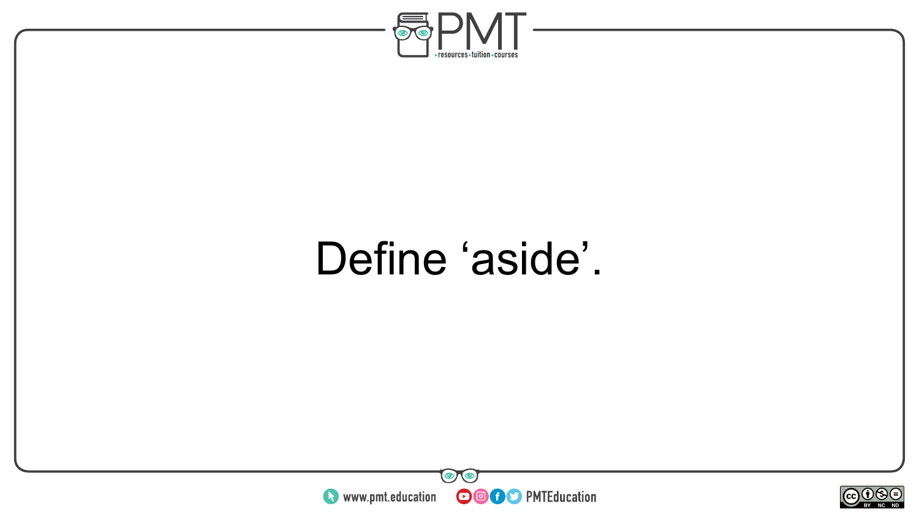Define ‘aside’.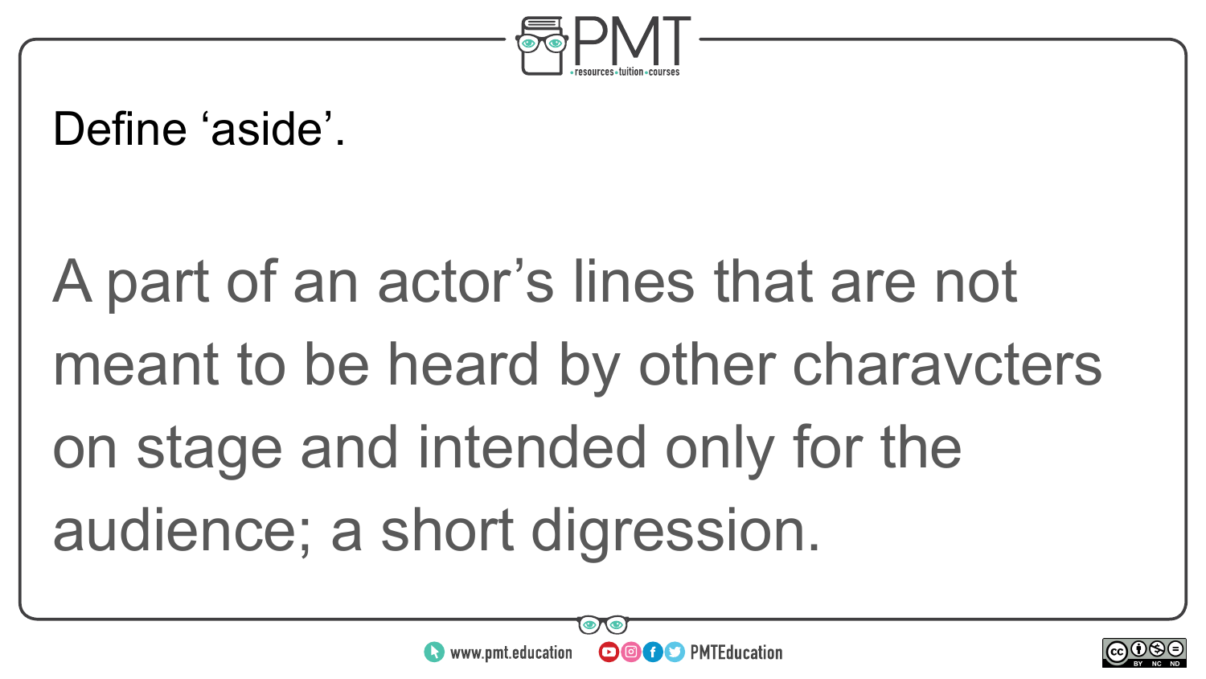Define ‘aside’.

A part of an actor’s lines that are not meant to be heard by other charavcters on stage and intended only for the audience; a short digression.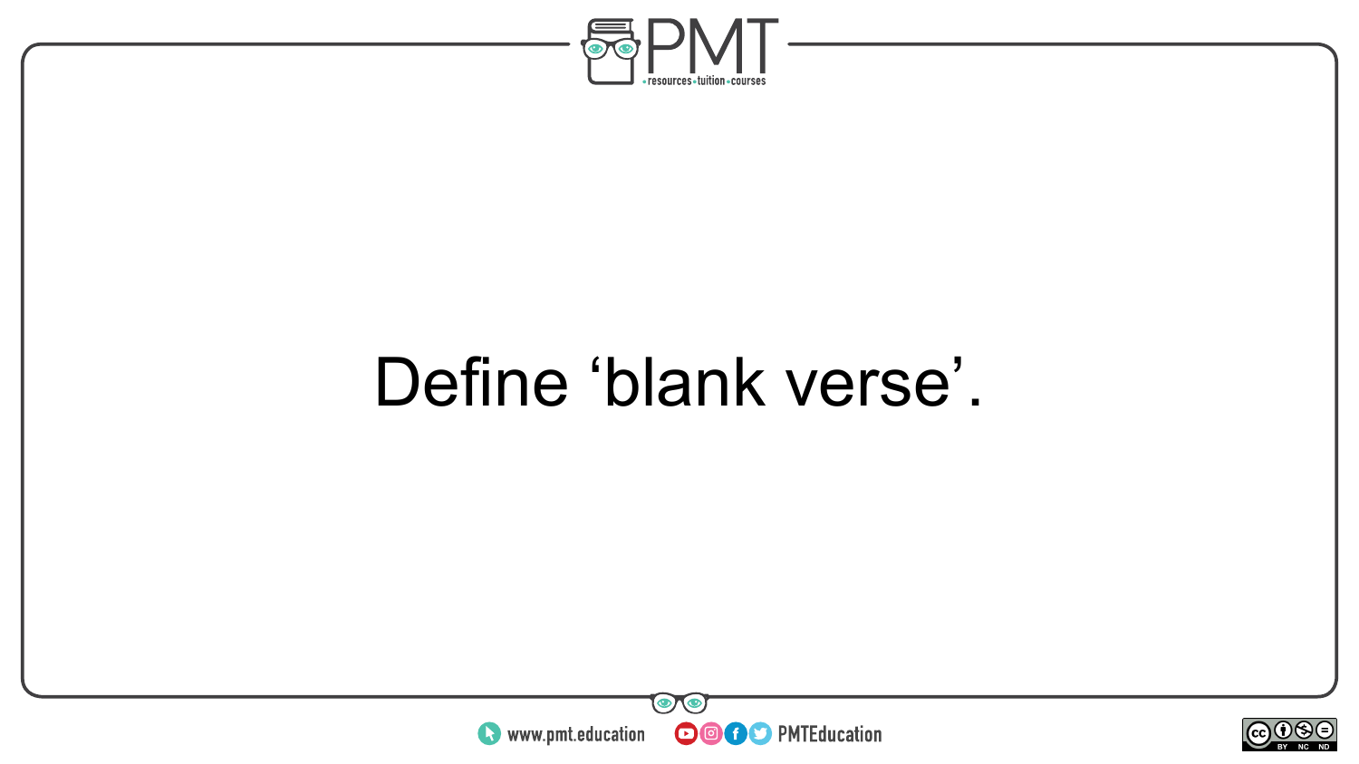Define ‘blank verse’.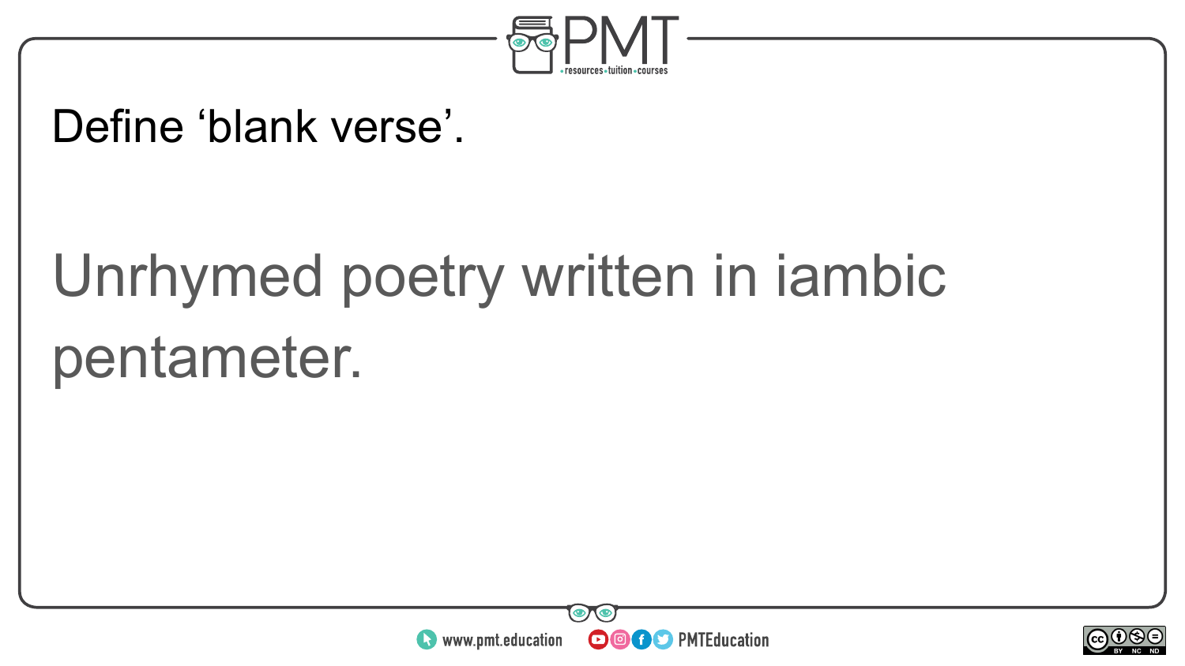Define ‘blank verse’.

Unrhymed poetry written in iambic pentameter.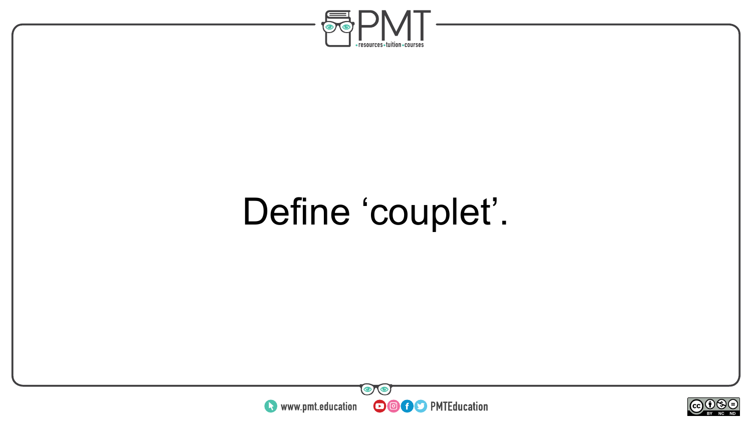Define ‘couplet’.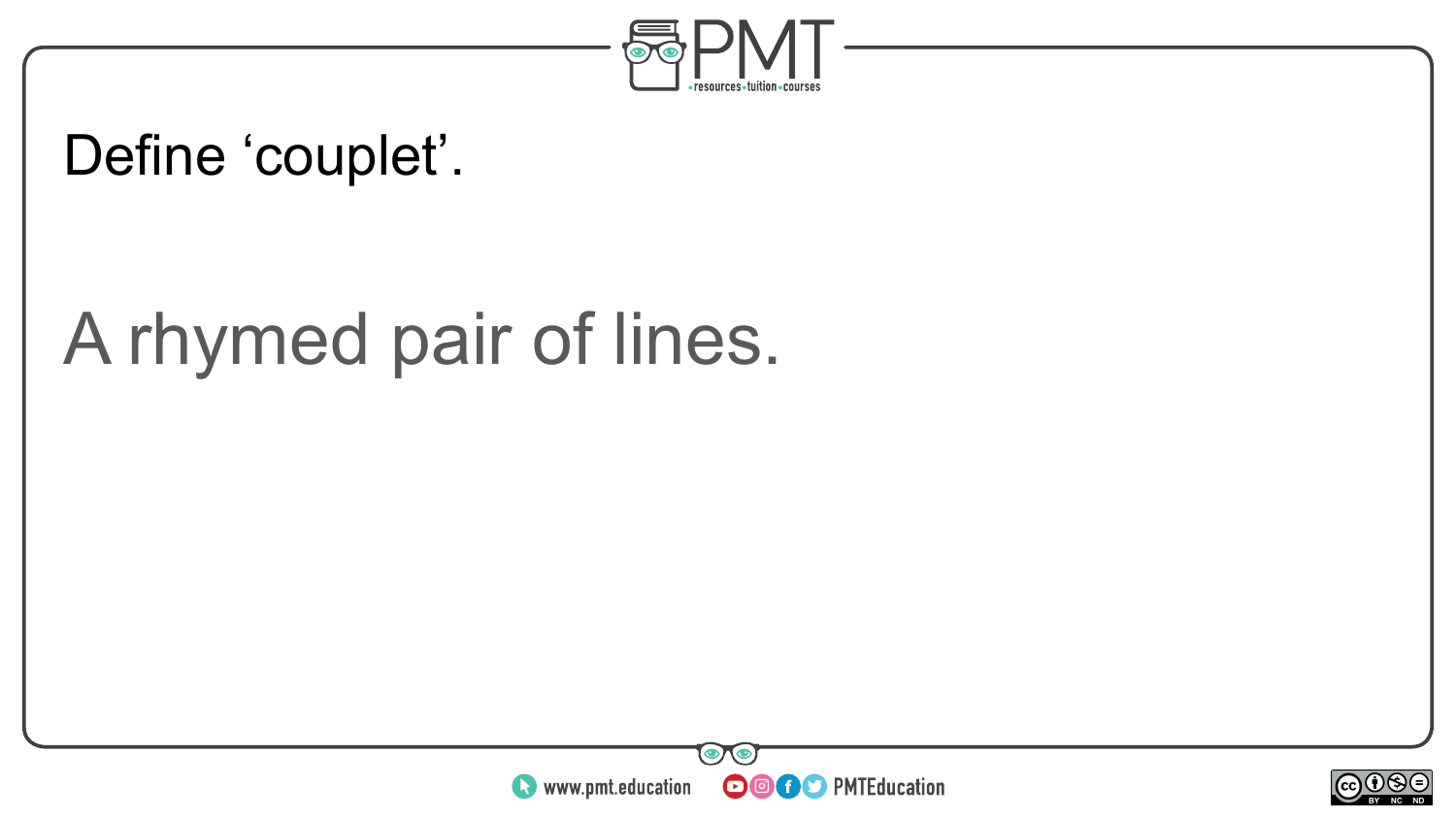Define ‘couplet’.

A rhymed pair of lines.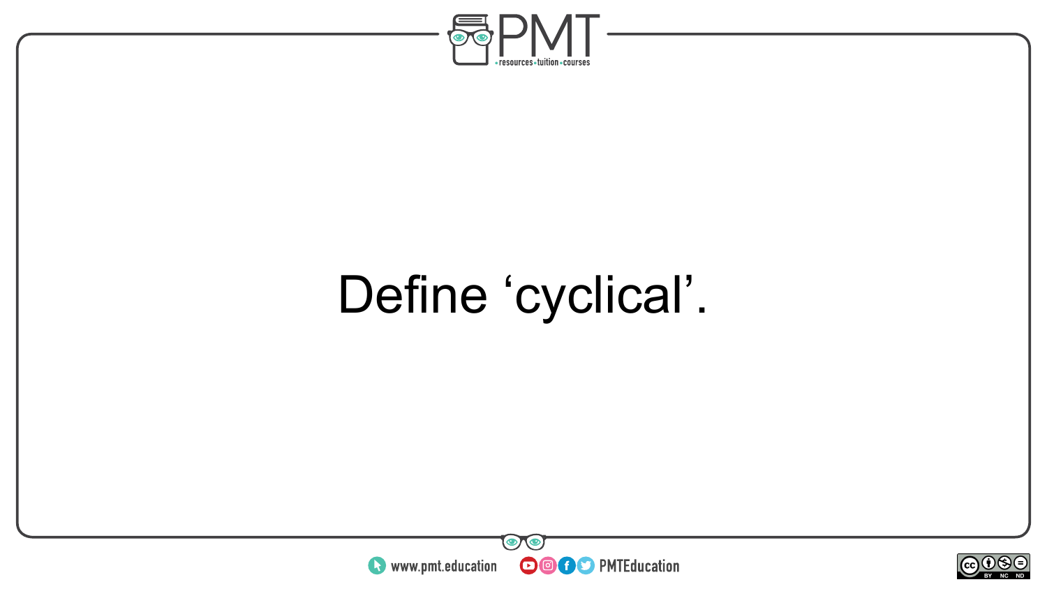Define ‘cyclical’.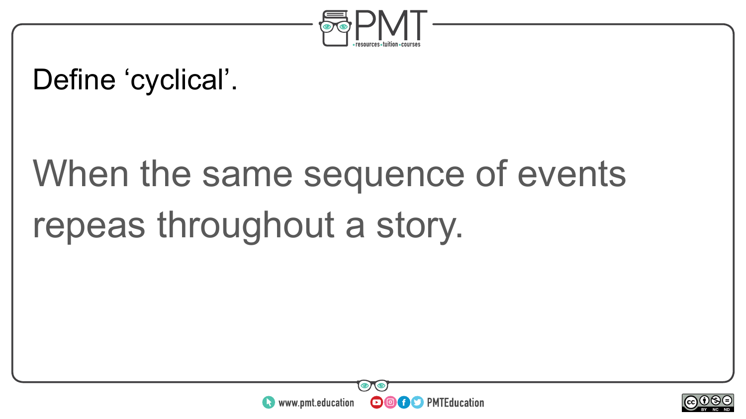Define ‘cyclical’.

When the same sequence of events repeas throughout a story.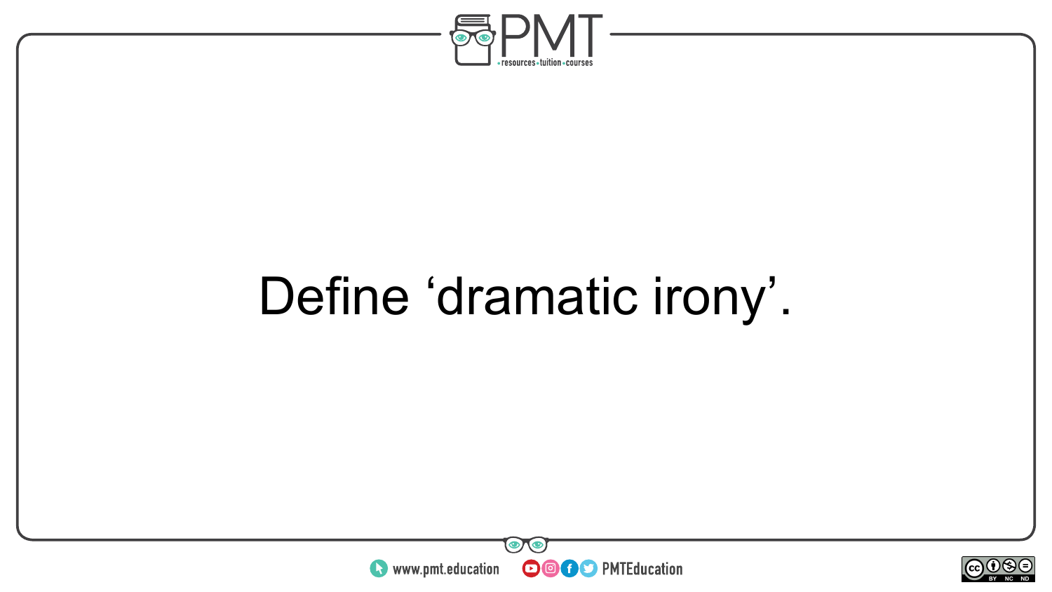Define ‘dramatic irony’.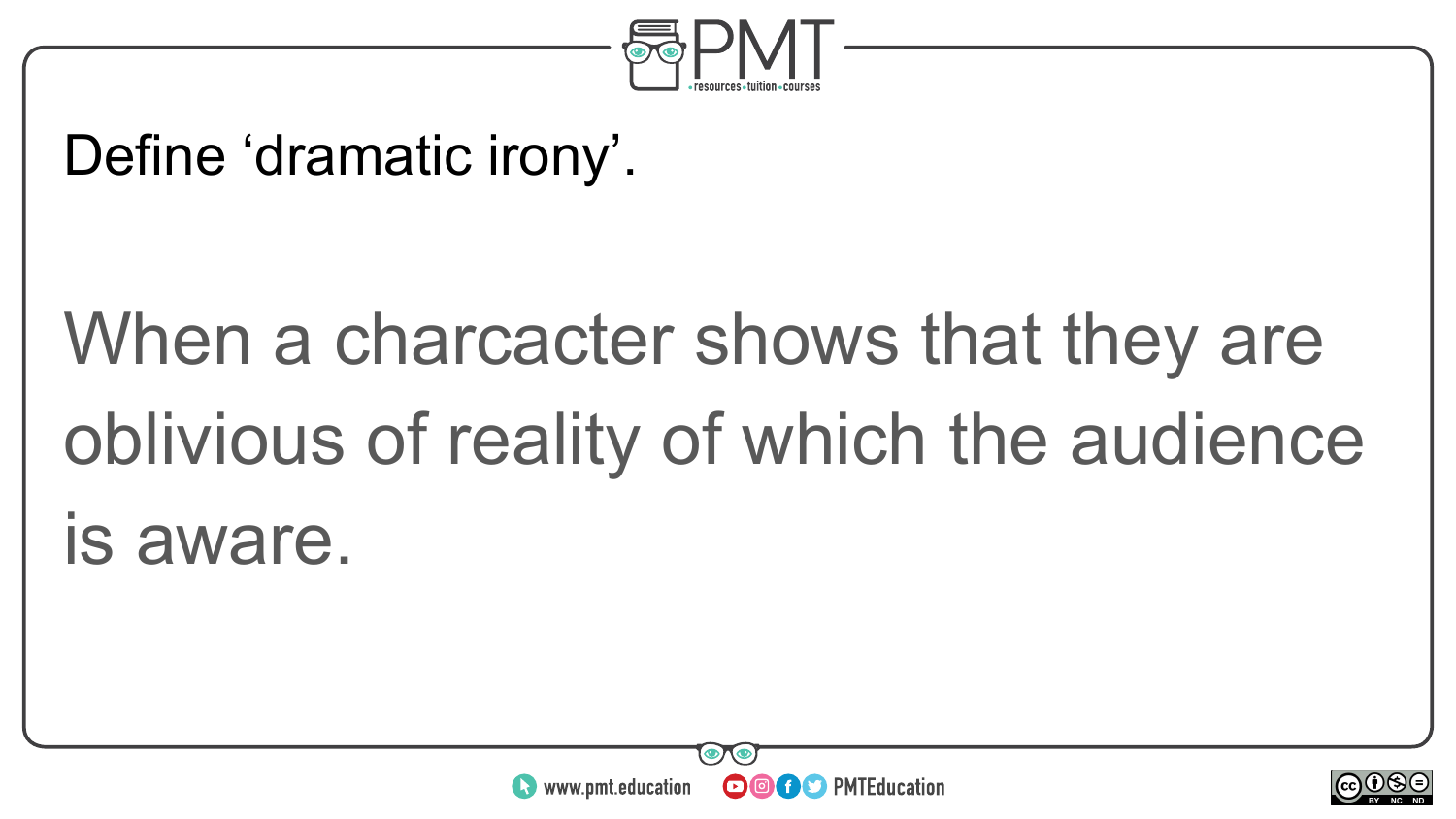Define 'dramatic irony'.

When a charcacter shows that they are oblivious of reality of which the audience is aware.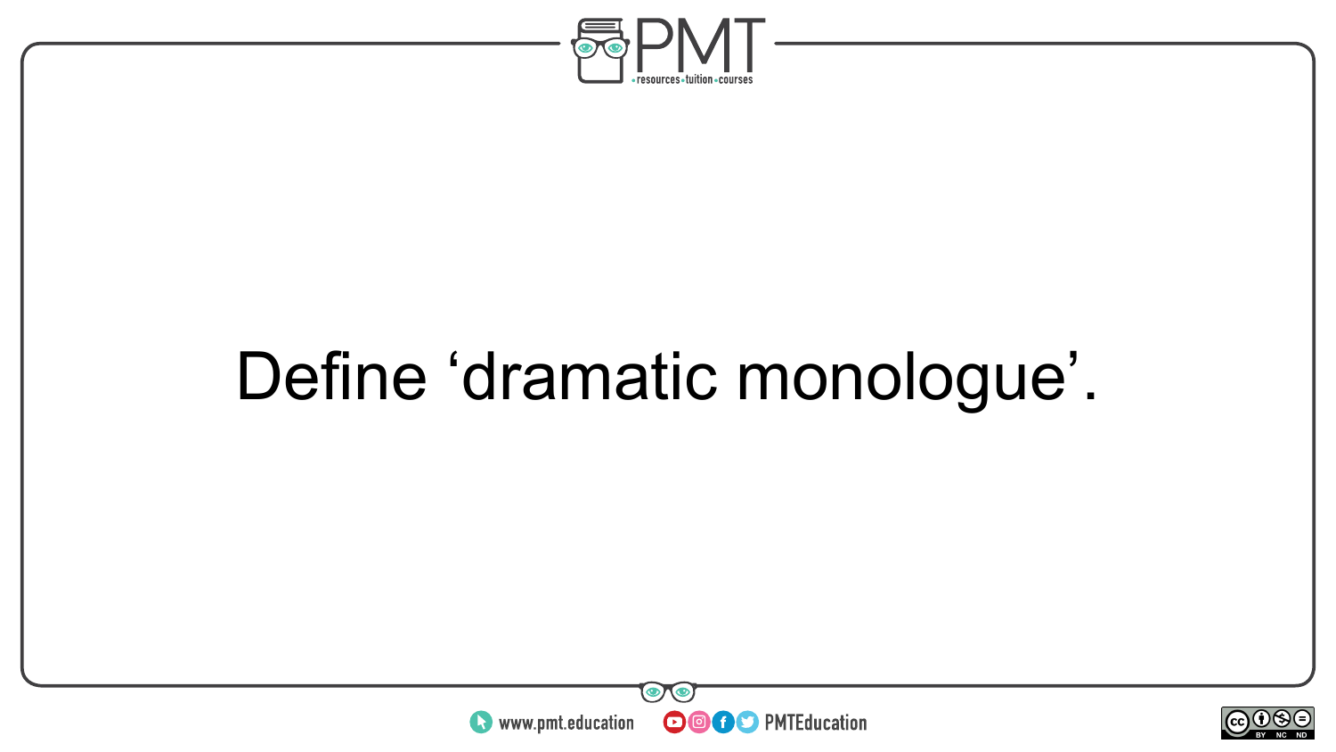Define ‘dramatic monologue’.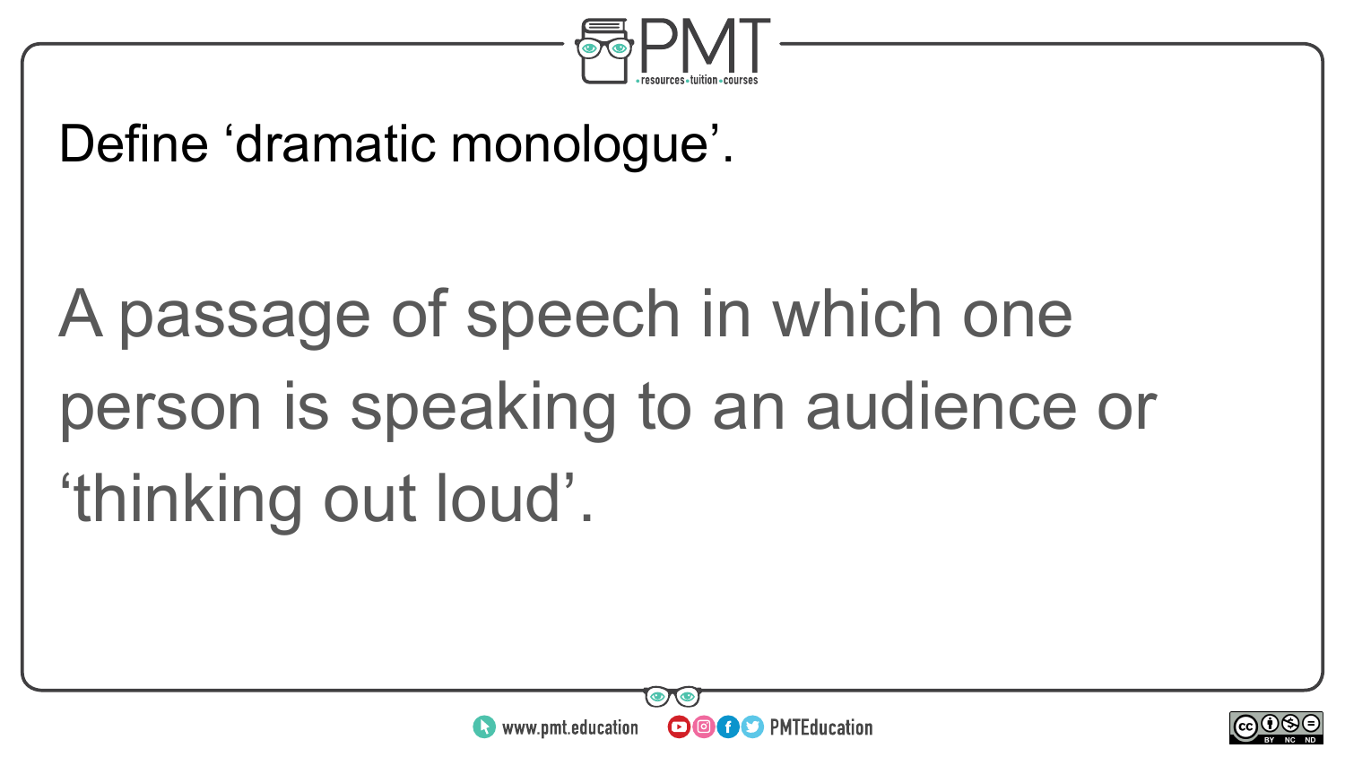Define ‘dramatic monologue’.

A passage of speech in which one person is speaking to an audience or ‘thinking out loud’.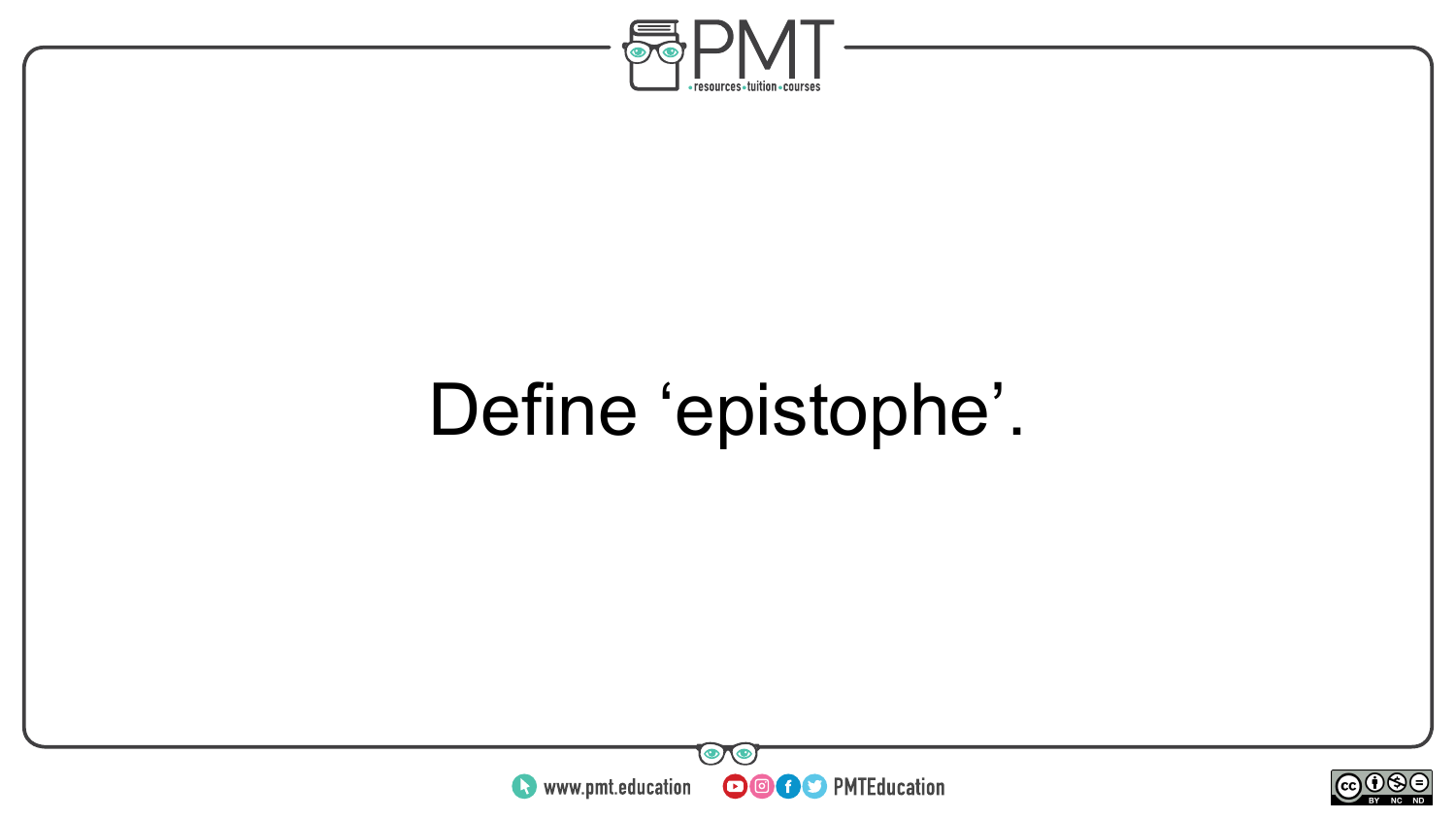Define ‘epistophe’.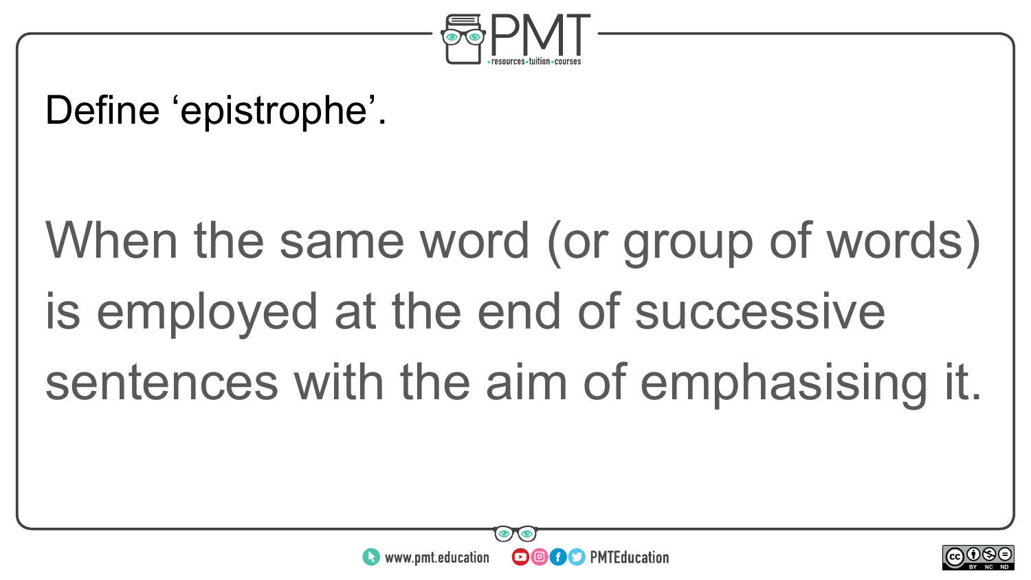Define ‘epistrophe’.

When the same word (or group of words) is employed at the end of successive sentences with the aim of emphasising it.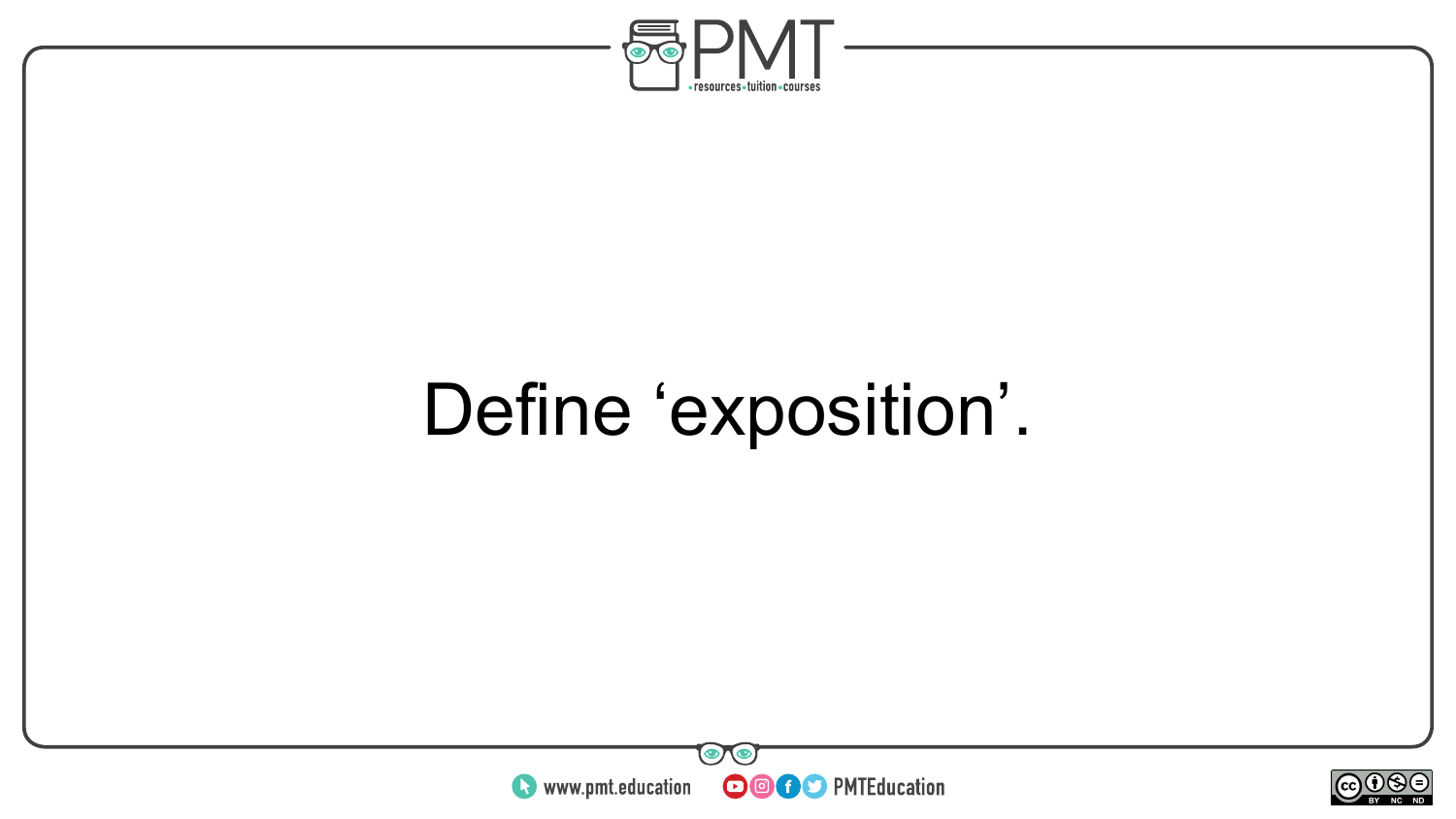Define ‘exposition’.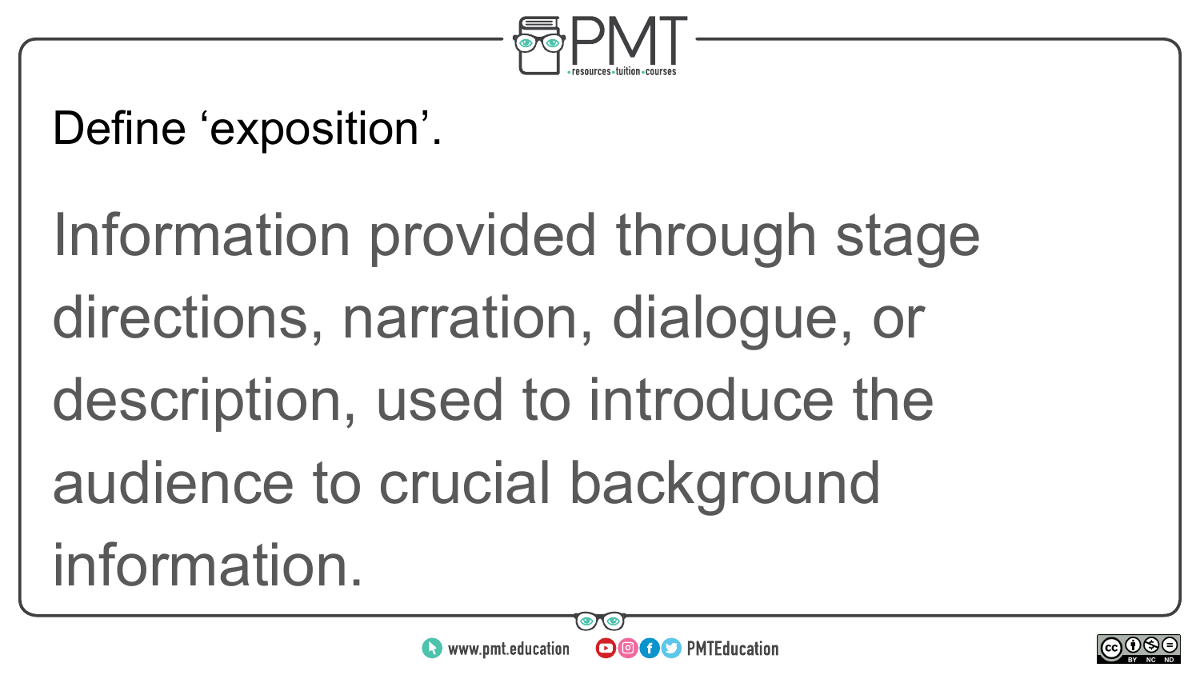Define ‘exposition’.

Information provided through stage directions, narration, dialogue, or description, used to introduce the audience to crucial background information.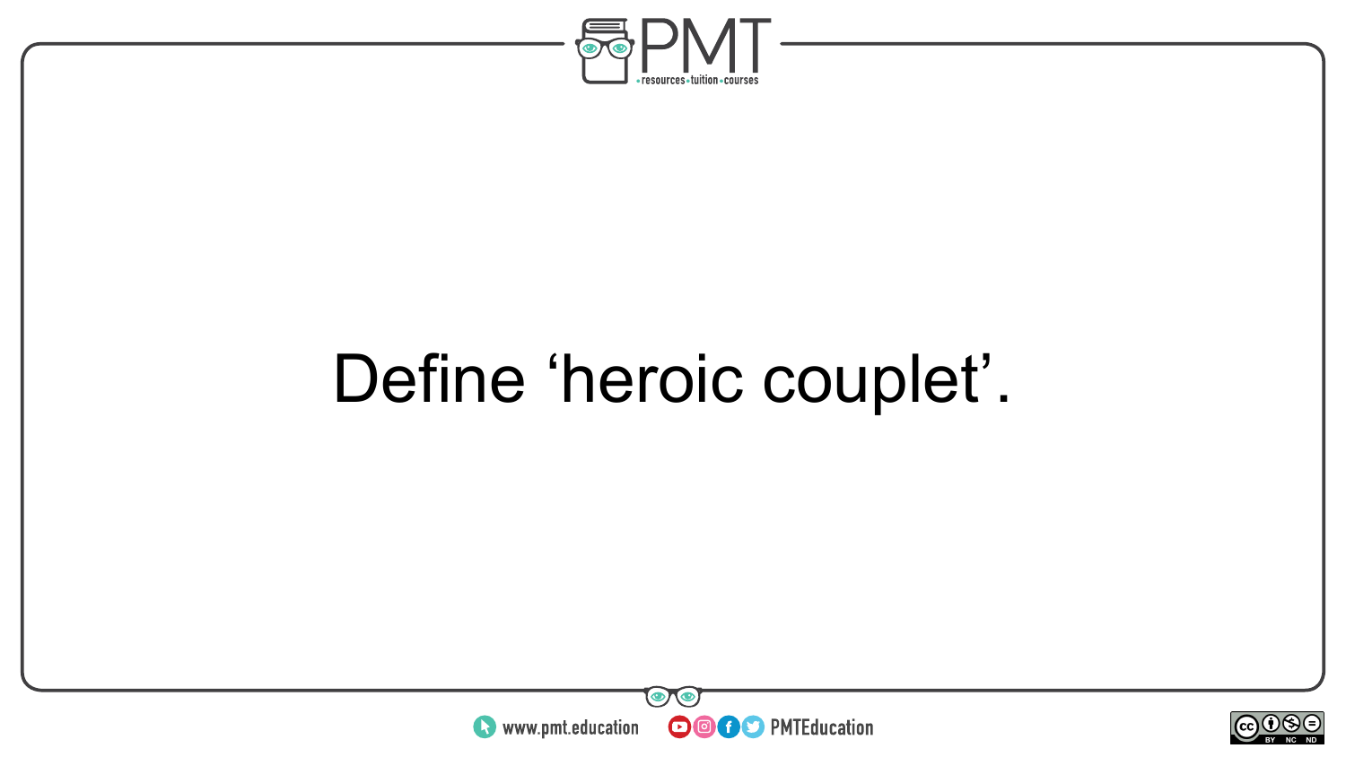Define ‘heroic couplet’.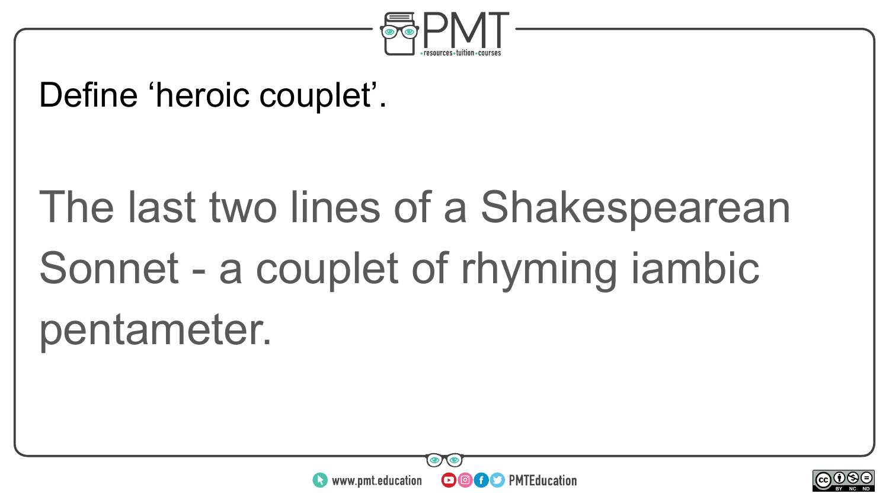Define ‘heroic couplet’.

The last two lines of a Shakespearean Sonnet - a couplet of rhyming iambic pentameter.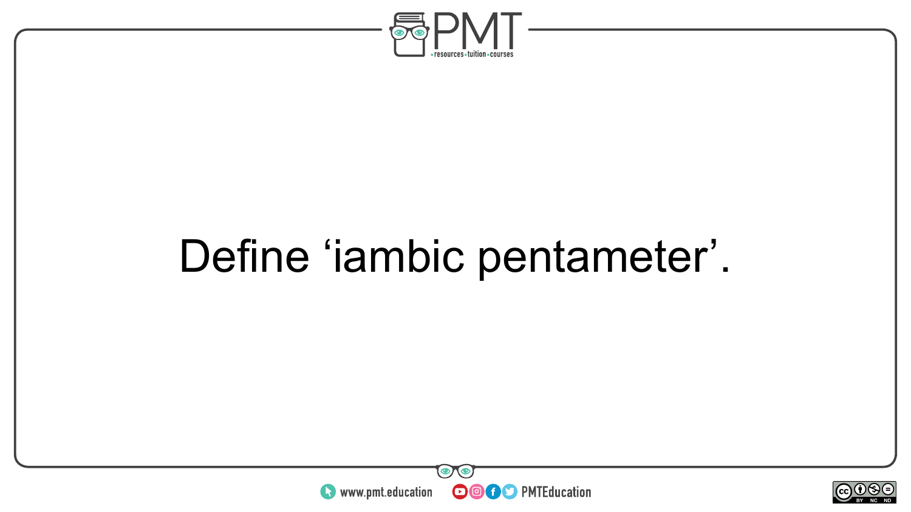Define ‘iambic pentameter’.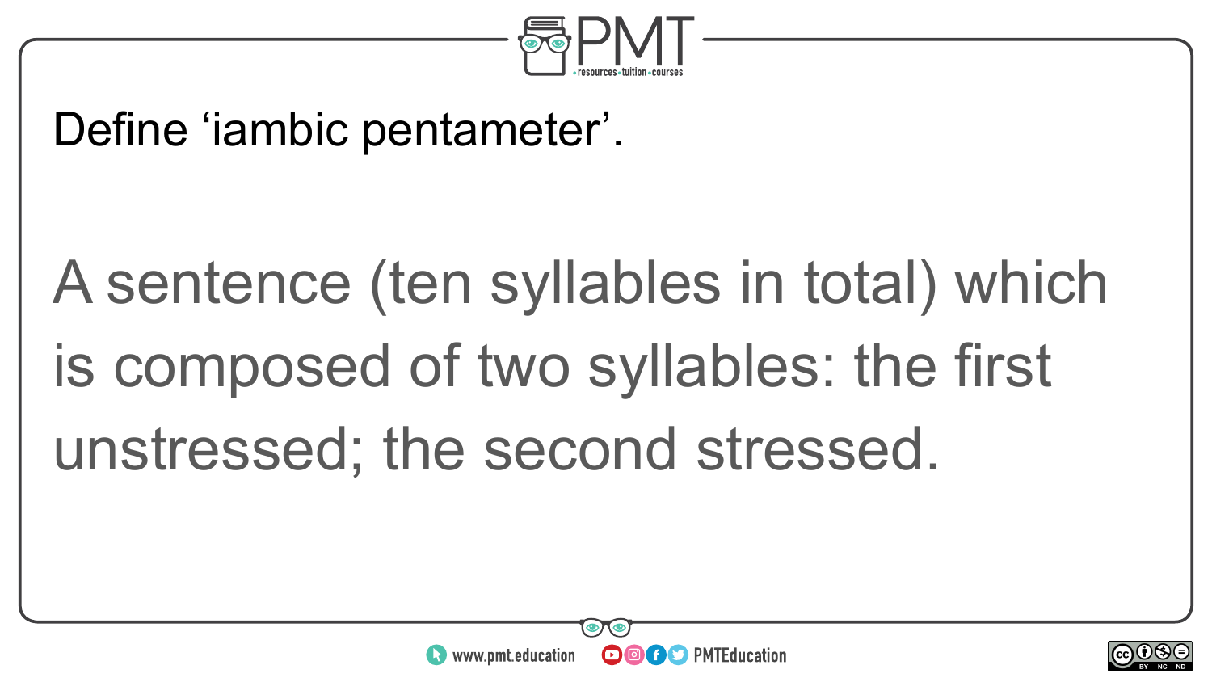Define ‘iambic pentameter’.

A sentence (ten syllables in total) which is composed of two syllables: the first unstressed; the second stressed.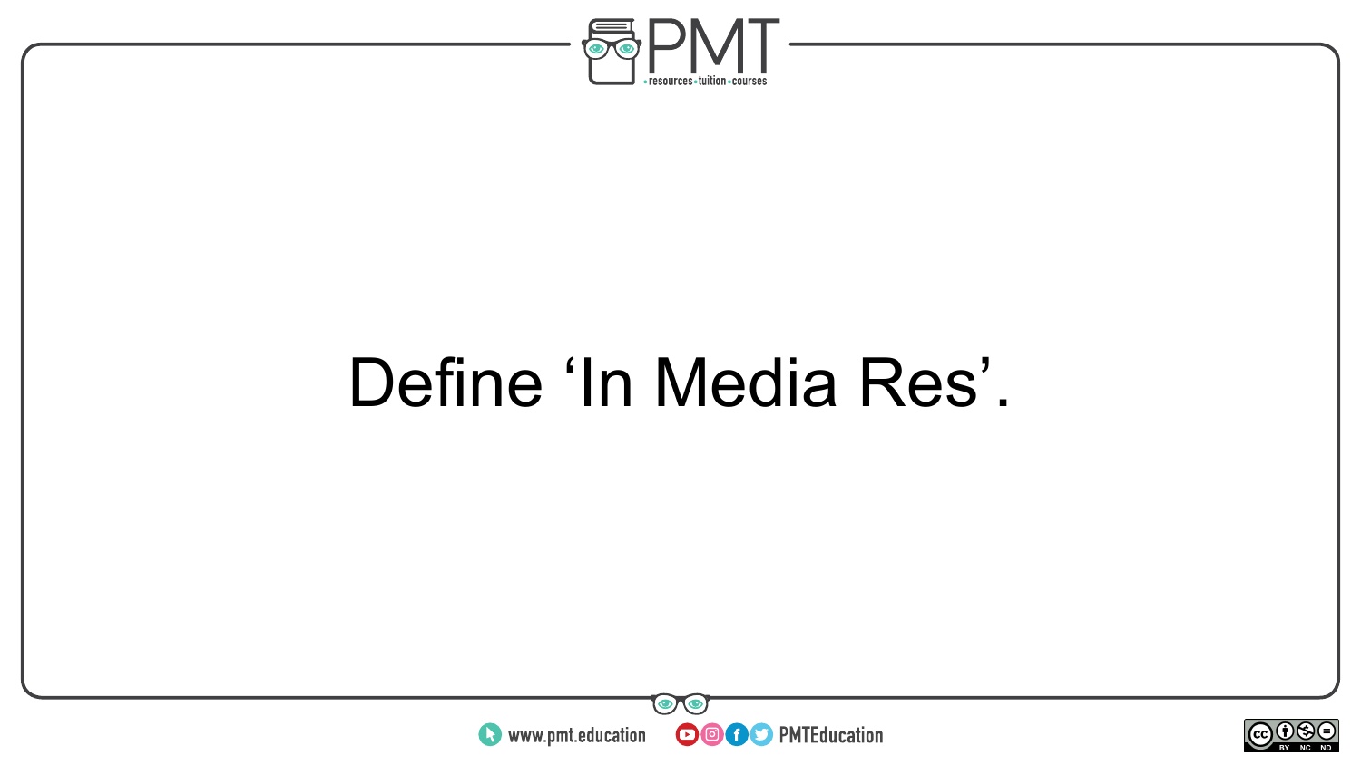Define ‘In Media Res’.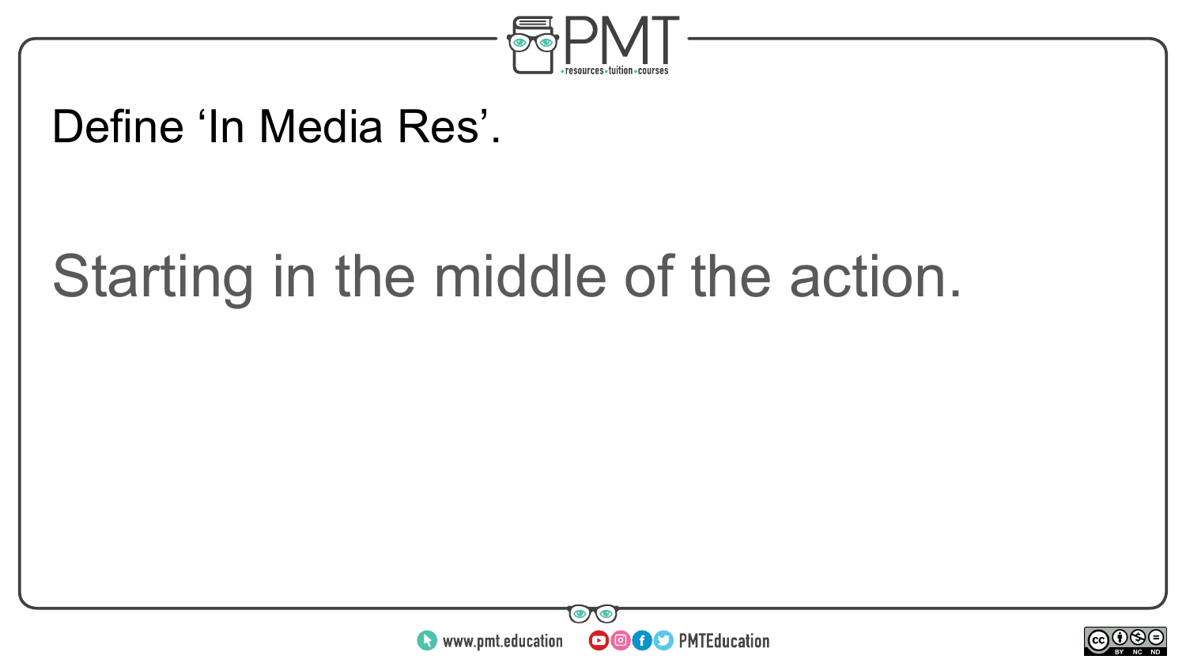Define ‘In Media Res’.

Starting in the middle of the action.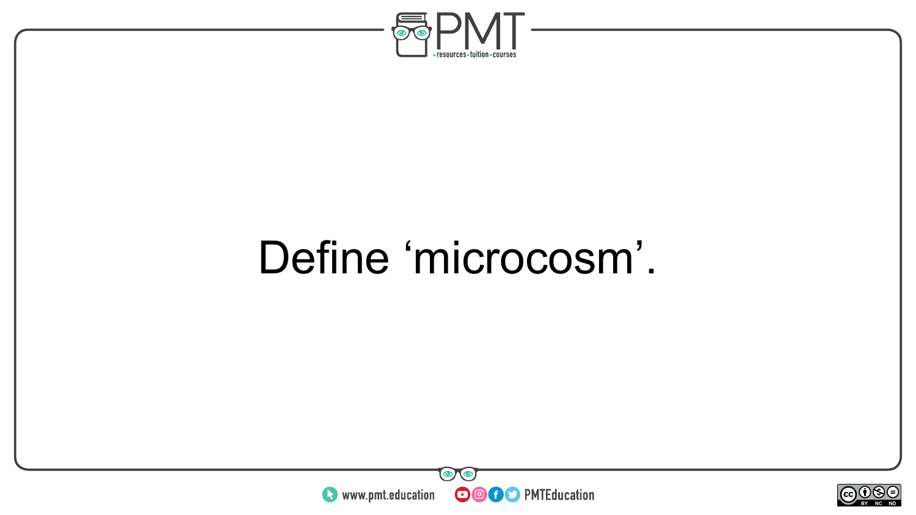Define ‘microcosm’.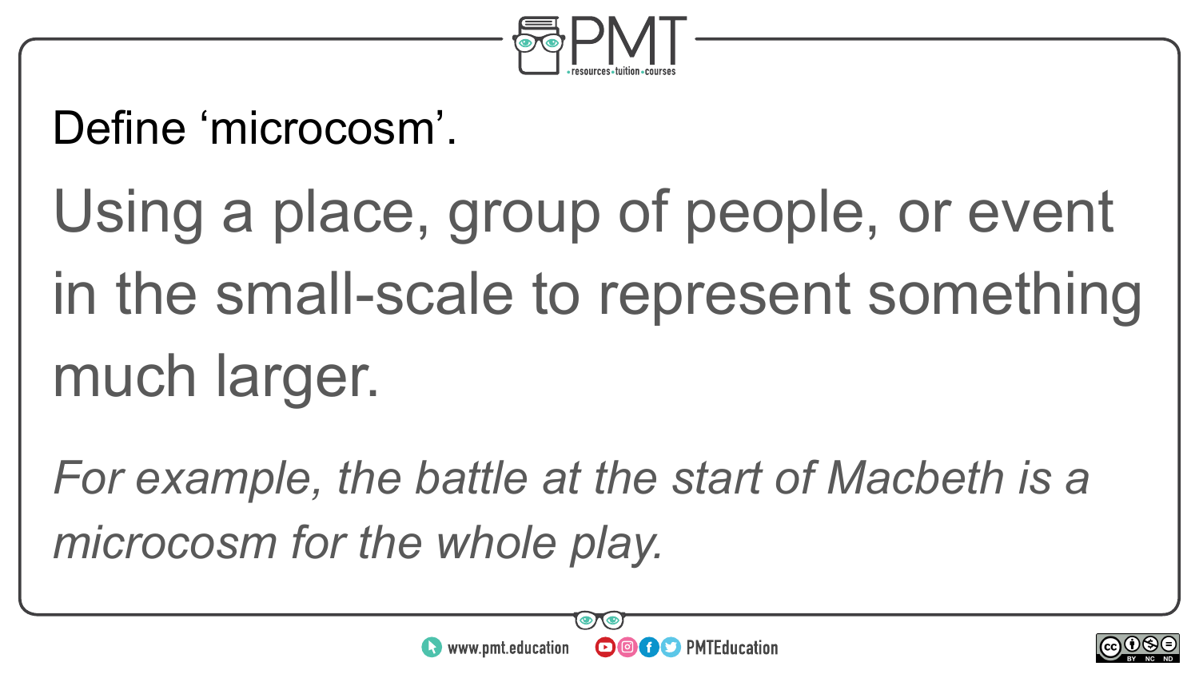Define ‘microcosm’.

Using a place, group of people, or event in the small-scale to represent something much larger.

*For example, the battle at the start of Macbeth is a microcosm for the whole play.*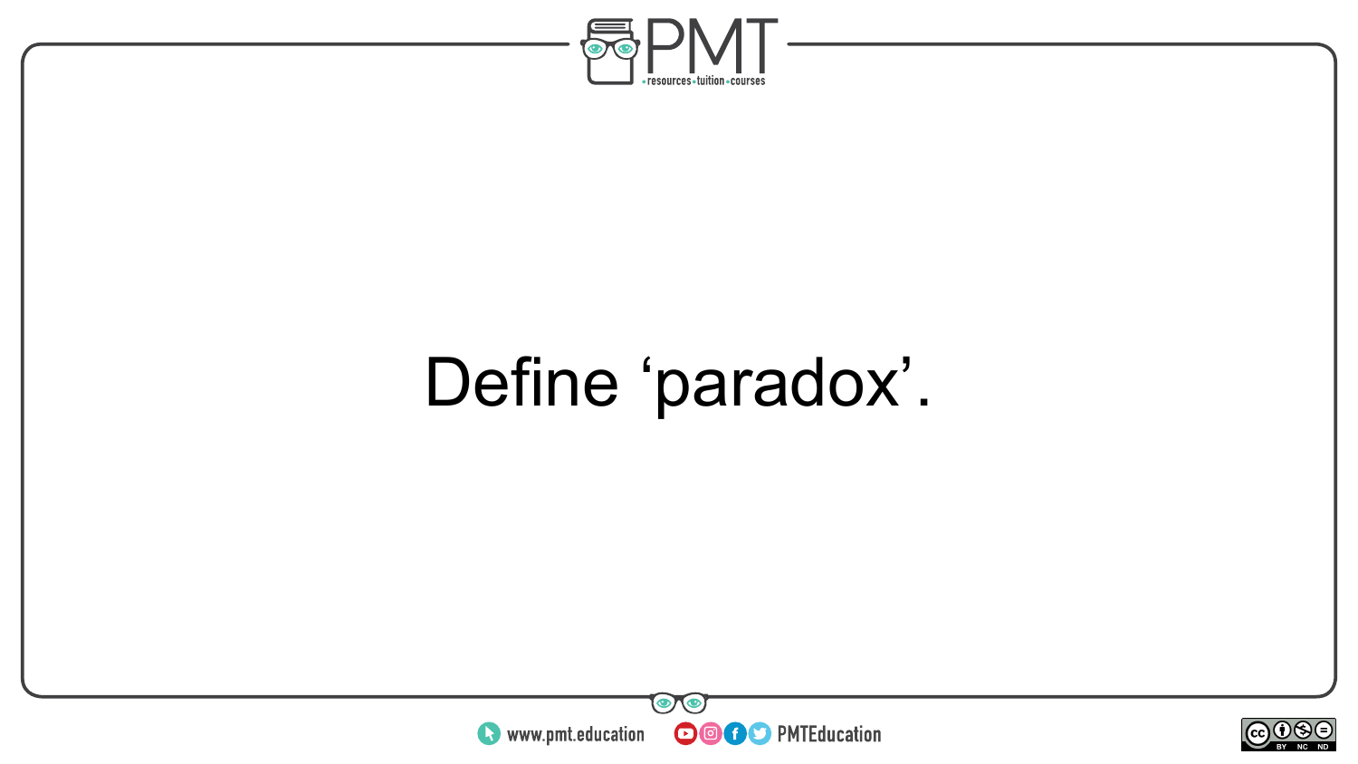Define ‘paradox’.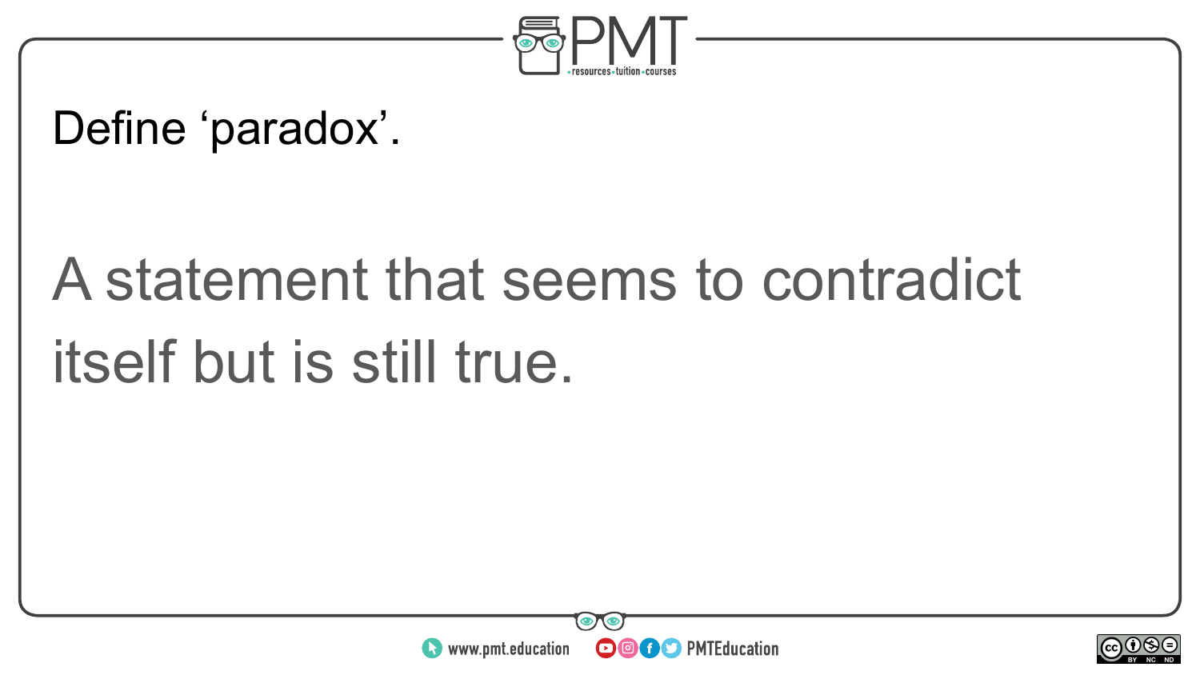Define ‘paradox’.

A statement that seems to contradict itself but is still true.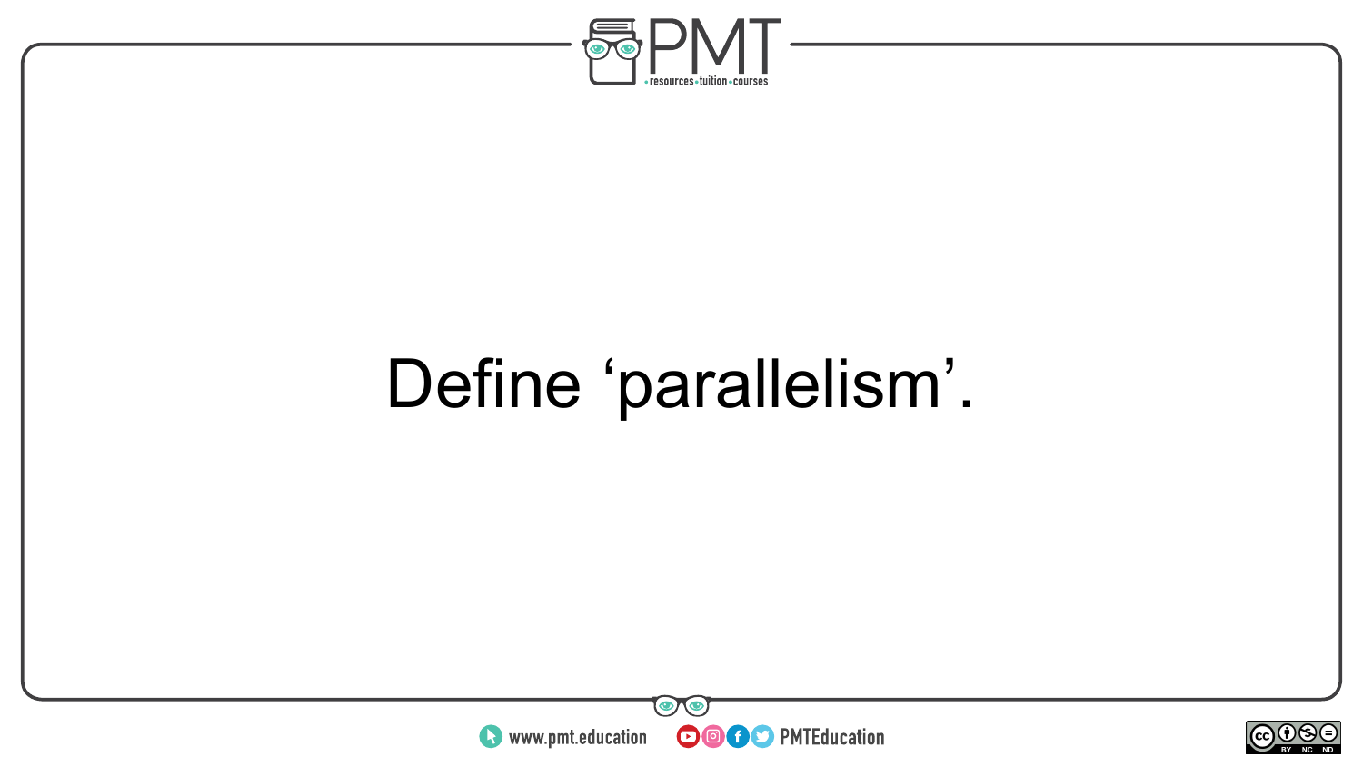Define ‘parallelism’.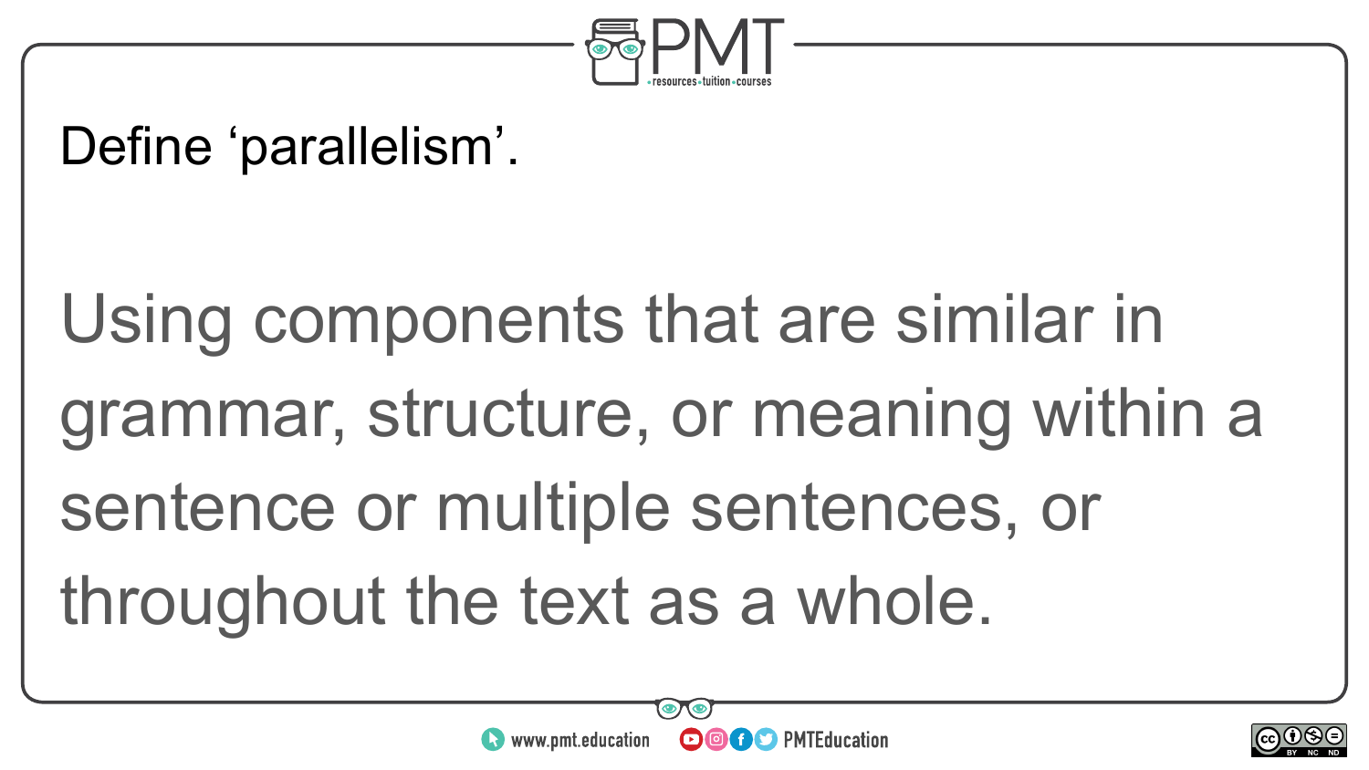Define ‘parallelism’.

Using components that are similar in grammar, structure, or meaning within a sentence or multiple sentences, or throughout the text as a whole.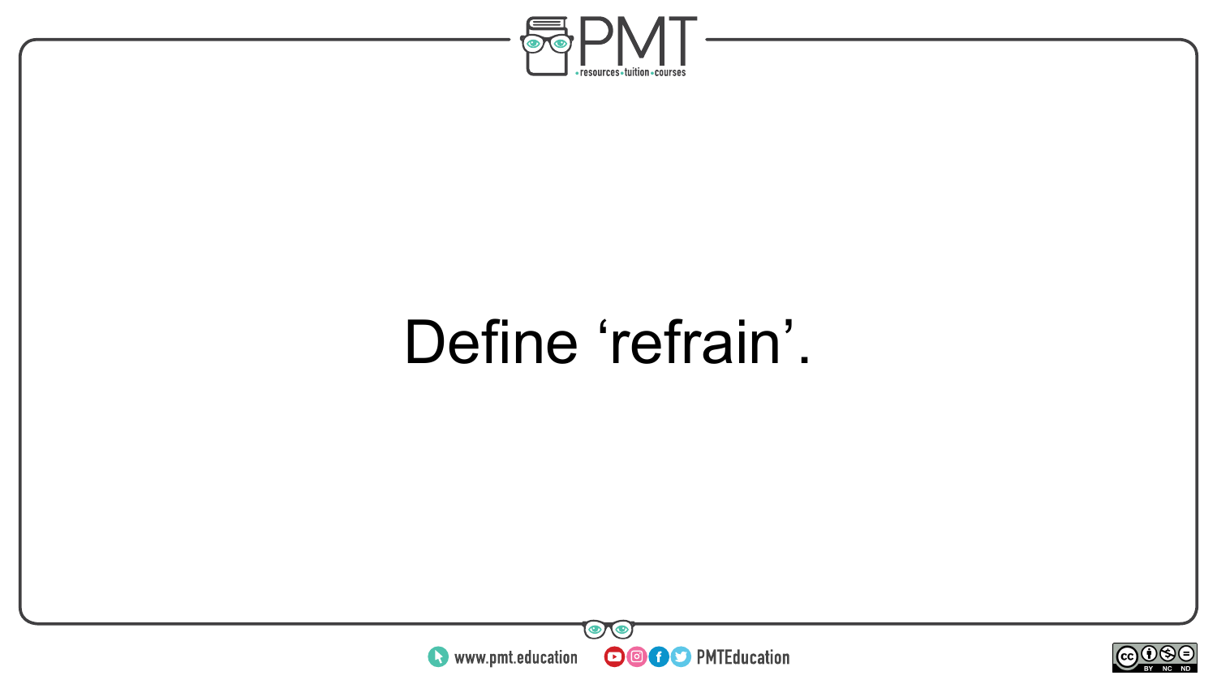Define ‘refrain’.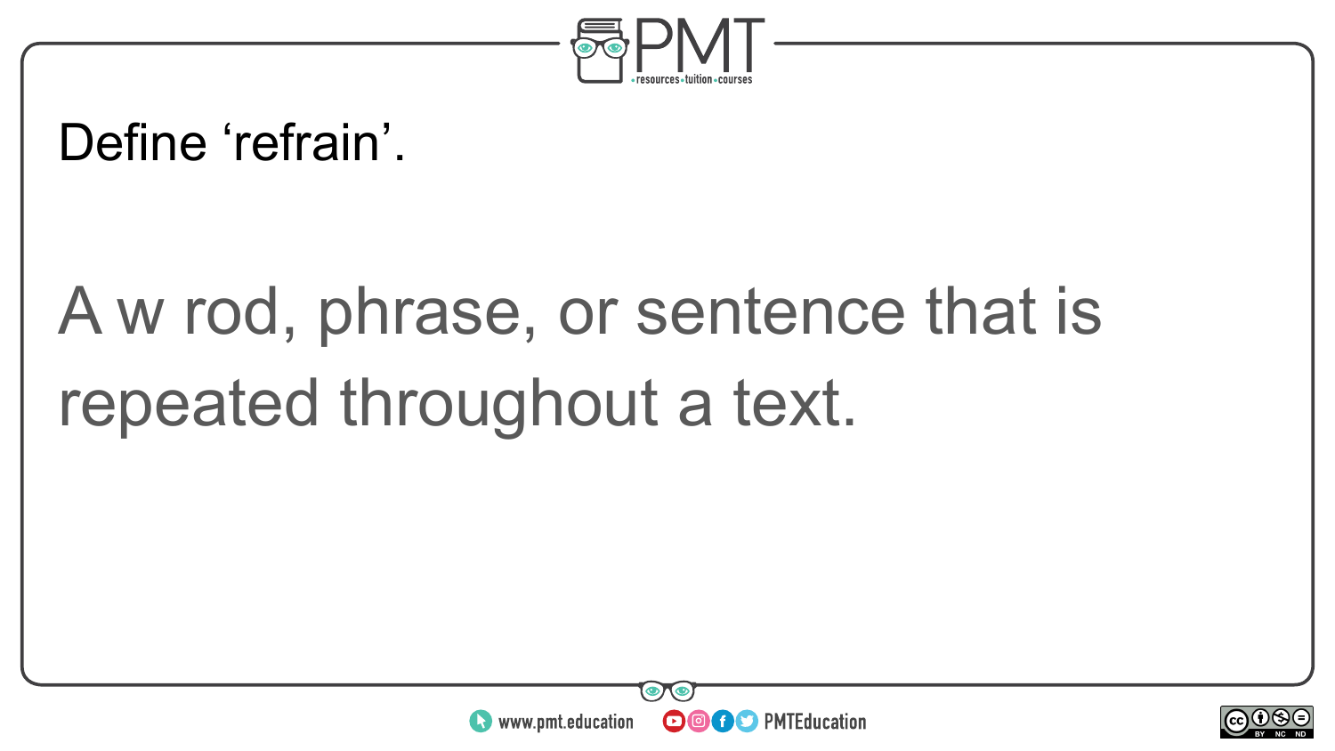Define ‘refrain’.

A w rod, phrase, or sentence that is repeated throughout a text.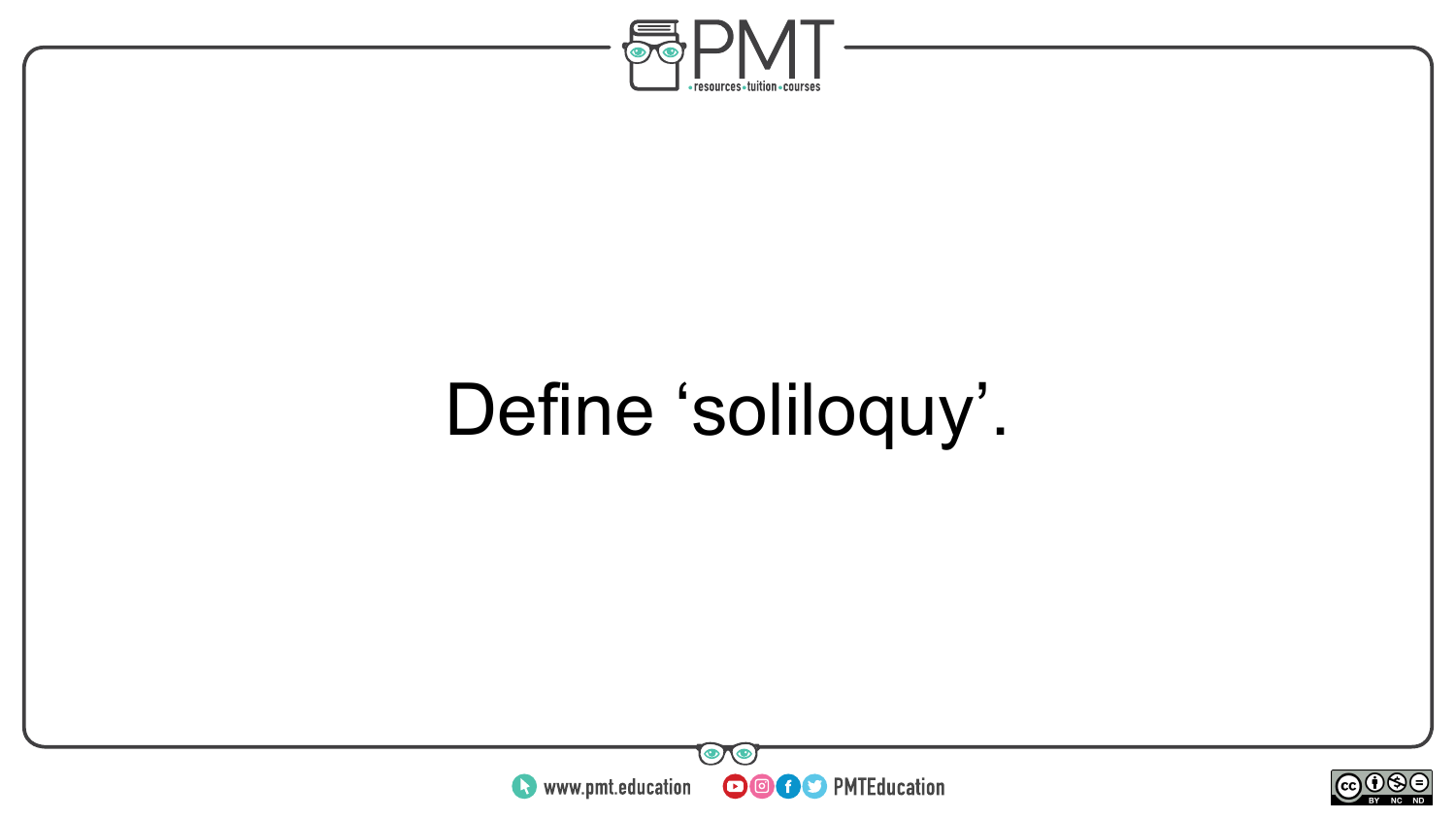Define ‘soliloquy’.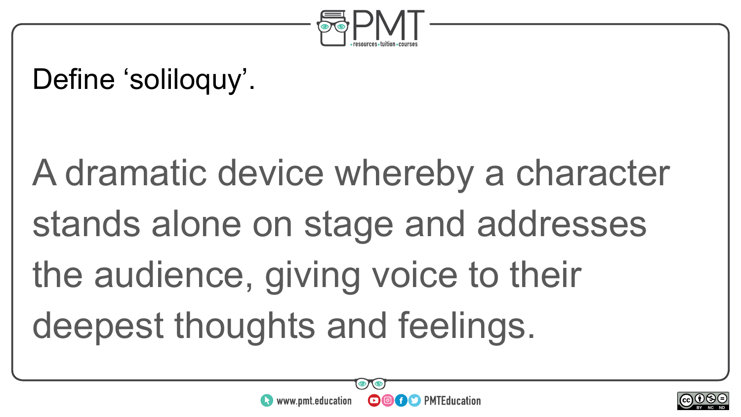Define ‘soliloquy’.

A dramatic device whereby a character stands alone on stage and addresses the audience, giving voice to their deepest thoughts and feelings.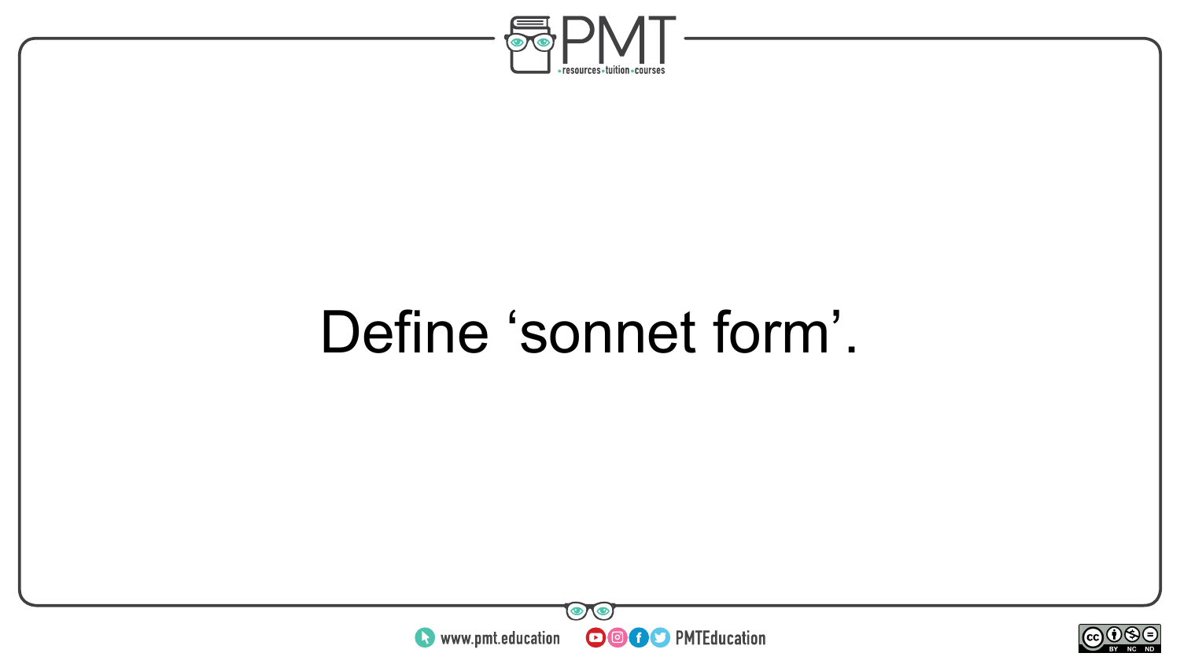Define ‘sonnet form’.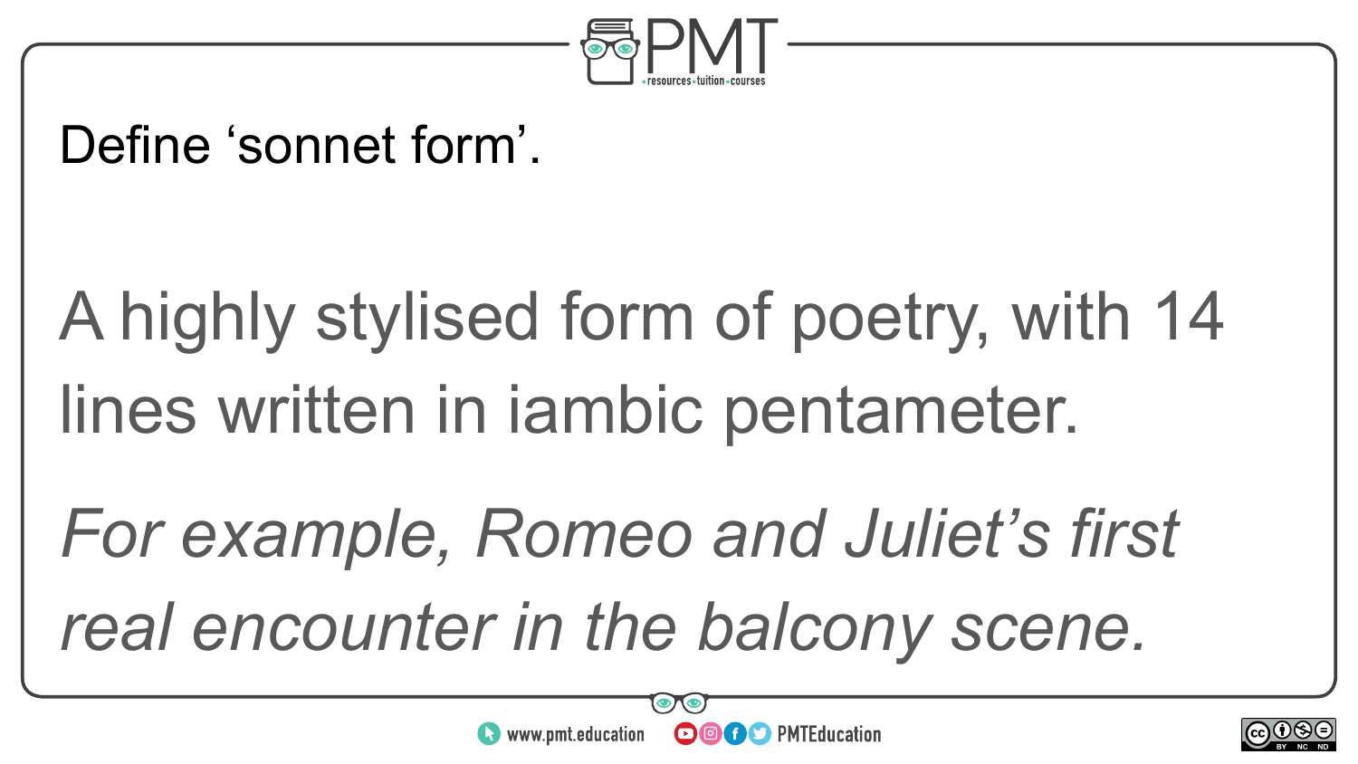Define 'sonnet form'.

A highly stylised form of poetry, with 14 lines written in iambic pentameter.

*For example, Romeo and Juliet's first real encounter in the balcony scene.*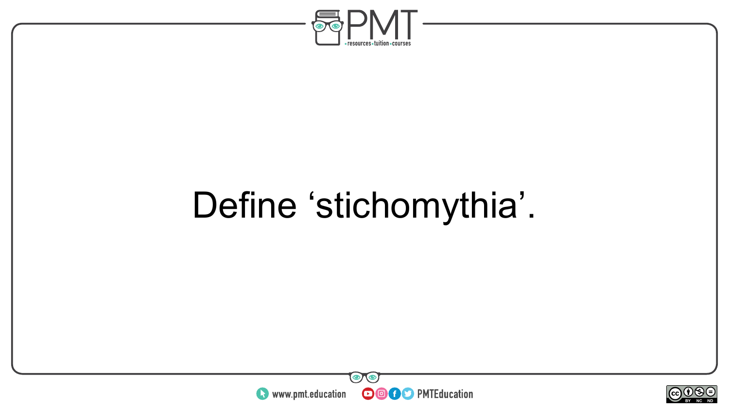Define ‘stichomythia’.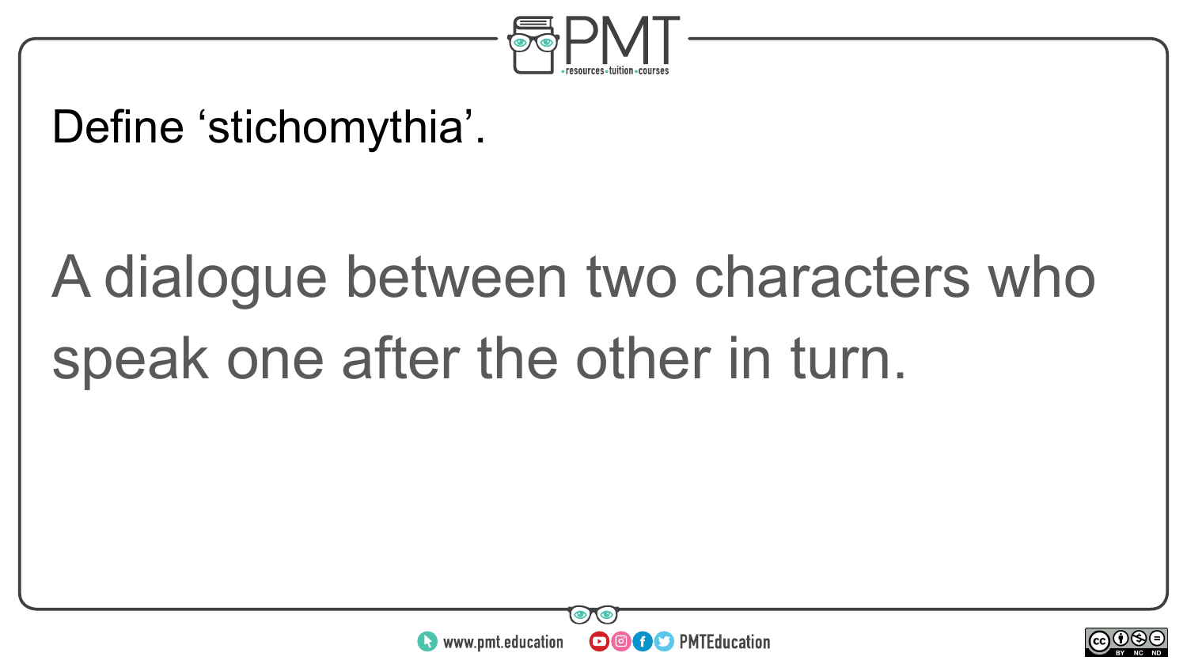Define ‘stichomythia’.

A dialogue between two characters who speak one after the other in turn.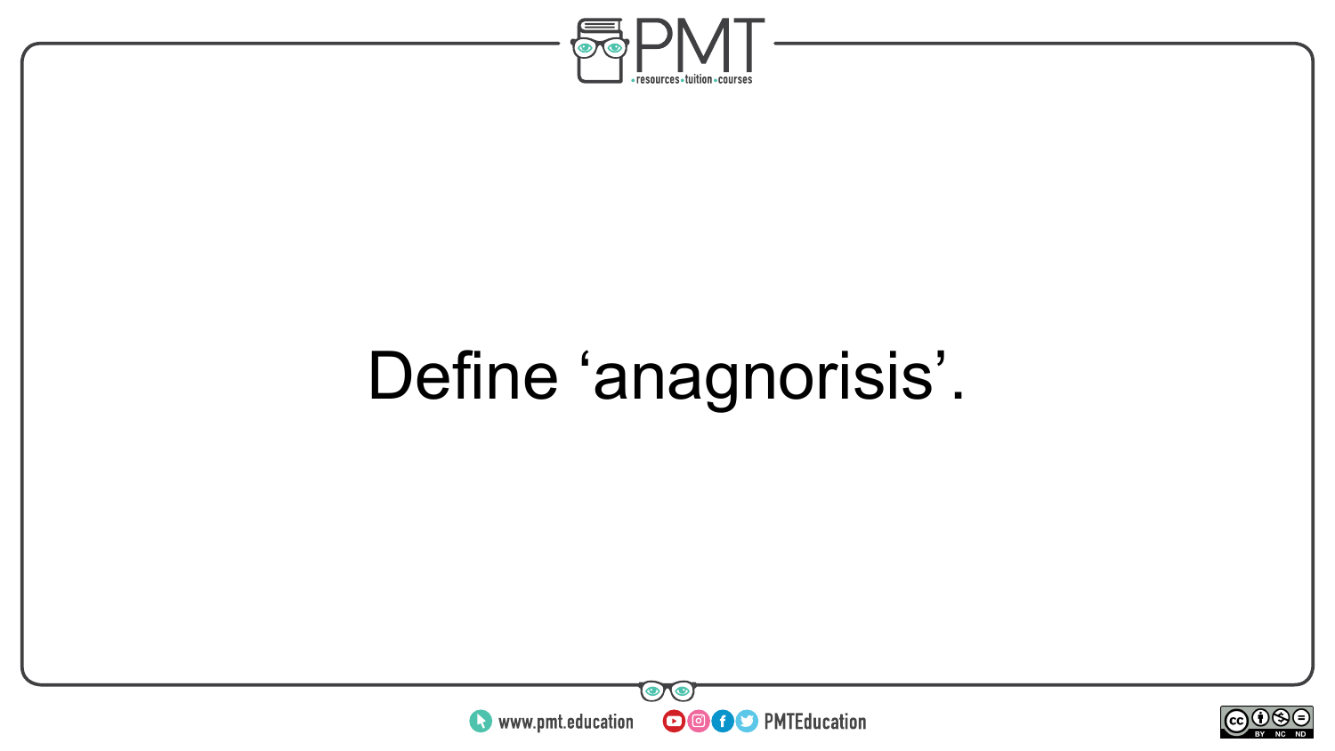Define ‘anagnorisis’.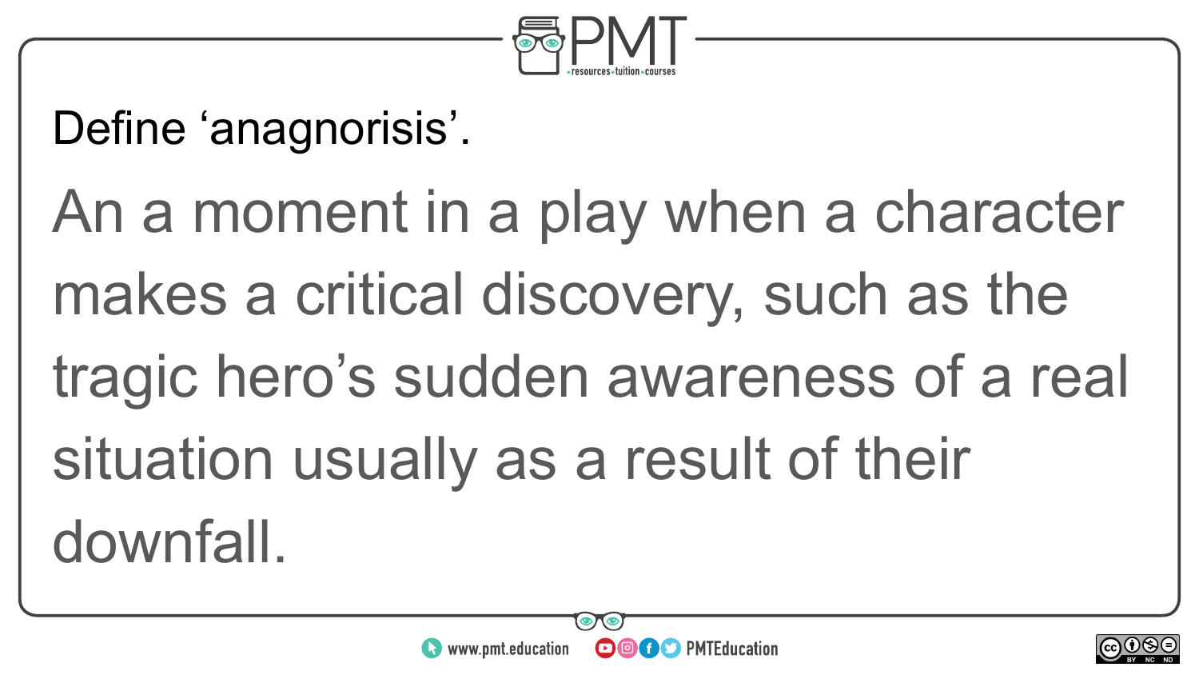Define ‘anagnorisis’.

An a moment in a play when a character makes a critical discovery, such as the tragic hero’s sudden awareness of a real situation usually as a result of their downfall.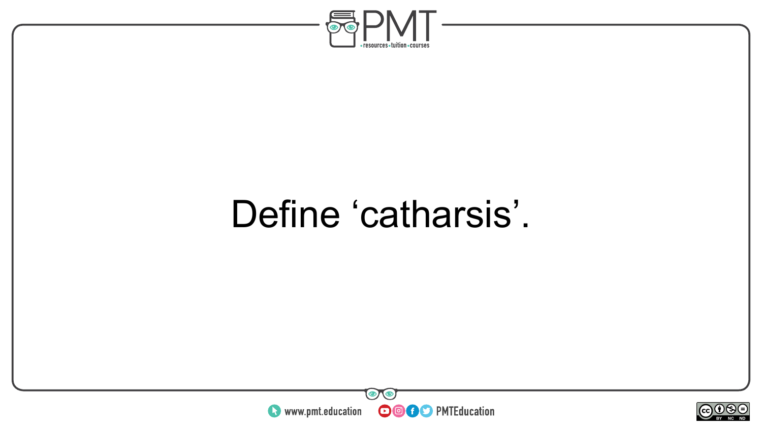Define ‘catharsis’.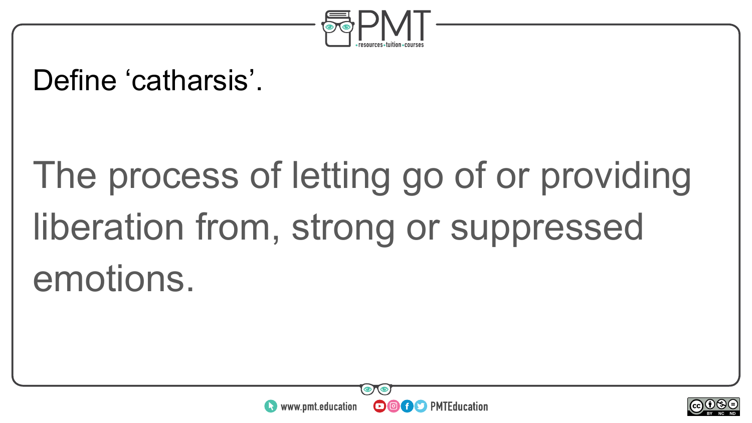Define ‘catharsis’.

The process of letting go of or providing liberation from, strong or suppressed emotions.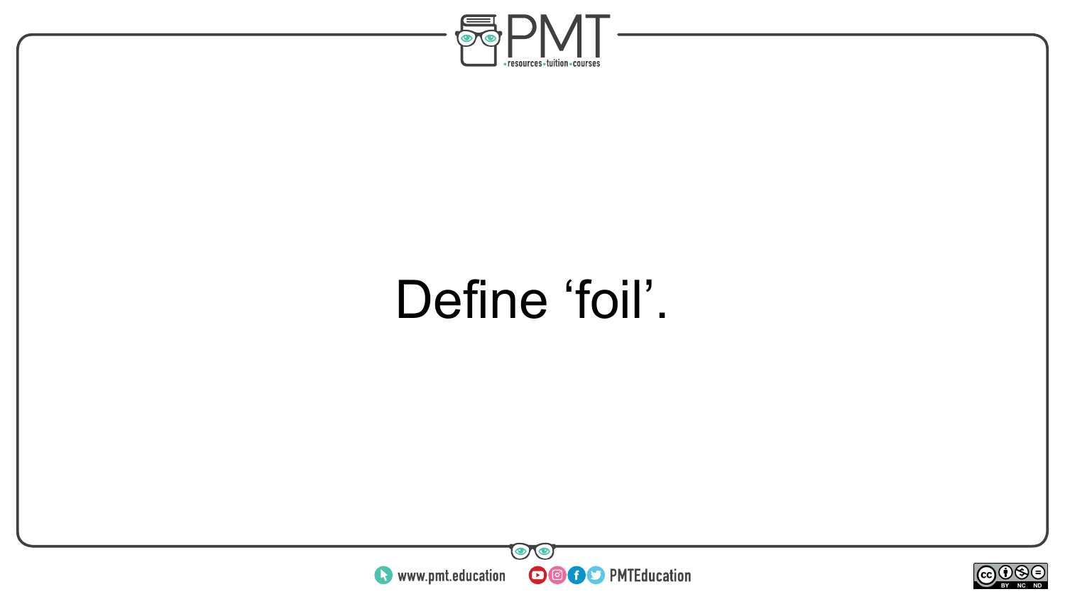Define ‘foil’.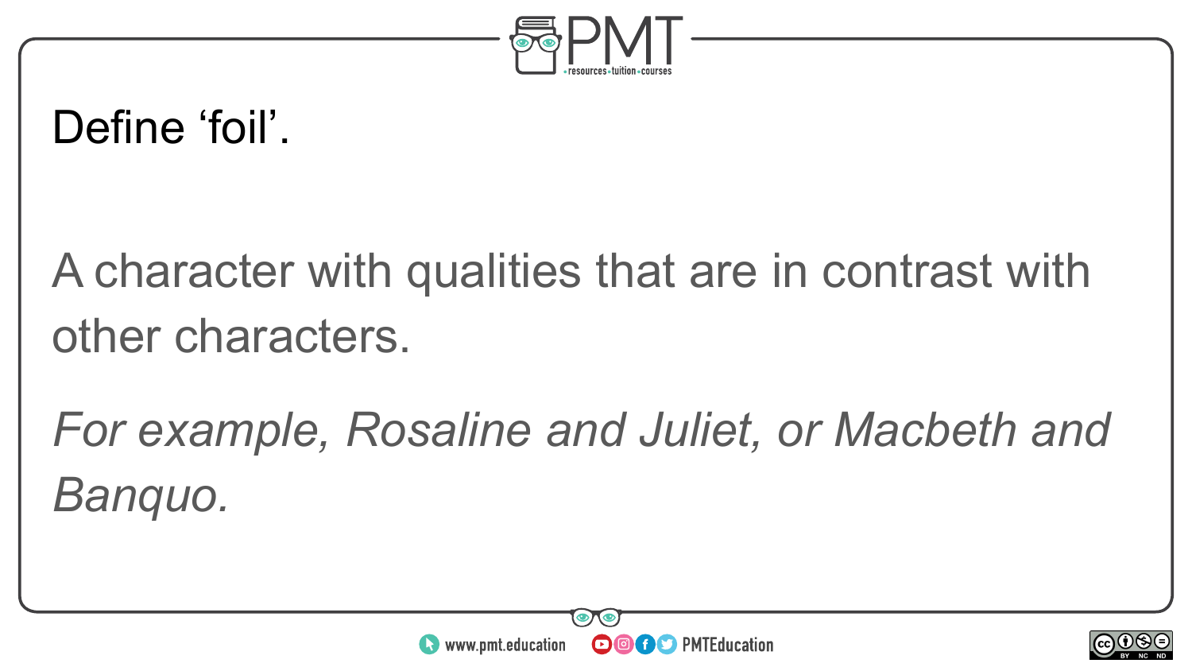Define ‘foil’.

A character with qualities that are in contrast with other characters.

*For example, Rosaline and Juliet, or Macbeth and Banquo.*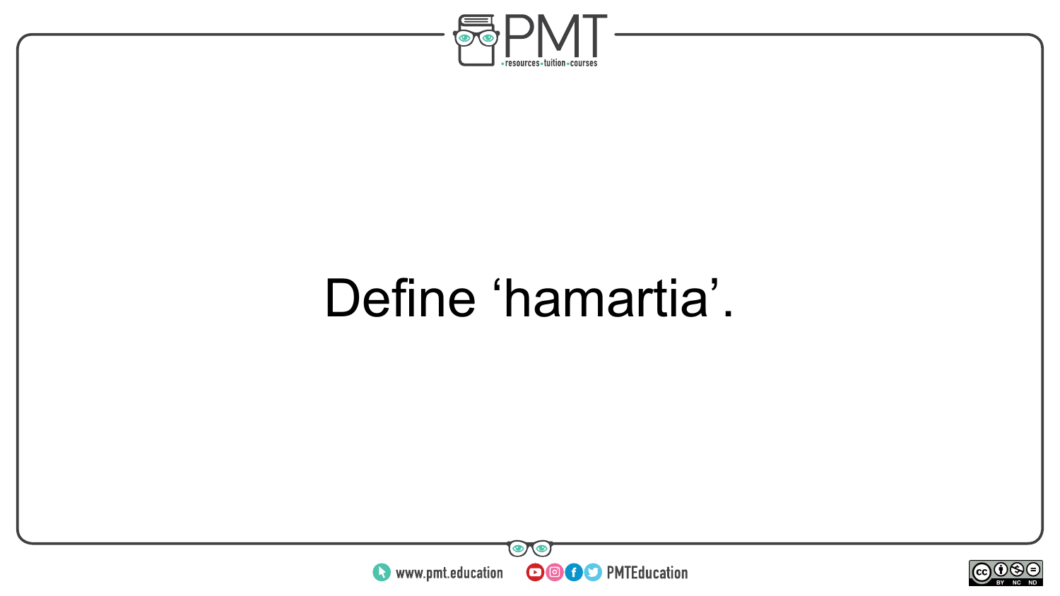Define ‘hamartia’.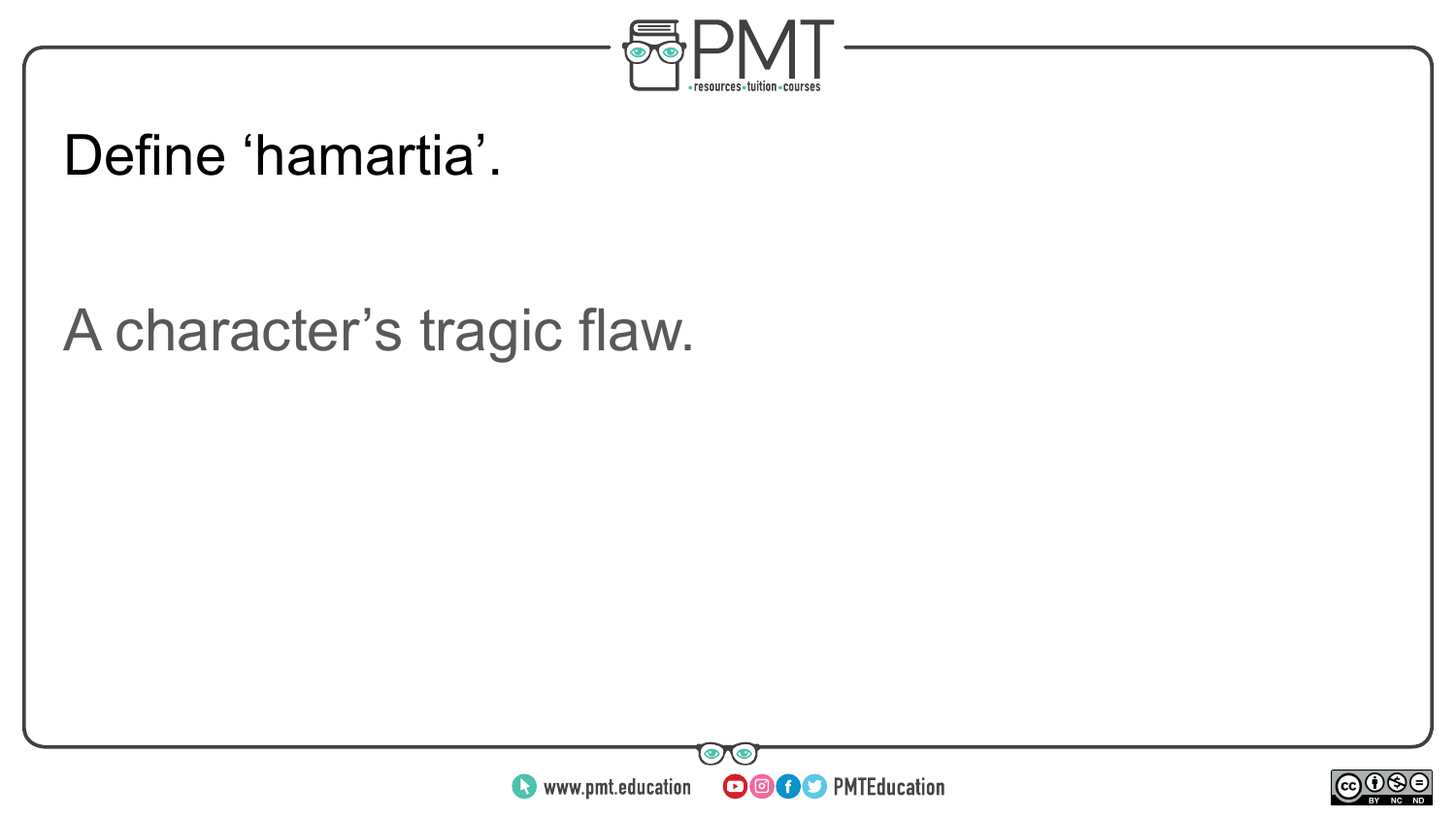Define ‘hamartia’.

A character’s tragic flaw.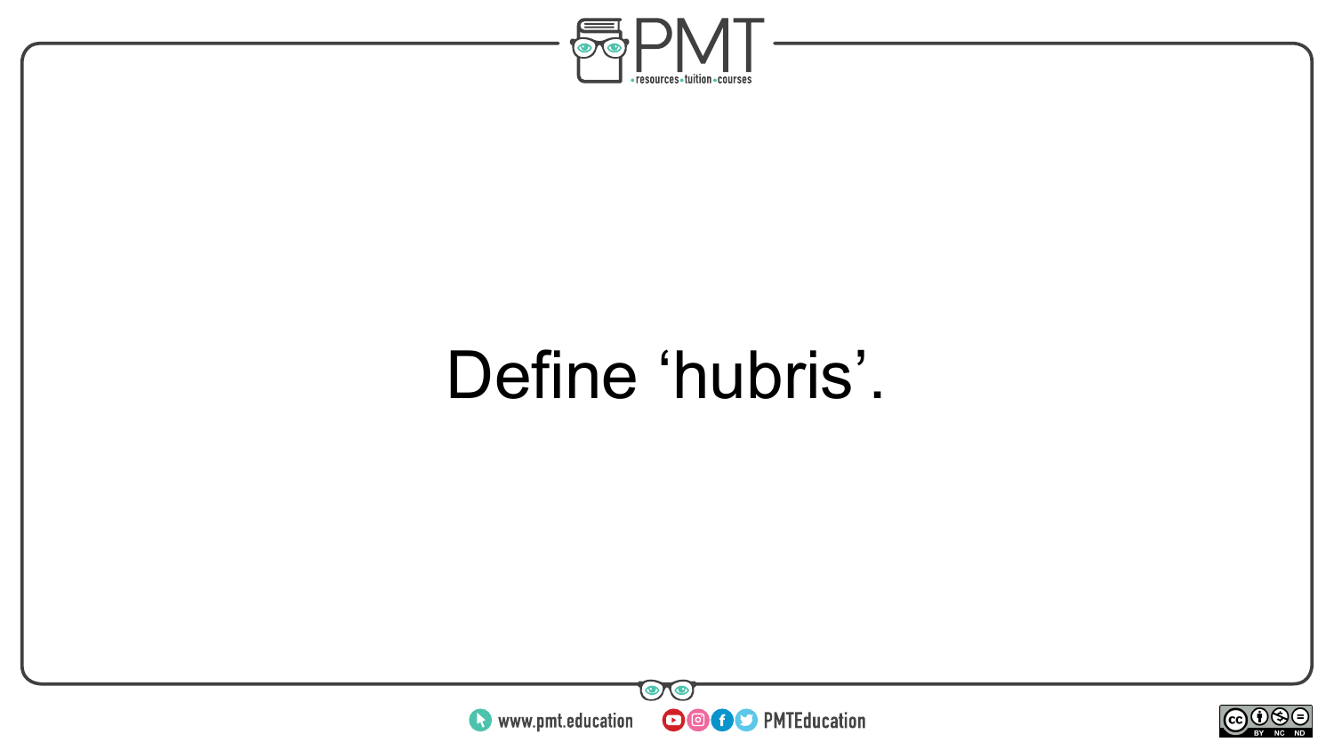Define ‘hubris’.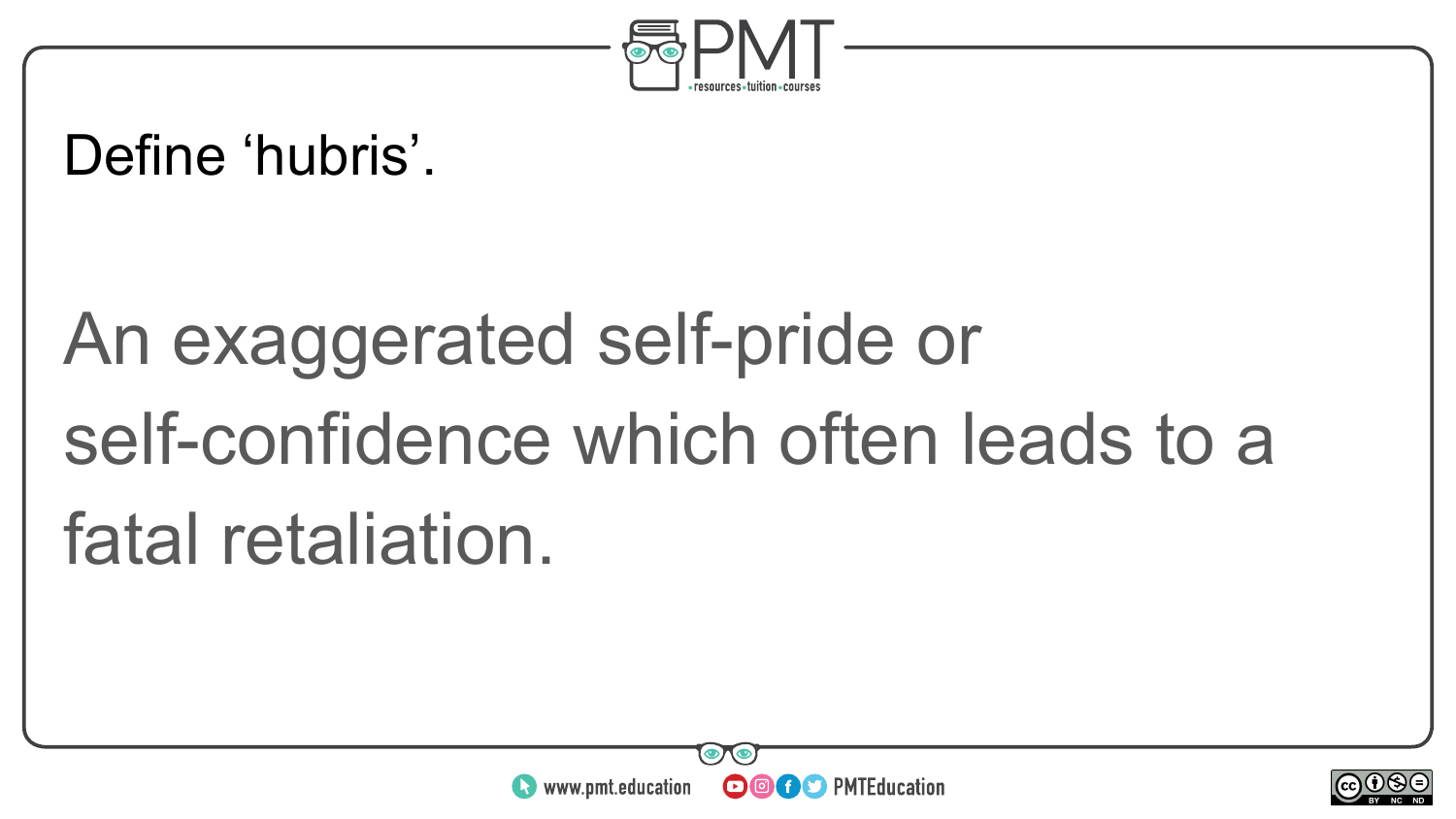Define ‘hubris’.

An exaggerated self-pride or self-confidence which often leads to a fatal retaliation.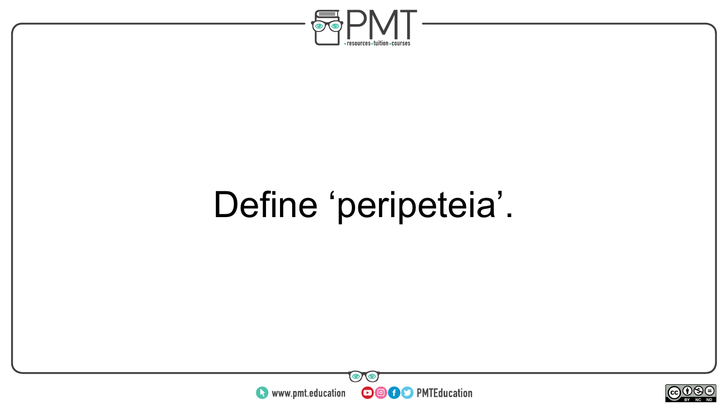Define ‘peripeteia’.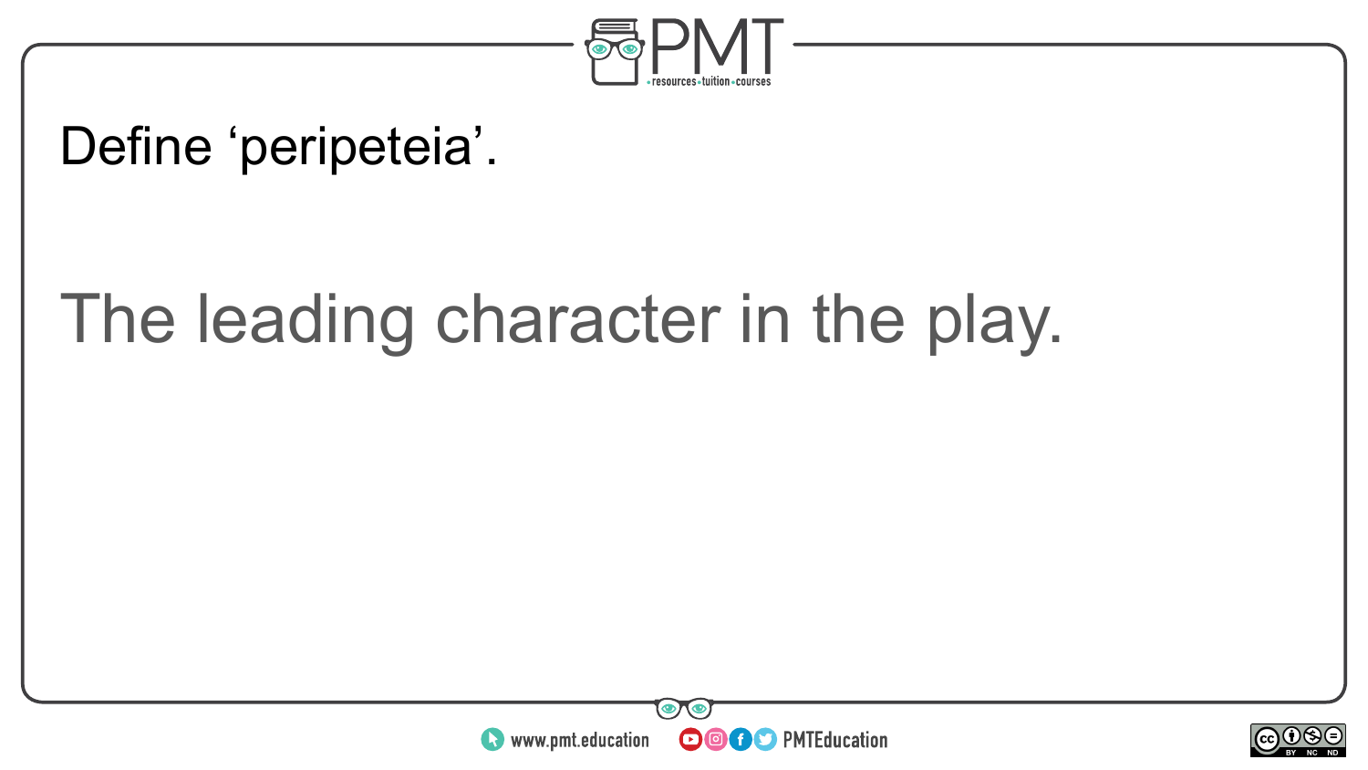Define ‘peripeteia’.

The leading character in the play.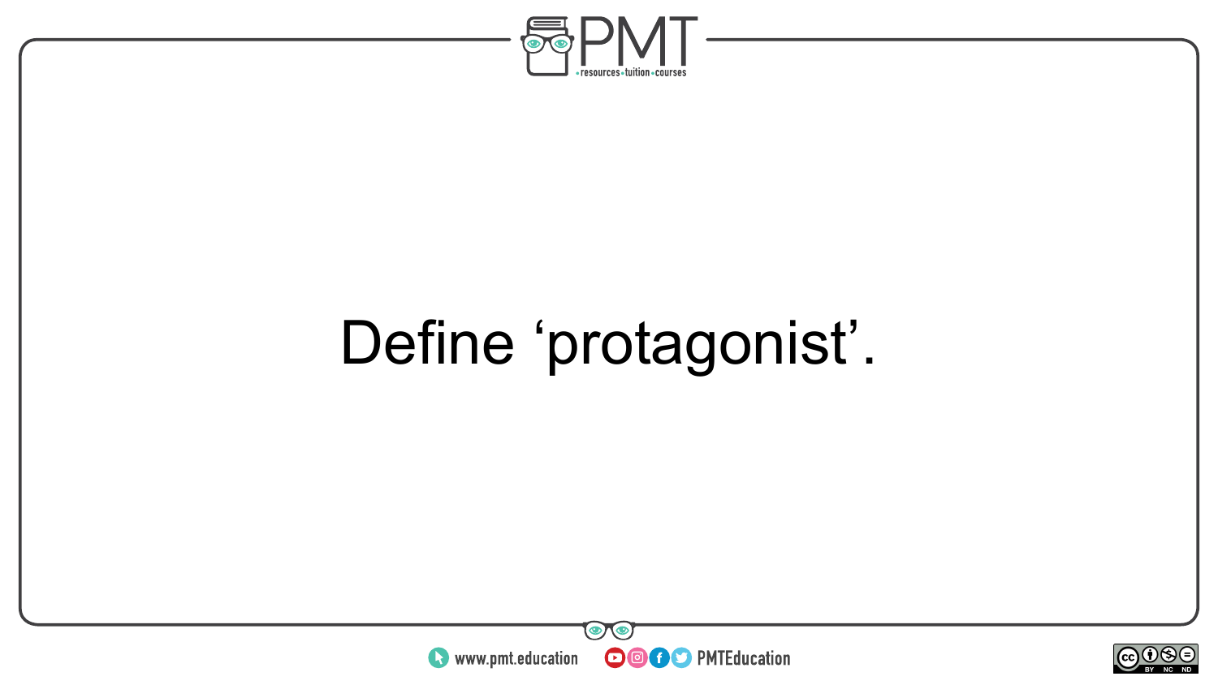Define ‘protagonist’.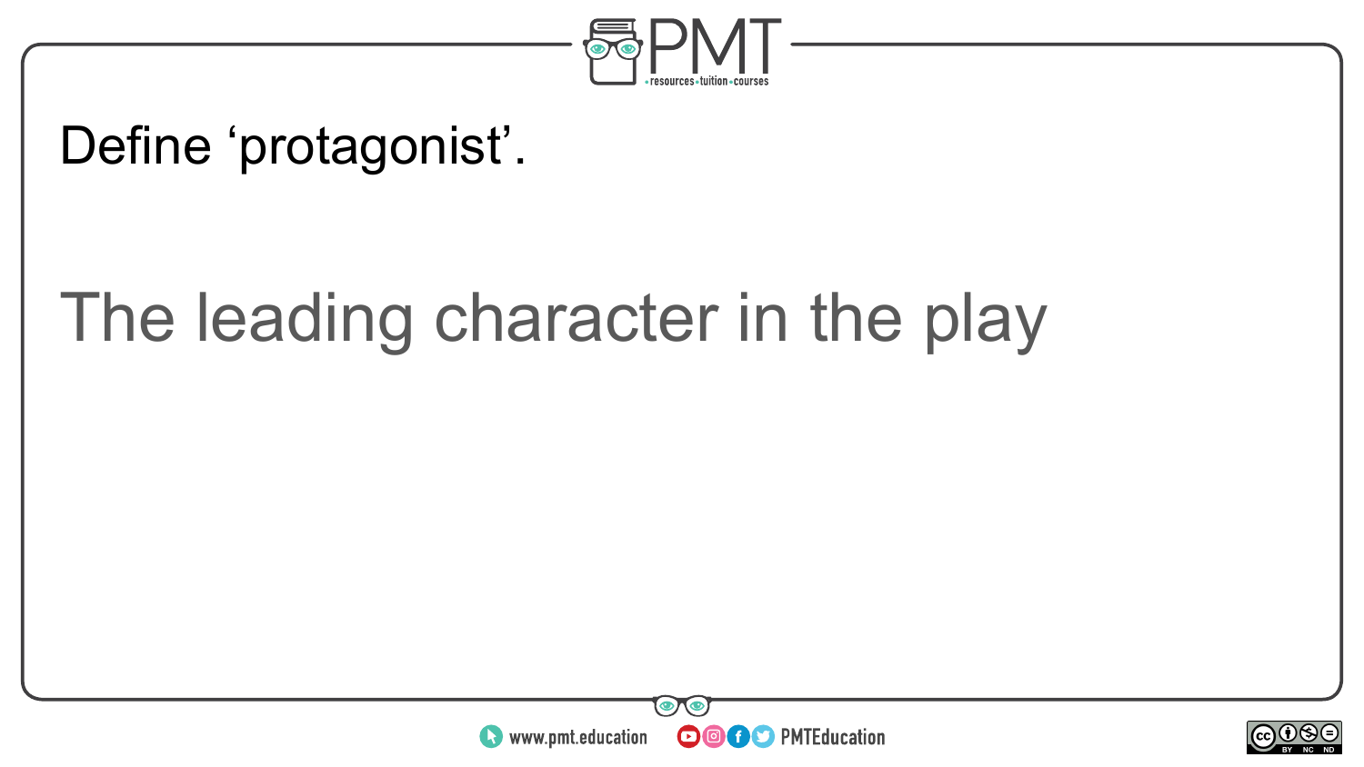Define ‘protagonist’.

The leading character in the play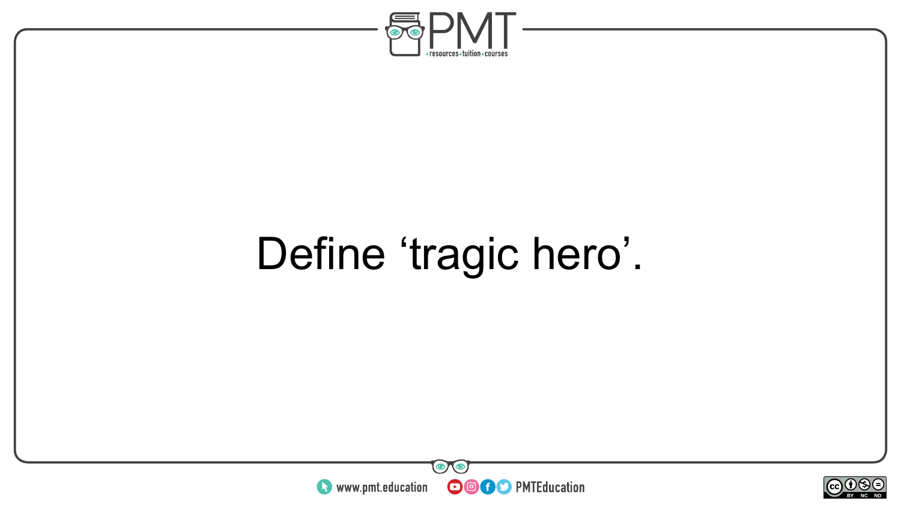Define ‘tragic hero’.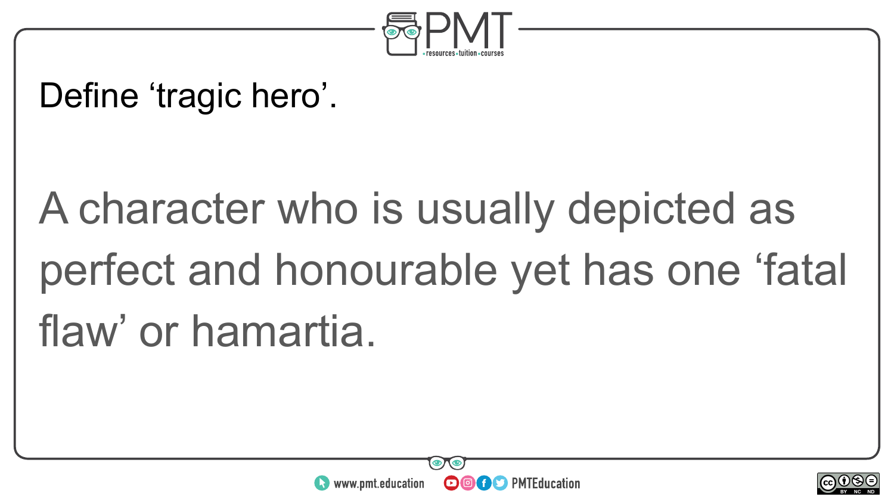Define ‘tragic hero’.

A character who is usually depicted as perfect and honourable yet has one ‘fatal flaw’ or hamartia.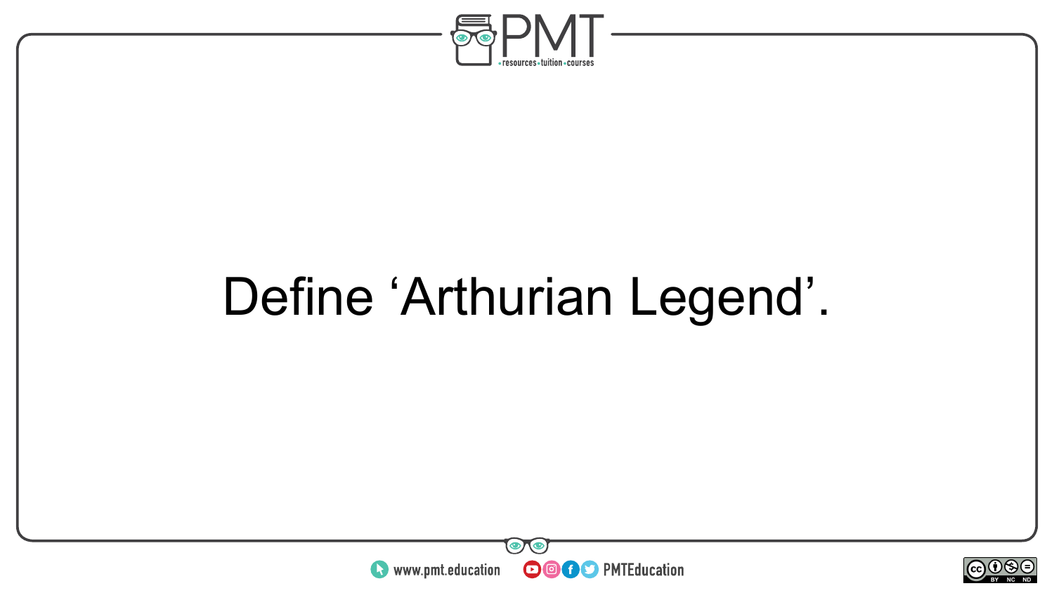Define ‘Arthurian Legend’.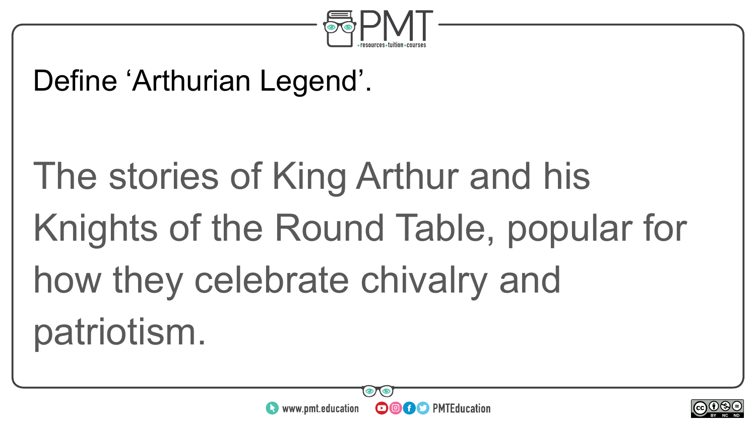Define ‘Arthurian Legend’.

The stories of King Arthur and his Knights of the Round Table, popular for how they celebrate chivalry and patriotism.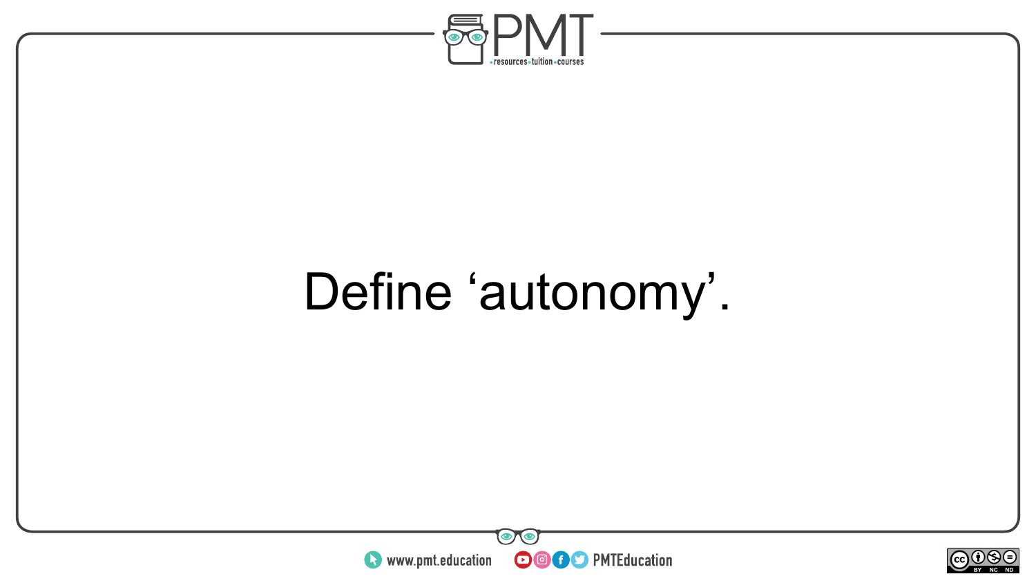Define ‘autonomy’.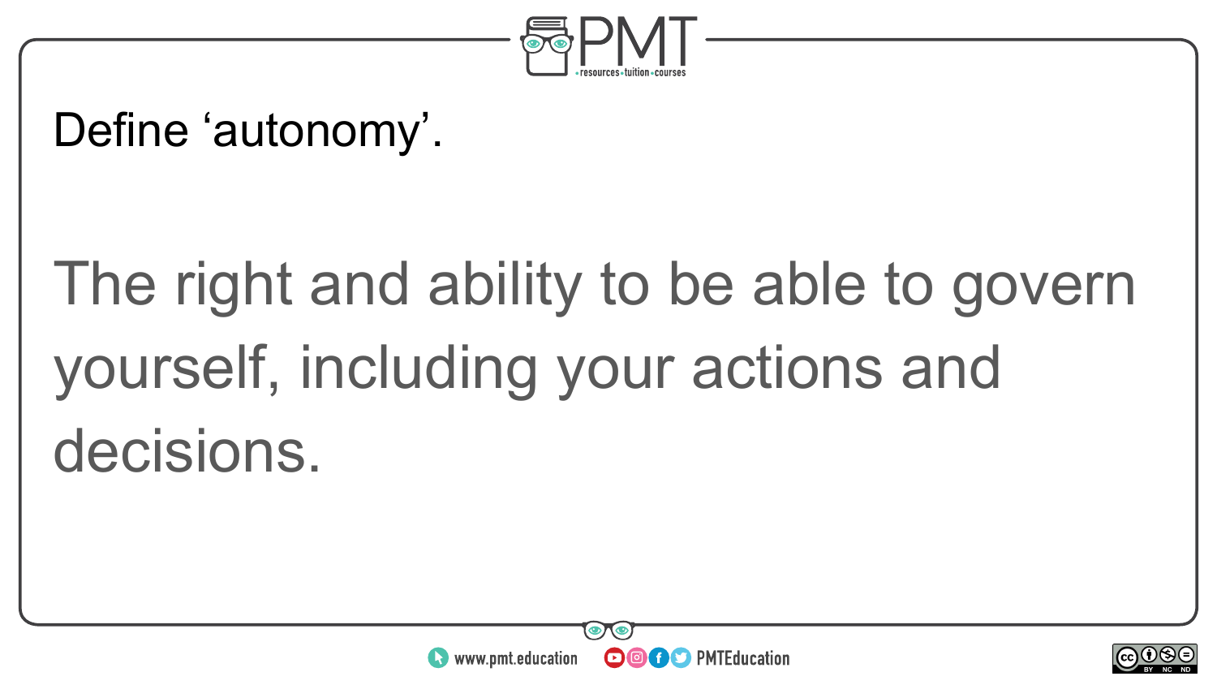Define ‘autonomy’.

The right and ability to be able to govern yourself, including your actions and decisions.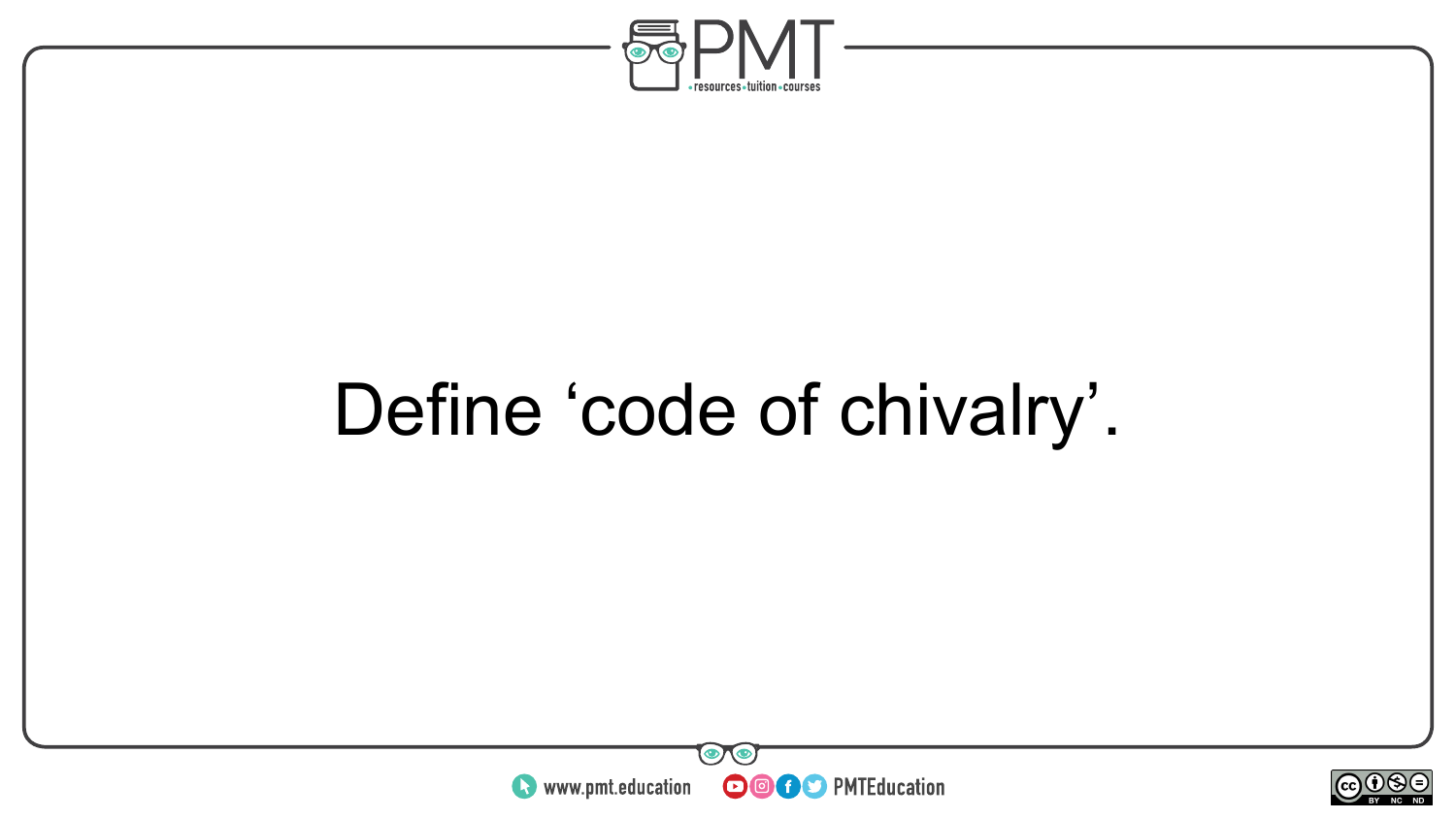Define ‘code of chivalry’.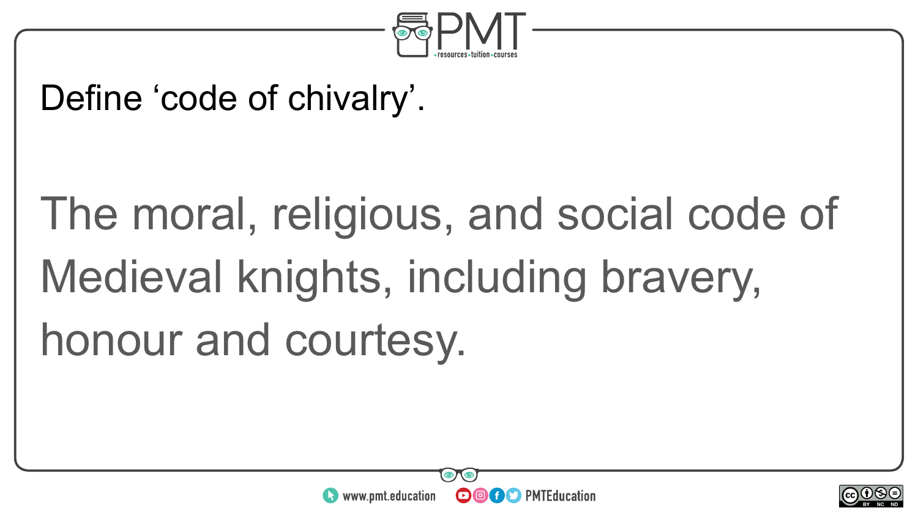Define ‘code of chivalry’.

The moral, religious, and social code of Medieval knights, including bravery, honour and courtesy.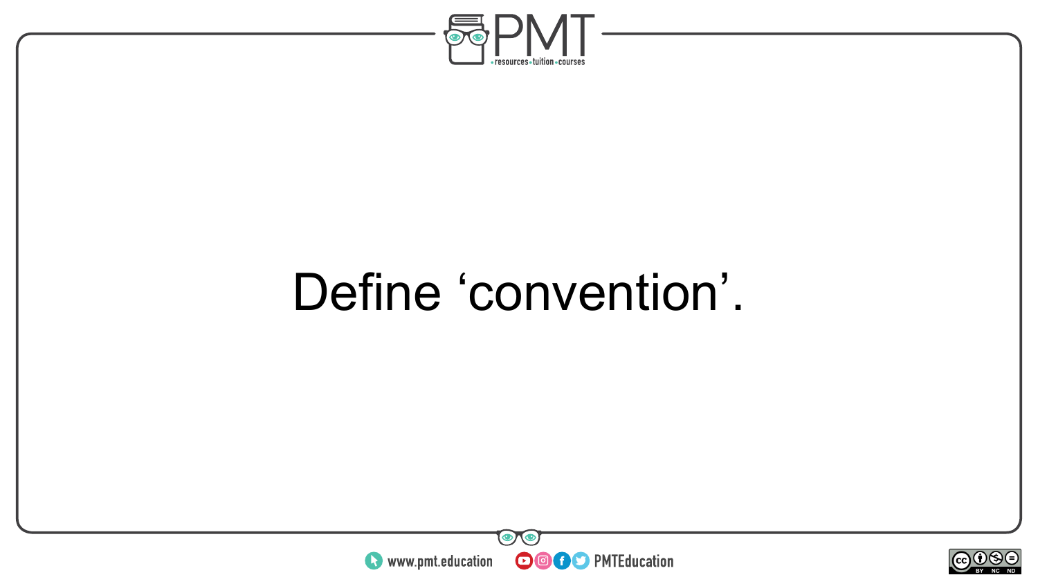Define ‘convention’.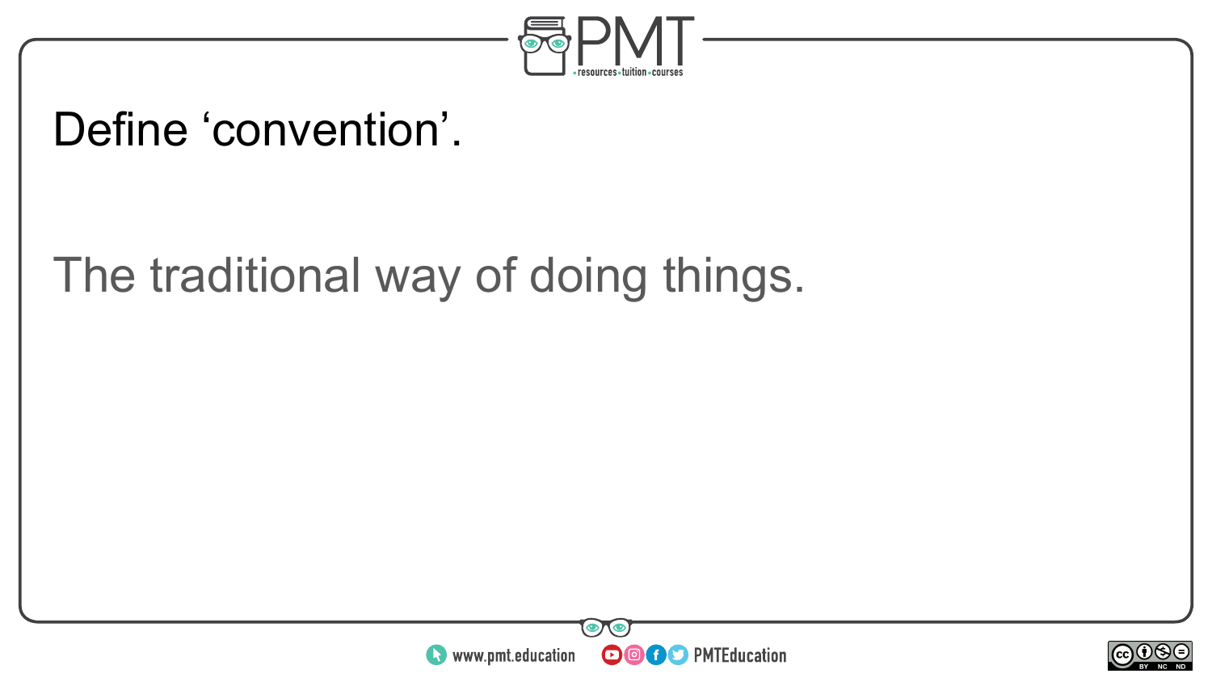Define ‘convention’.

The traditional way of doing things.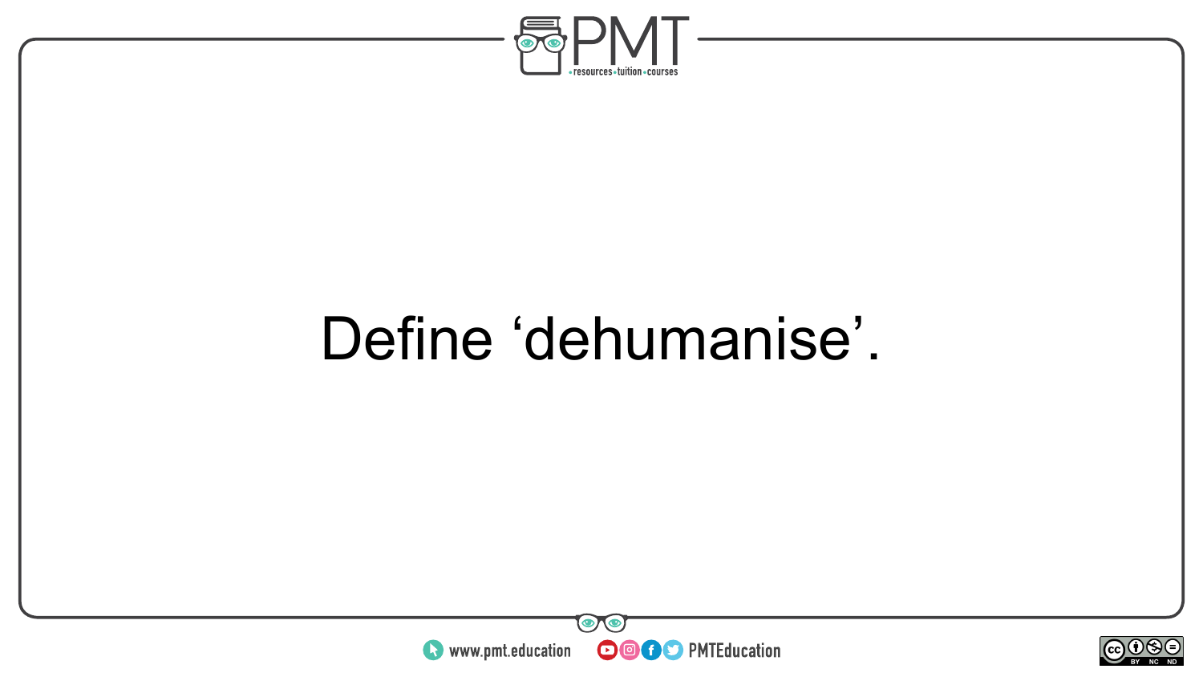Define ‘dehumanise’.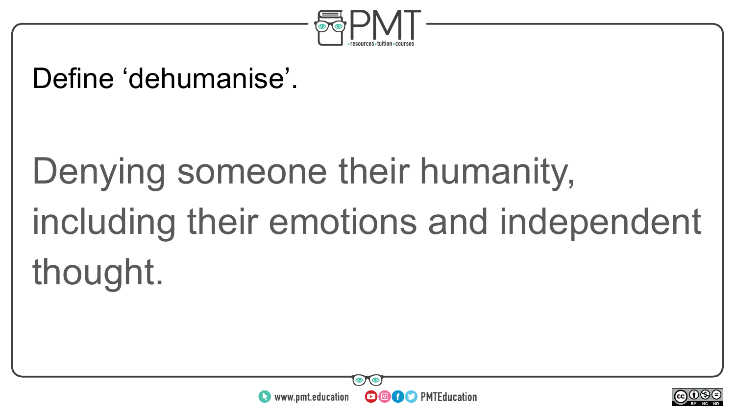Define ‘dehumanise’.

Denying someone their humanity, including their emotions and independent thought.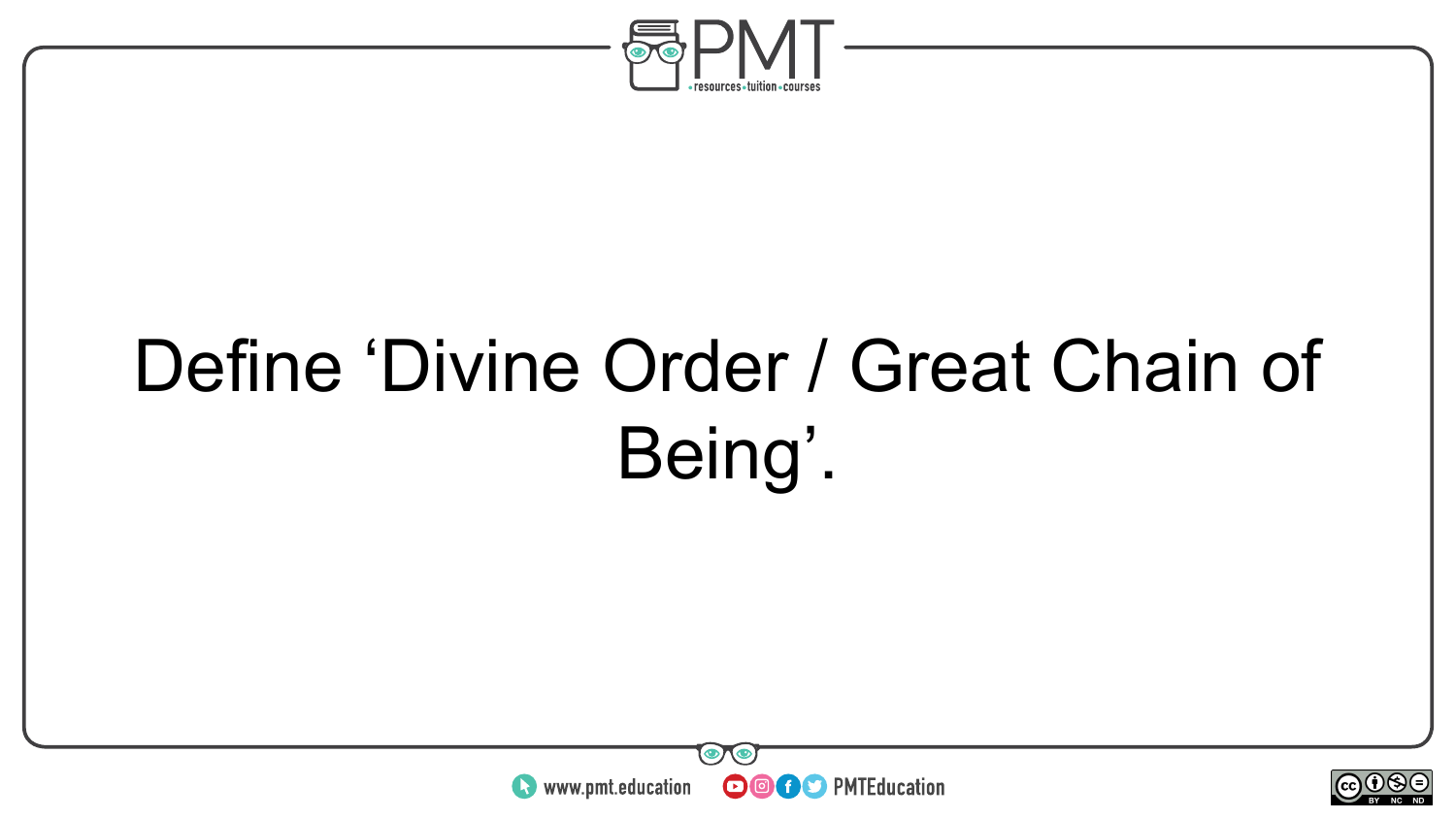Define ‘Divine Order / Great Chain of Being’.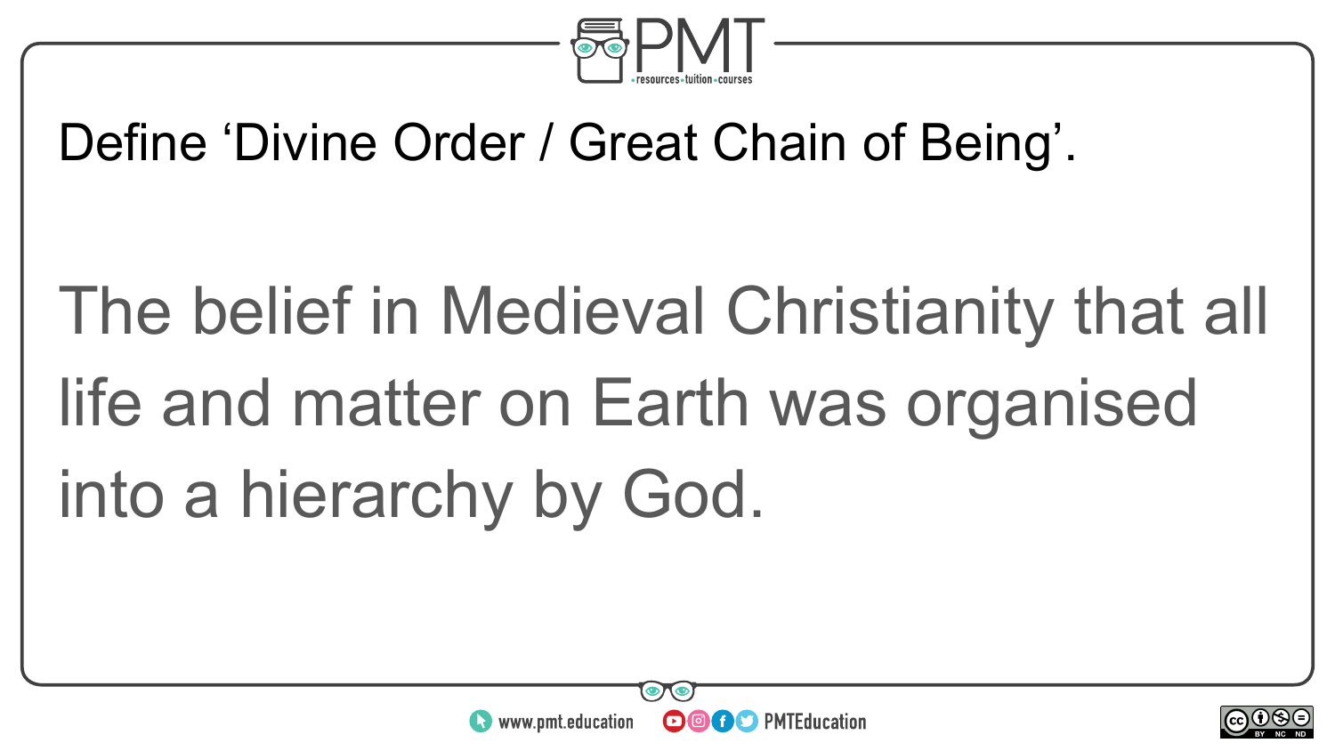Define ‘Divine Order / Great Chain of Being’.

The belief in Medieval Christianity that all life and matter on Earth was organised into a hierarchy by God.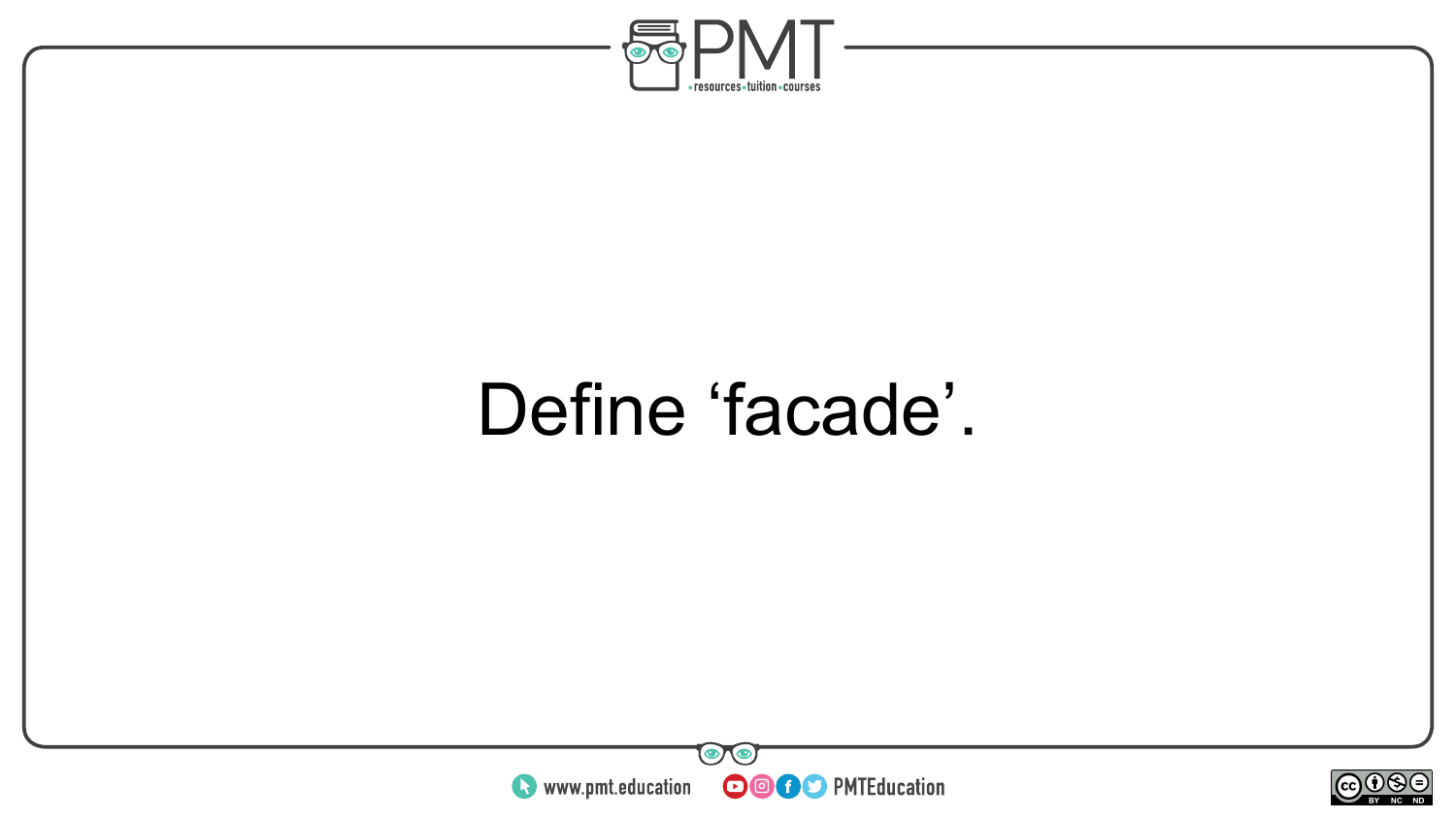Define ‘facade’.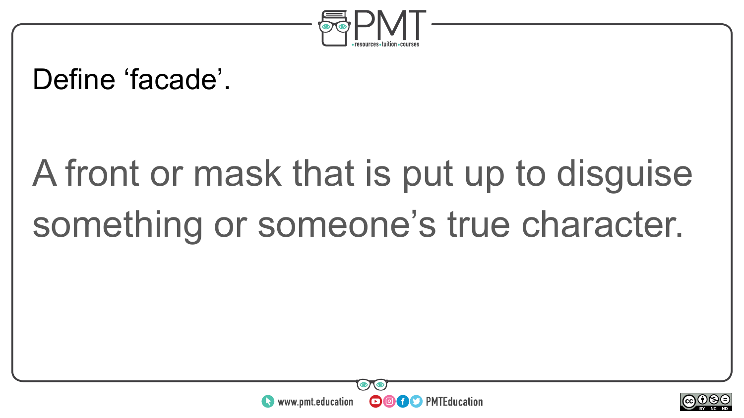Define ‘facade’.

A front or mask that is put up to disguise something or someone’s true character.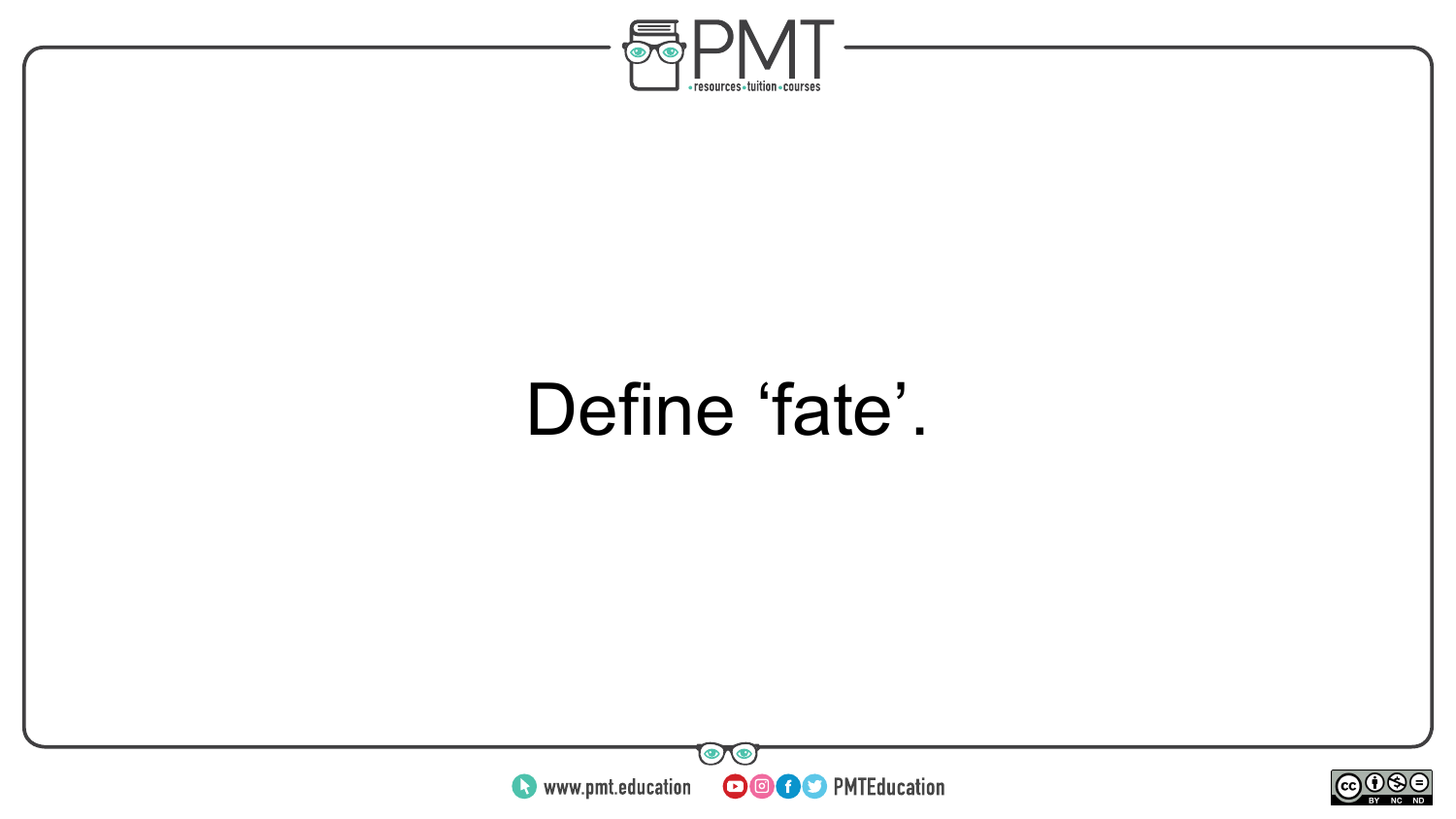Define ‘fate’.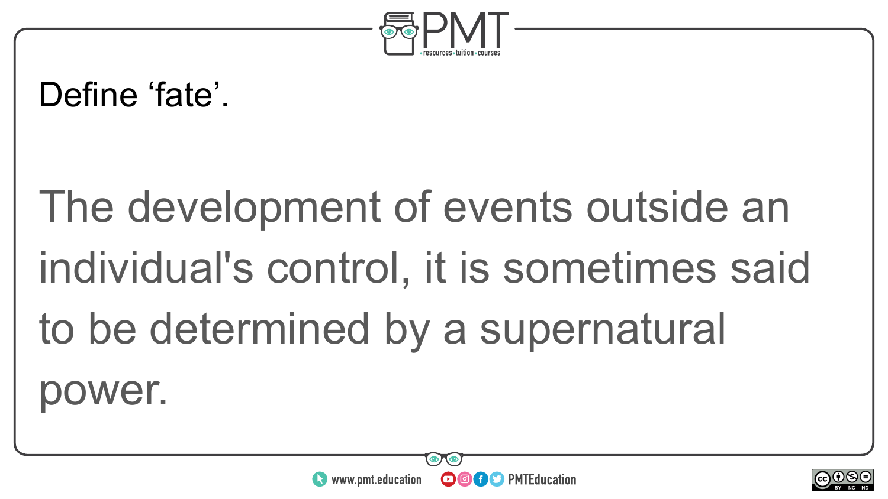Define ‘fate’.

The development of events outside an individual's control, it is sometimes said to be determined by a supernatural power.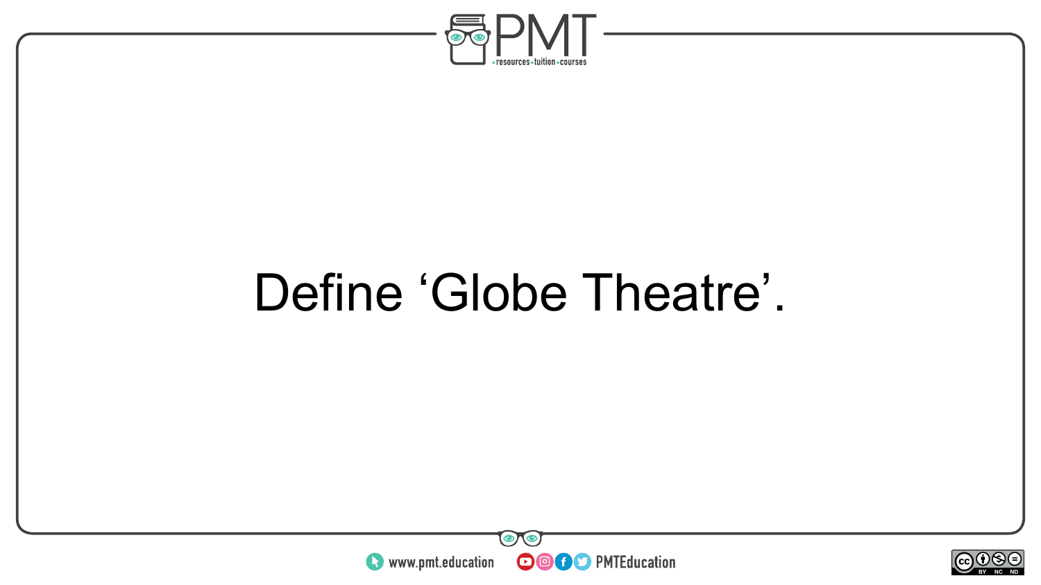Define ‘Globe Theatre’.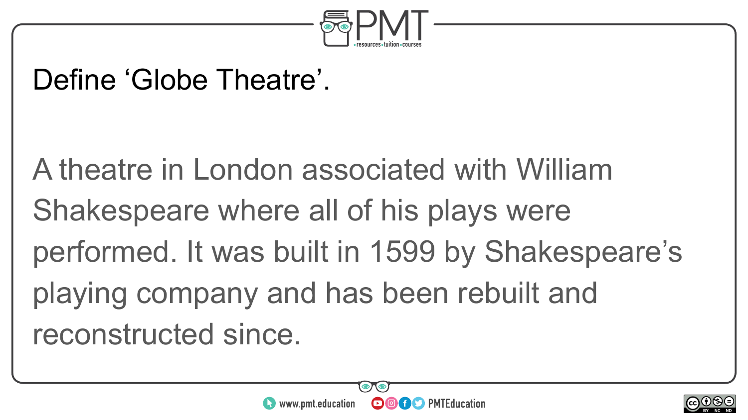Define ‘Globe Theatre’.

A theatre in London associated with William Shakespeare where all of his plays were performed. It was built in 1599 by Shakespeare’s playing company and has been rebuilt and reconstructed since.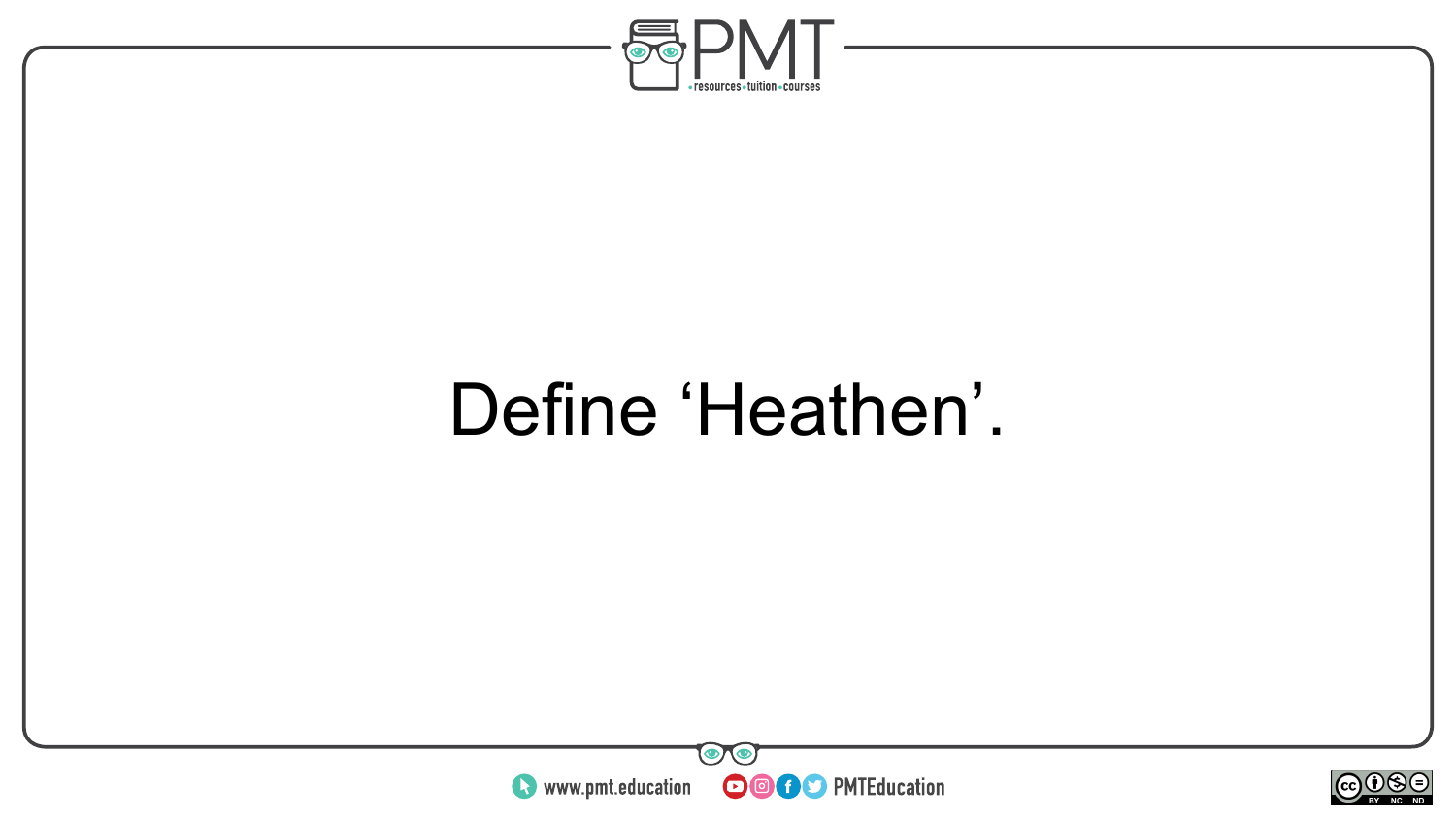Define ‘Heathen’.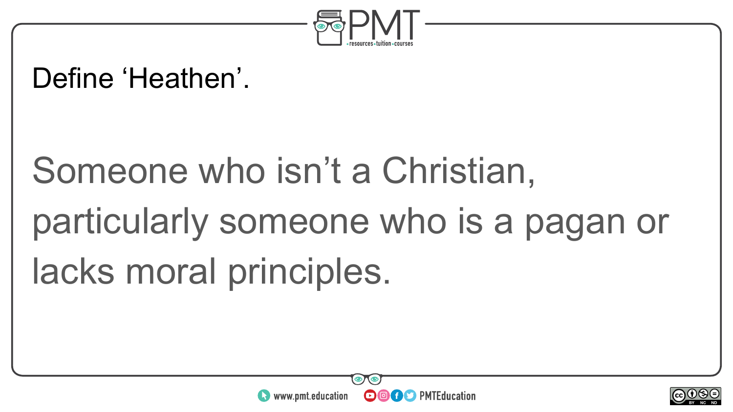Define ‘Heathen’.

Someone who isn’t a Christian, particularly someone who is a pagan or lacks moral principles.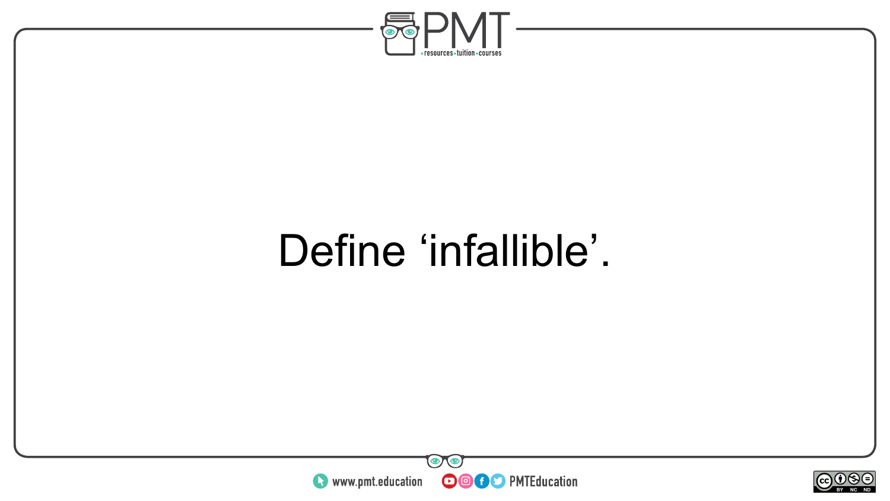Define ‘infallible’.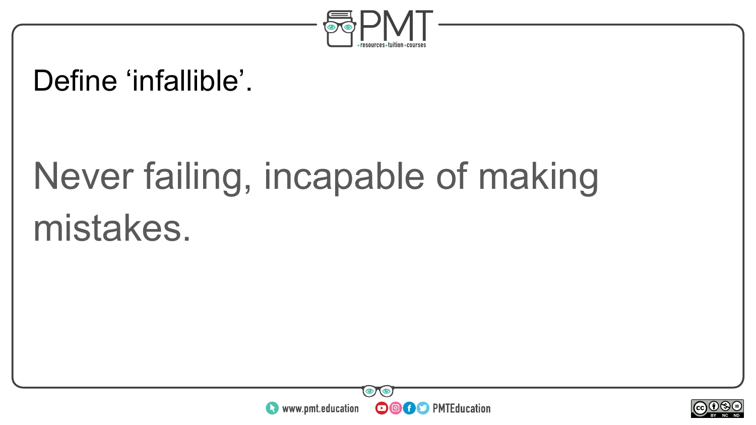Define ‘infallible’.

Never failing, incapable of making mistakes.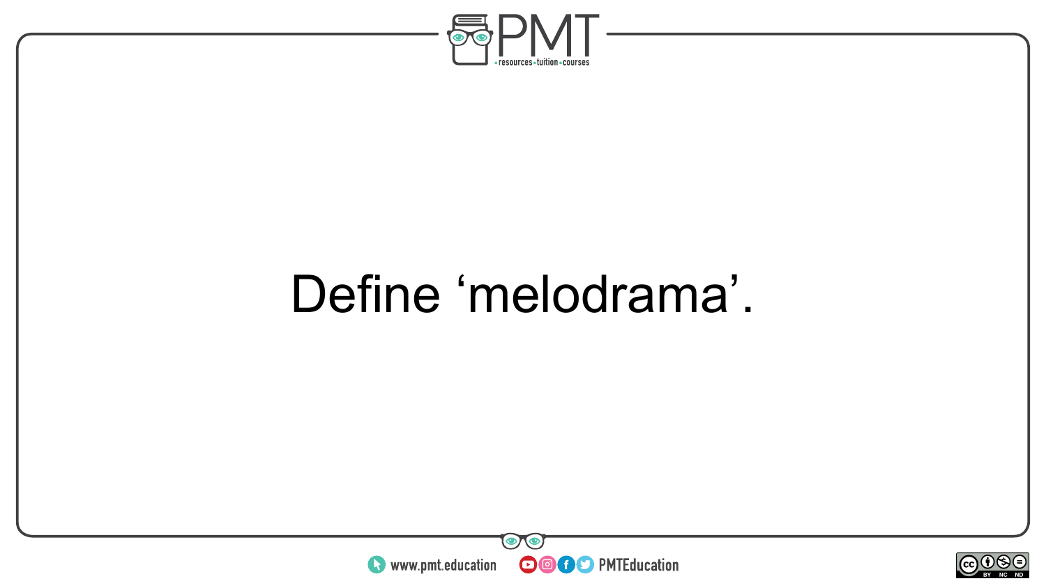Define ‘melodrama’.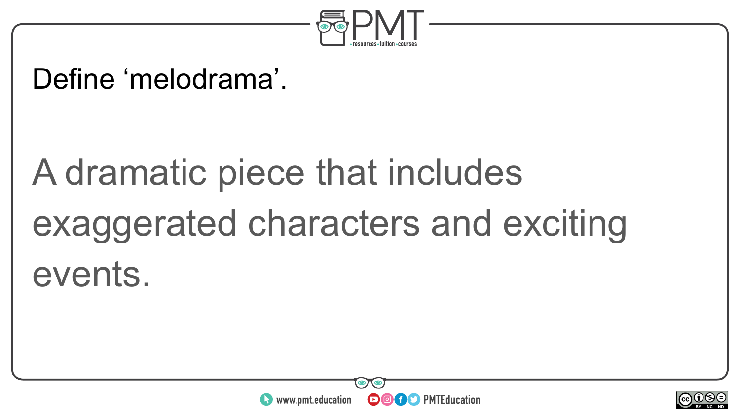Define ‘melodrama’.

A dramatic piece that includes exaggerated characters and exciting events.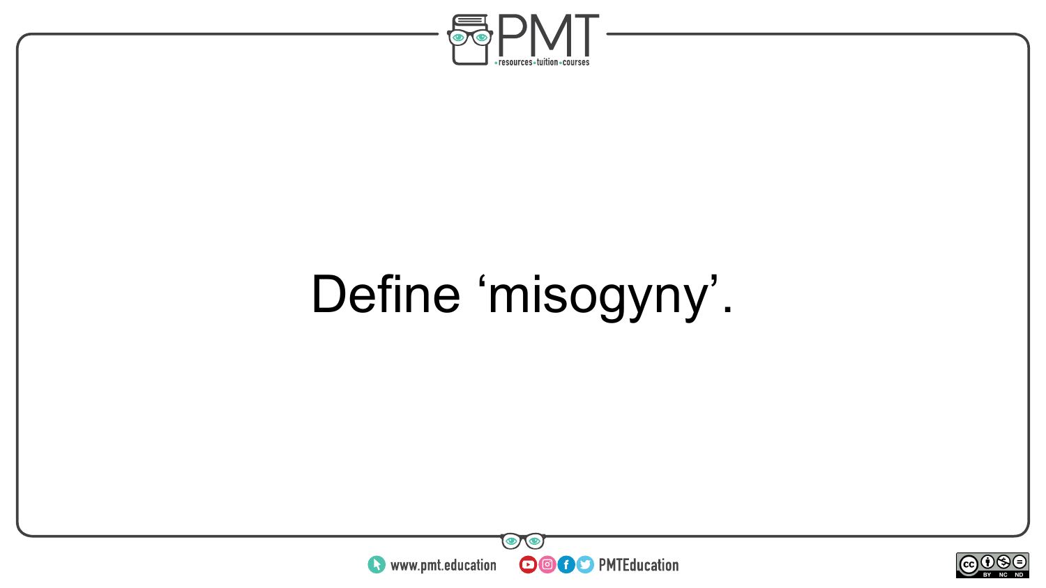Define ‘misogyny’.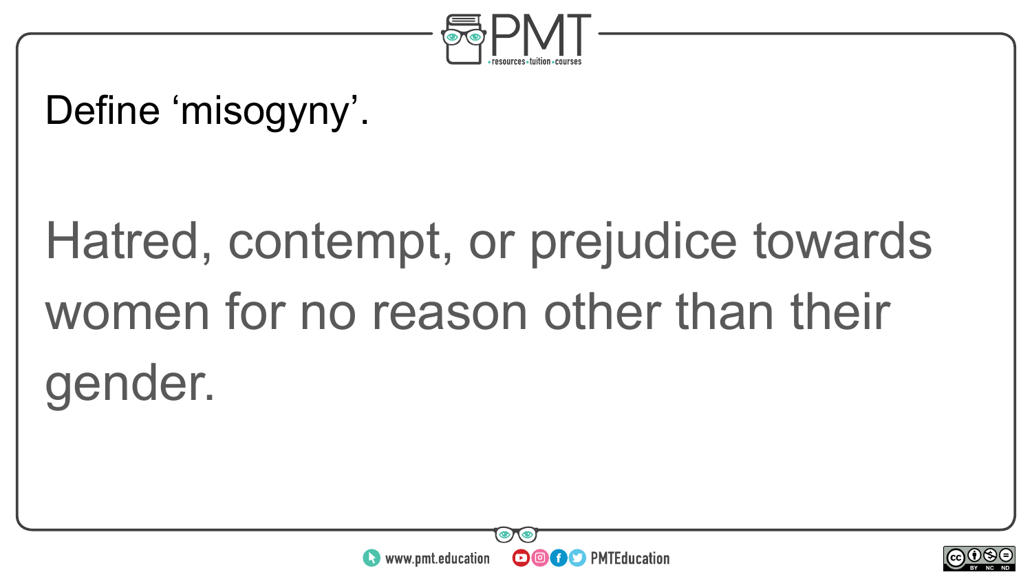Define ‘misogyny’.

Hatred, contempt, or prejudice towards women for no reason other than their gender.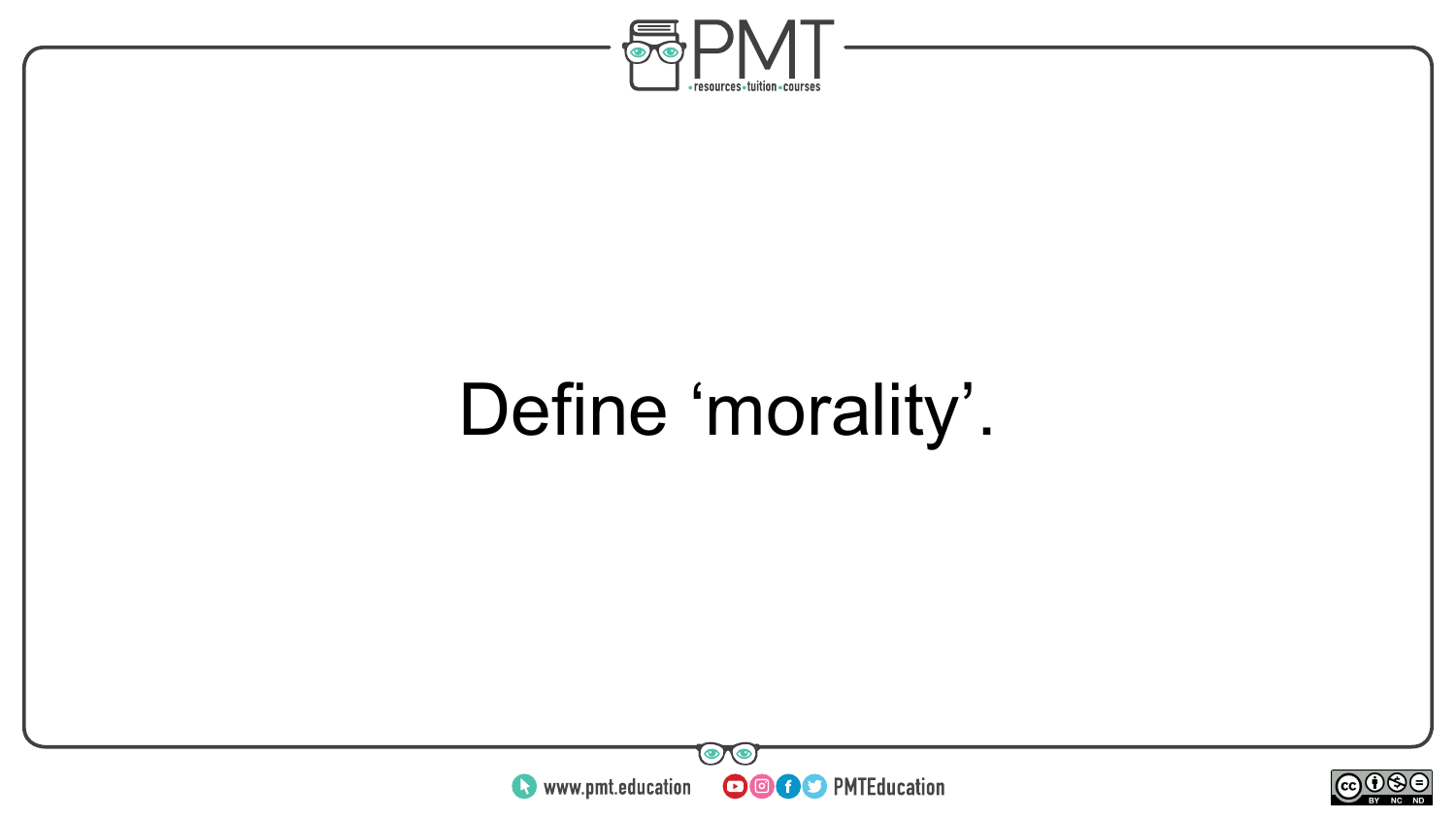Define ‘morality’.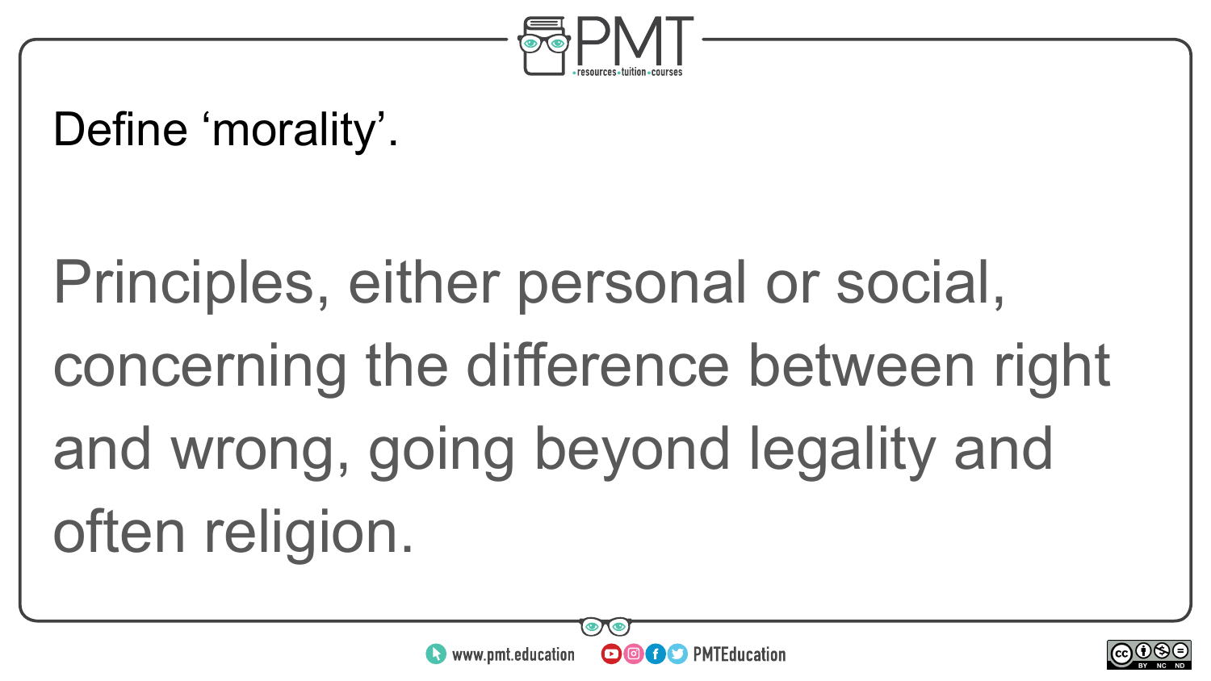Define ‘morality’.

Principles, either personal or social, concerning the difference between right and wrong, going beyond legality and often religion.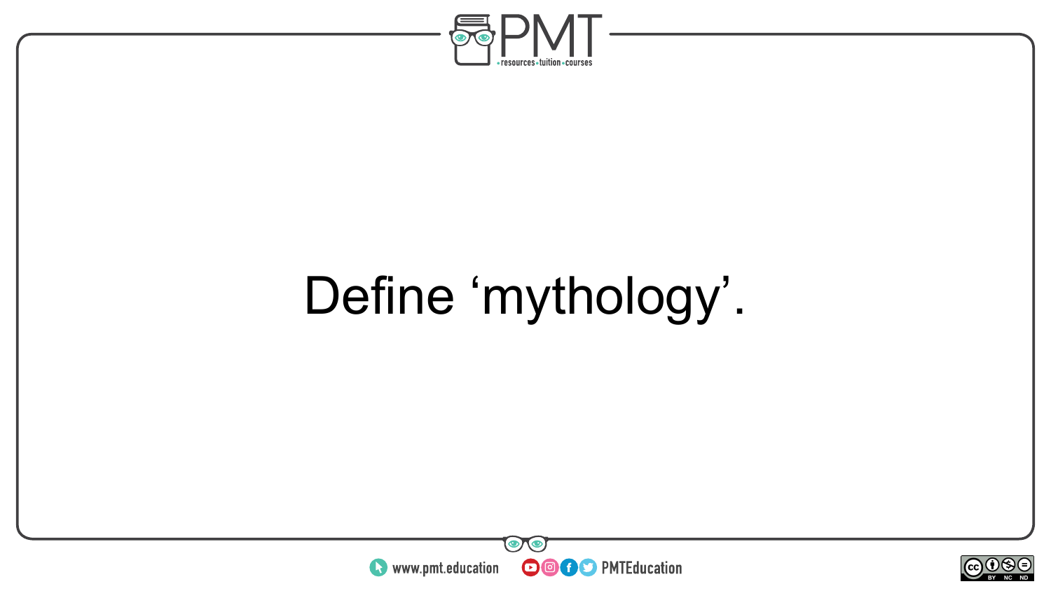Define ‘mythology’.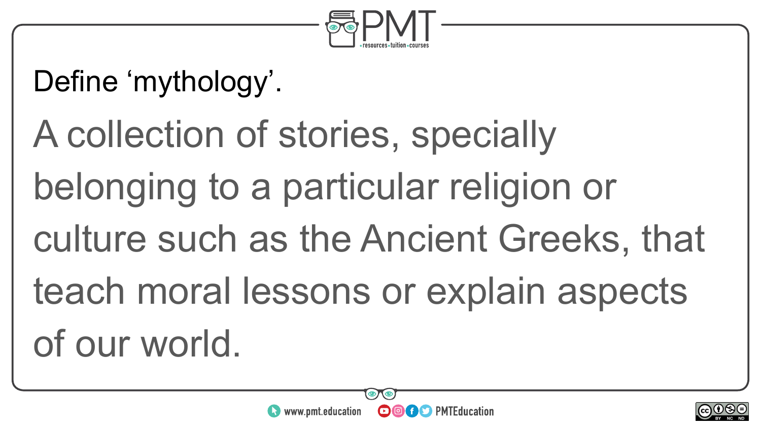Define ‘mythology’.

A collection of stories, specially belonging to a particular religion or culture such as the Ancient Greeks, that teach moral lessons or explain aspects of our world.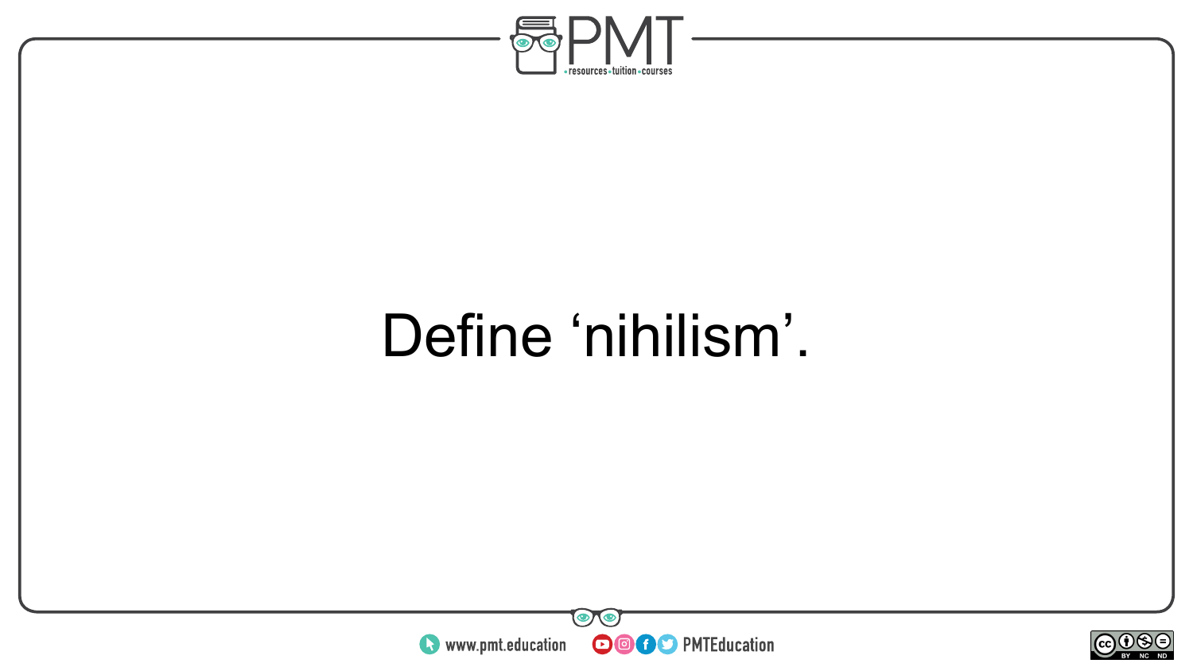Define ‘nihilism’.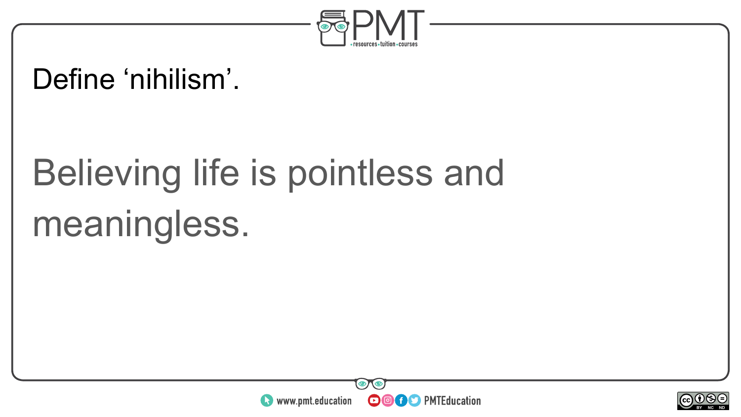Define ‘nihilism’.

Believing life is pointless and meaningless.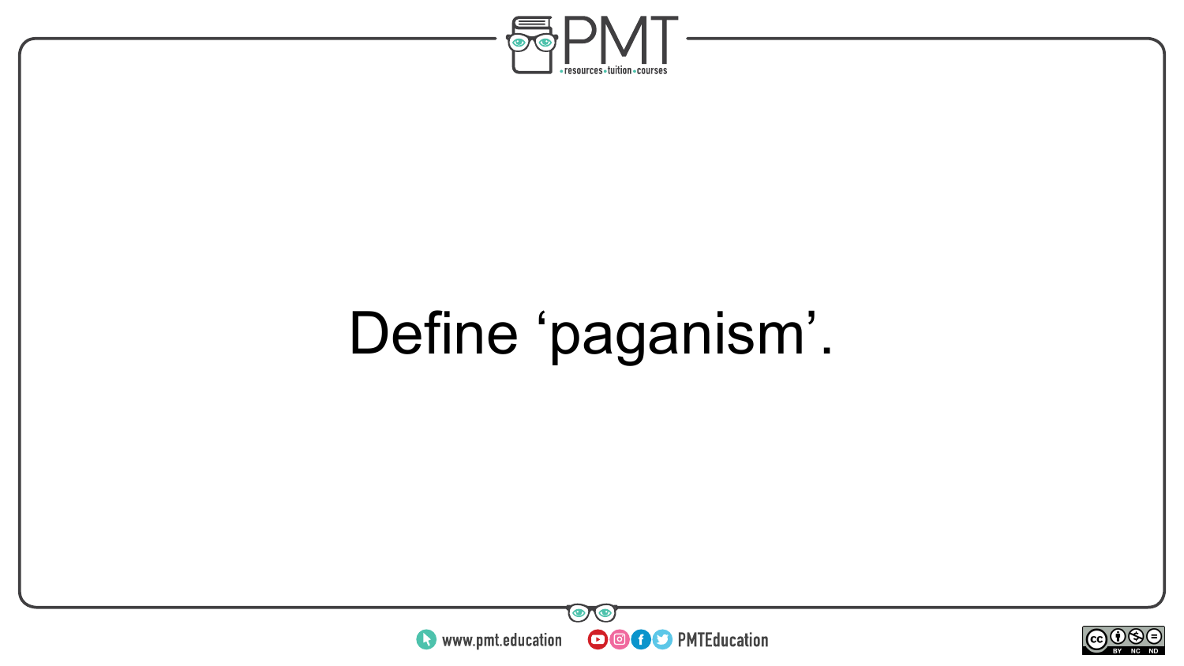Define ‘paganism’.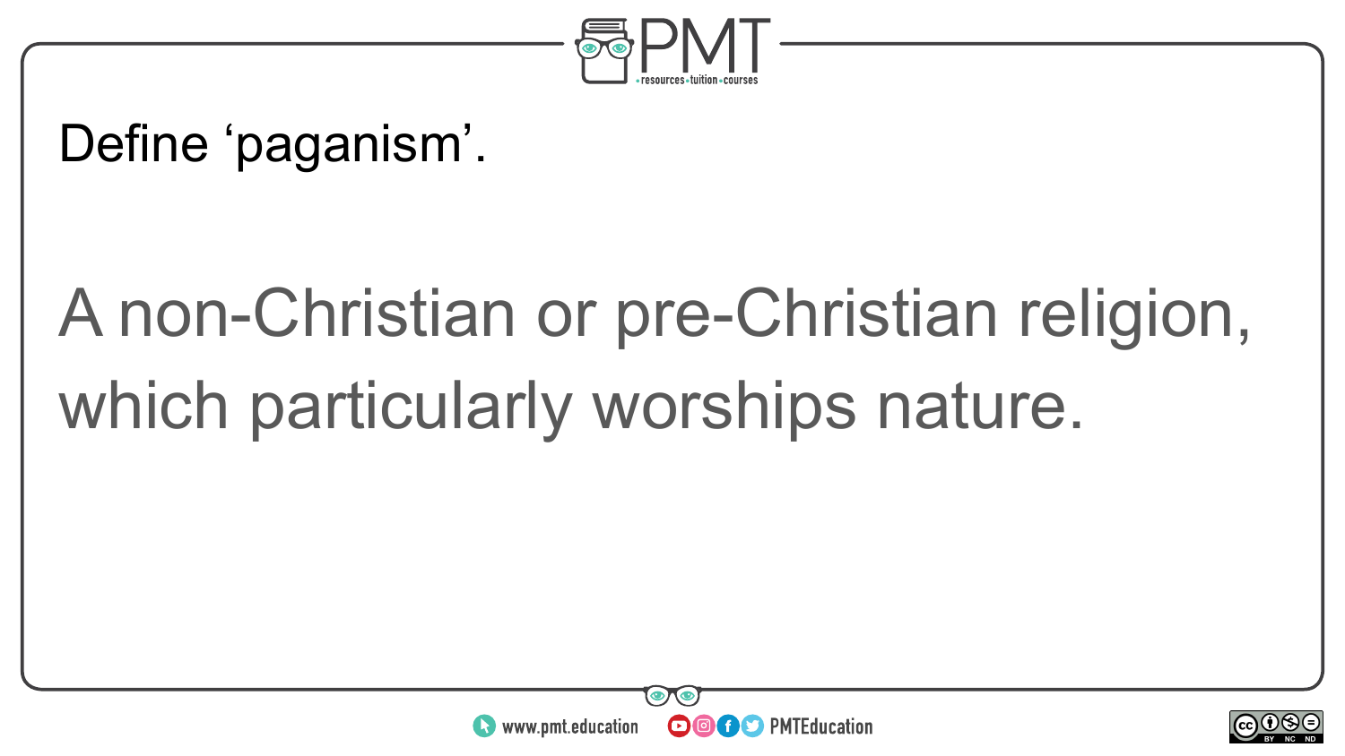Define ‘paganism’.

A non-Christian or pre-Christian religion, which particularly worships nature.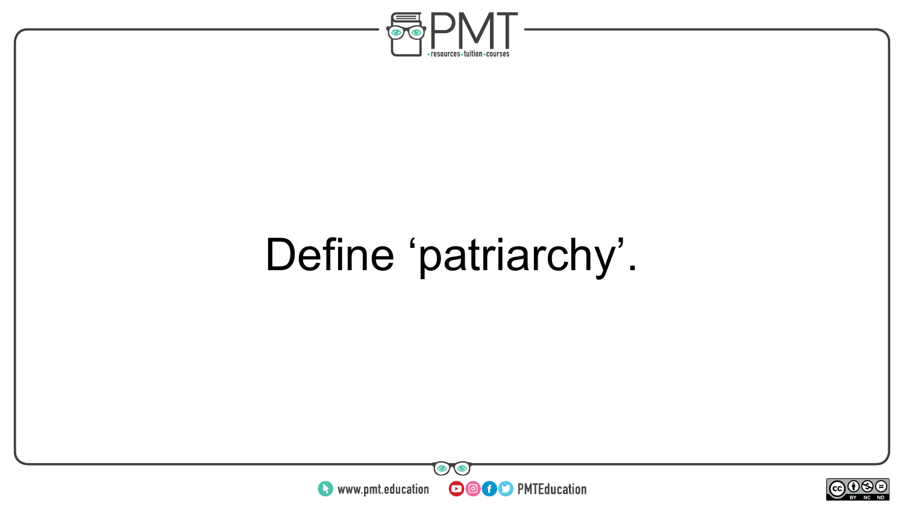Define ‘patriarchy’.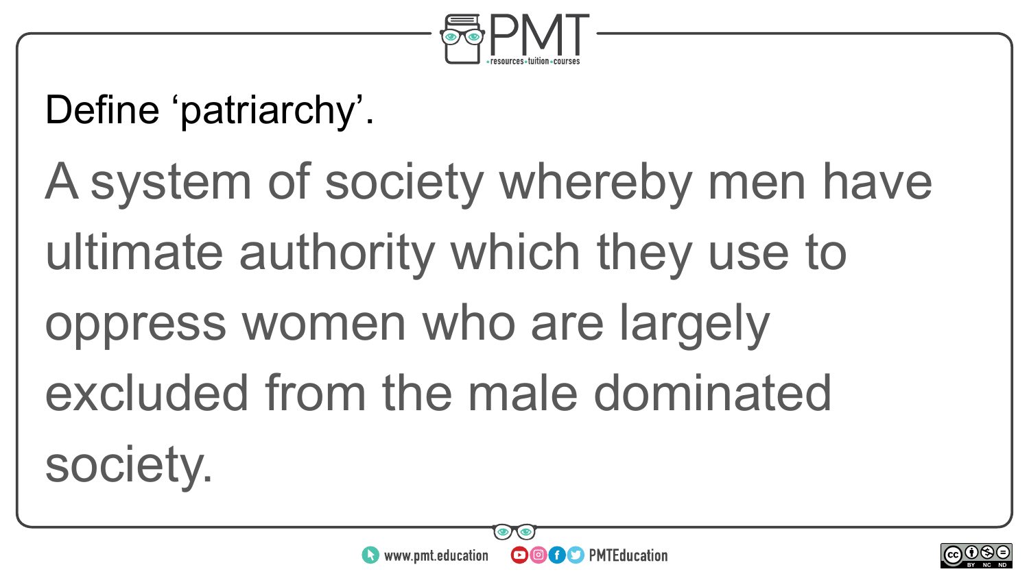Define ‘patriarchy’.

A system of society whereby men have ultimate authority which they use to oppress women who are largely excluded from the male dominated society.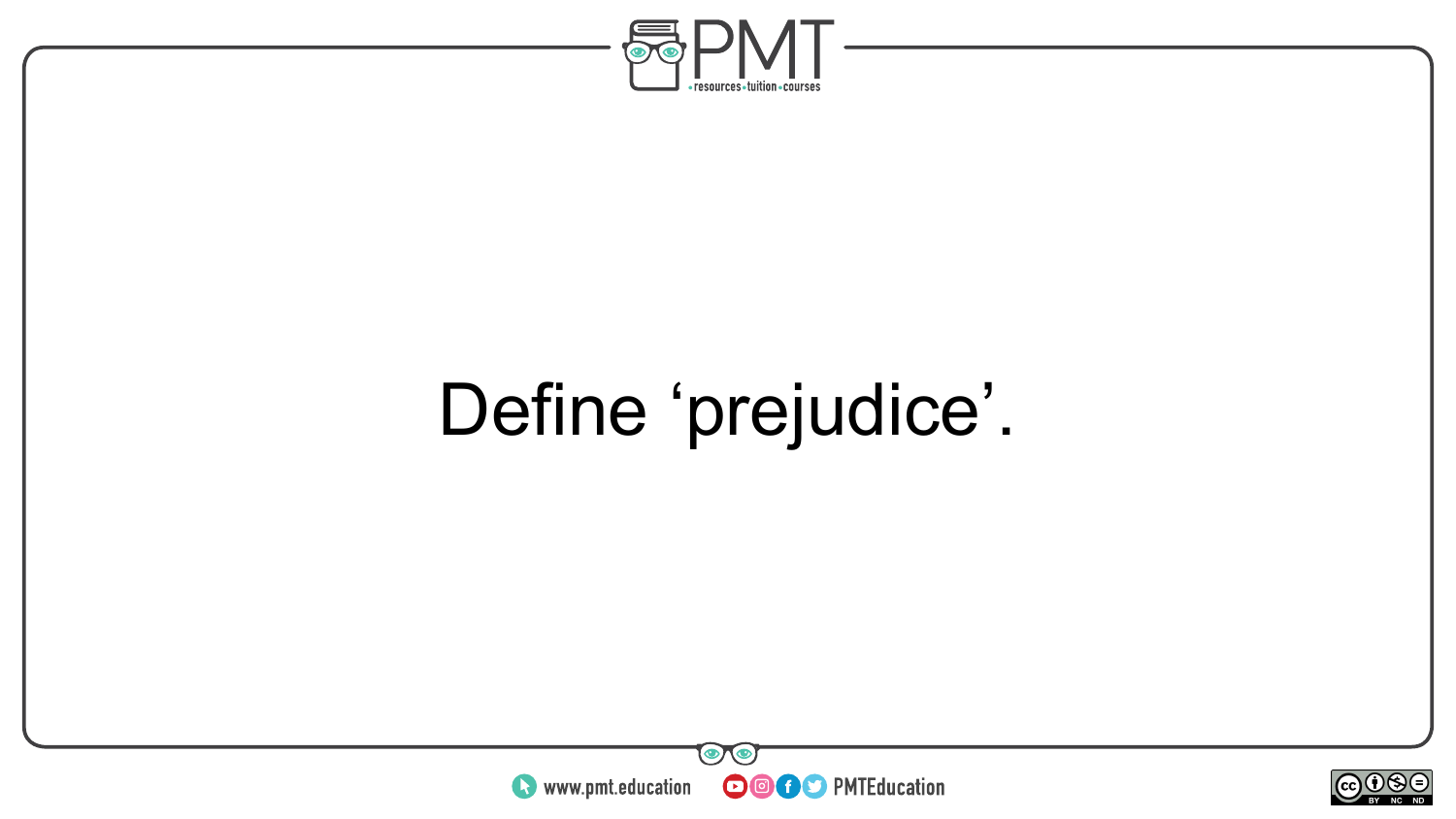Define ‘prejudice’.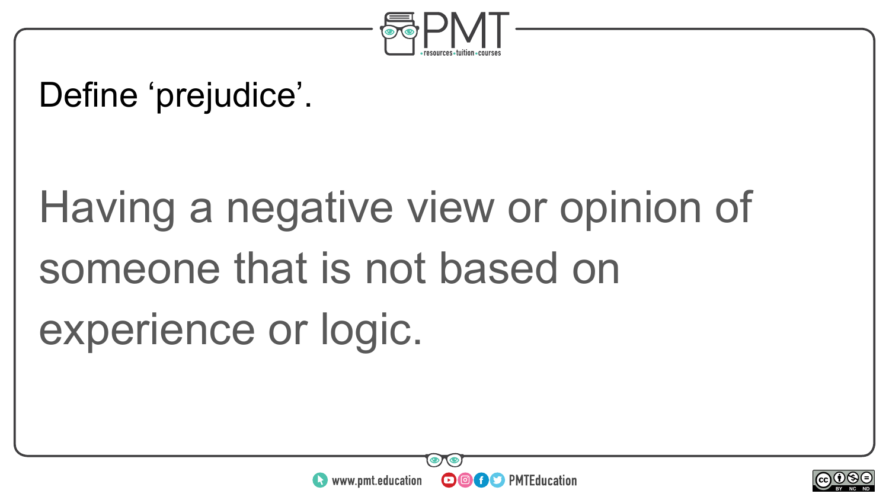Define ‘prejudice’.

Having a negative view or opinion of someone that is not based on experience or logic.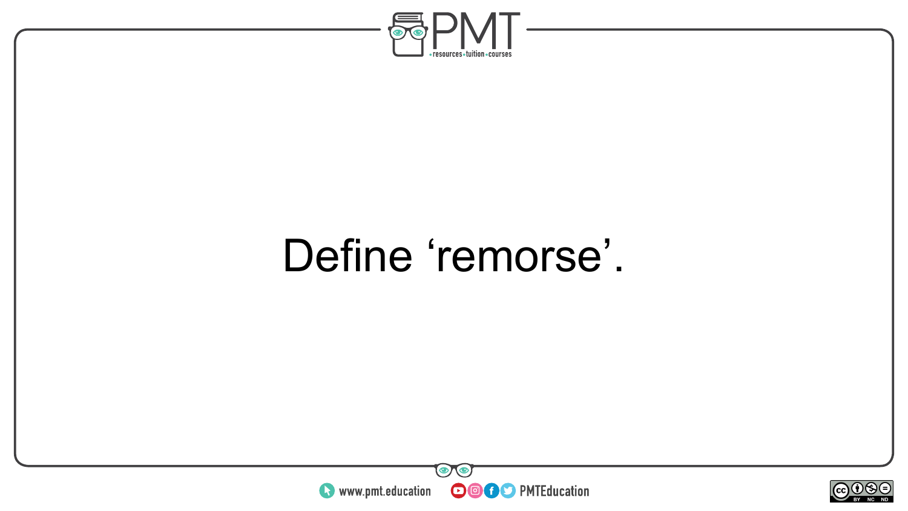Define ‘remorse’.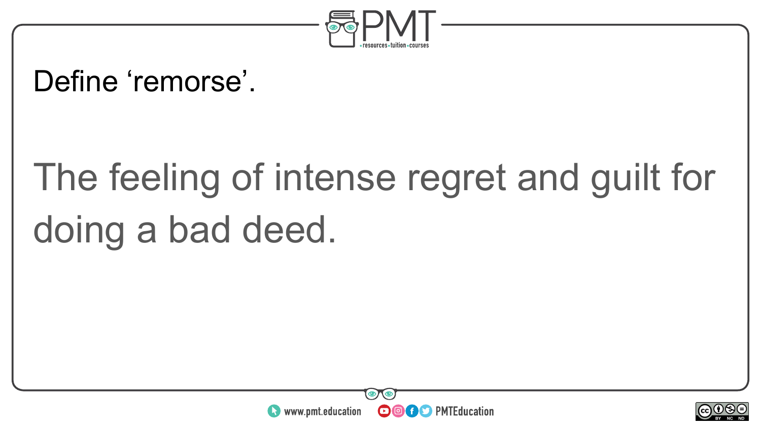Define ‘remorse’.

The feeling of intense regret and guilt for doing a bad deed.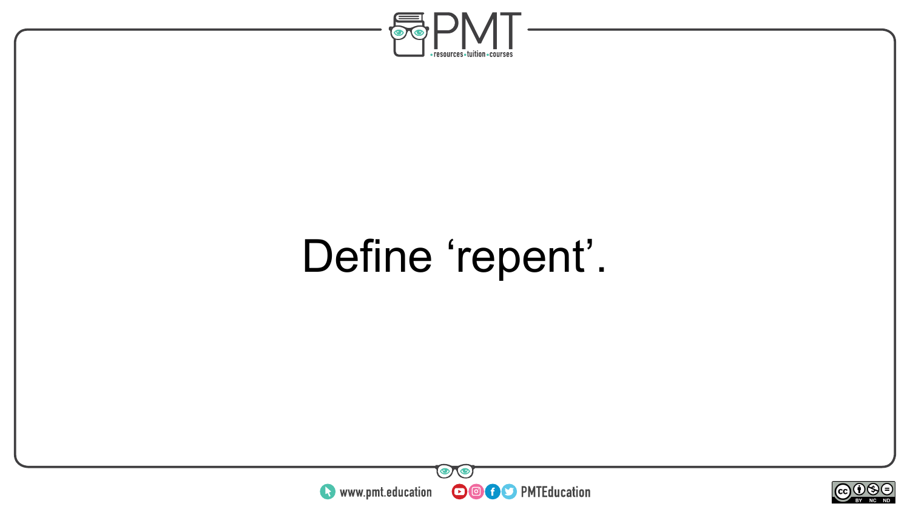Define ‘repent’.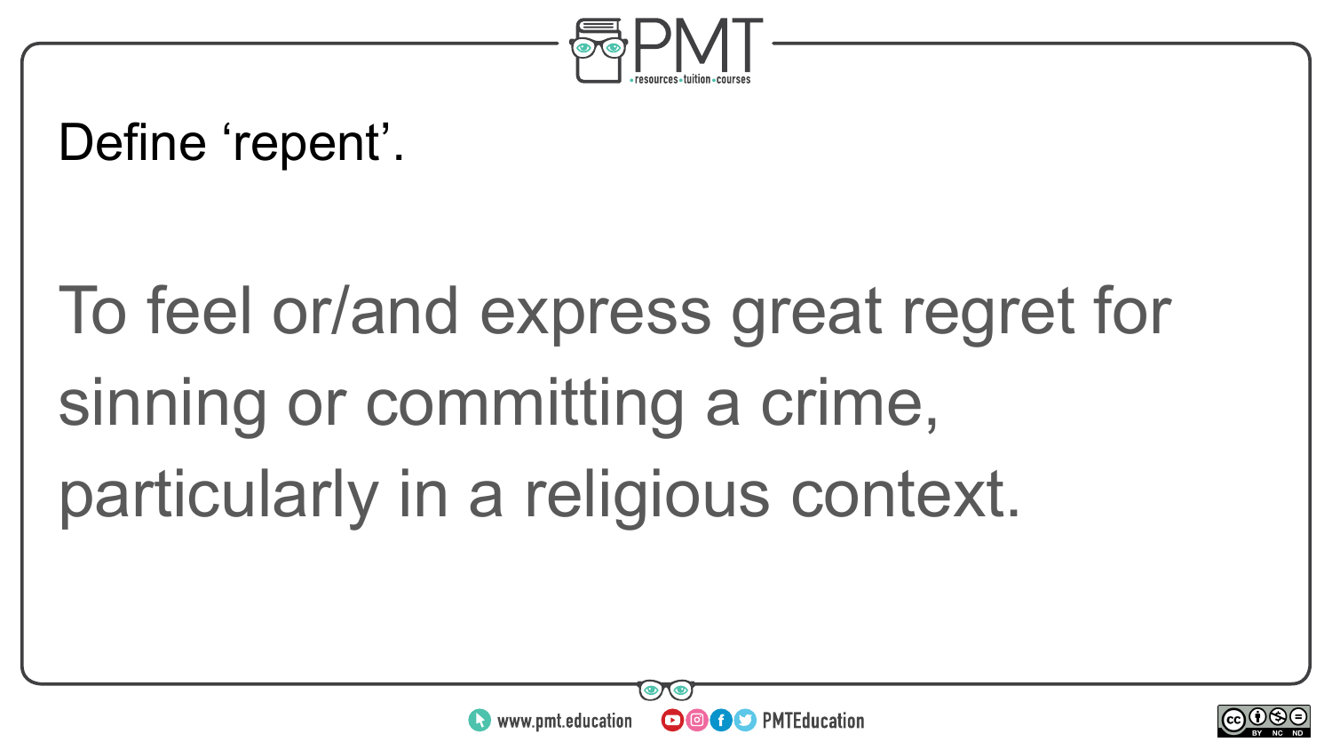Define ‘repent’.

To feel or/and express great regret for sinning or committing a crime, particularly in a religious context.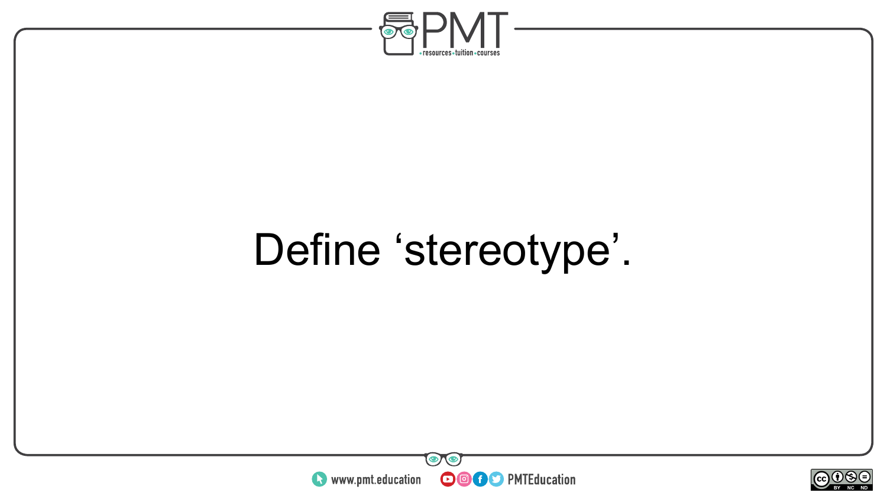Define ‘stereotype’.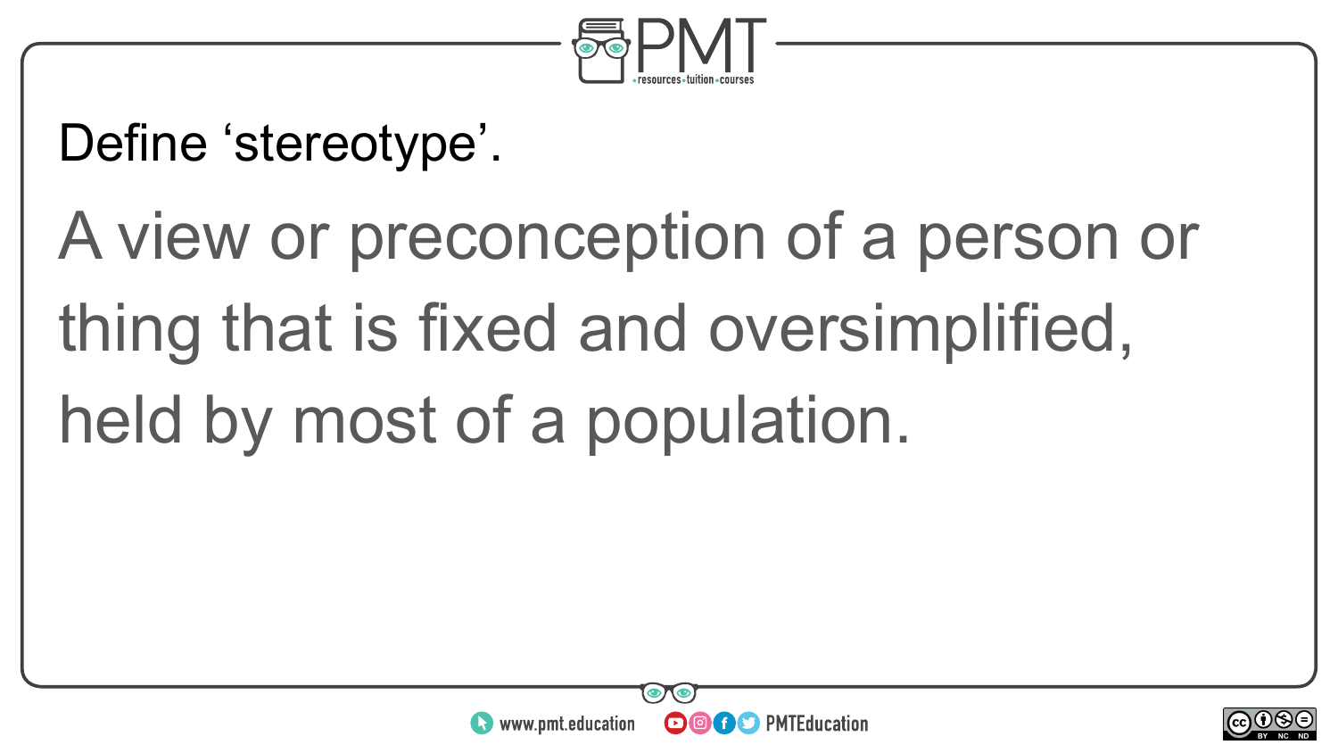Define ‘stereotype’.

A view or preconception of a person or thing that is fixed and oversimplified, held by most of a population.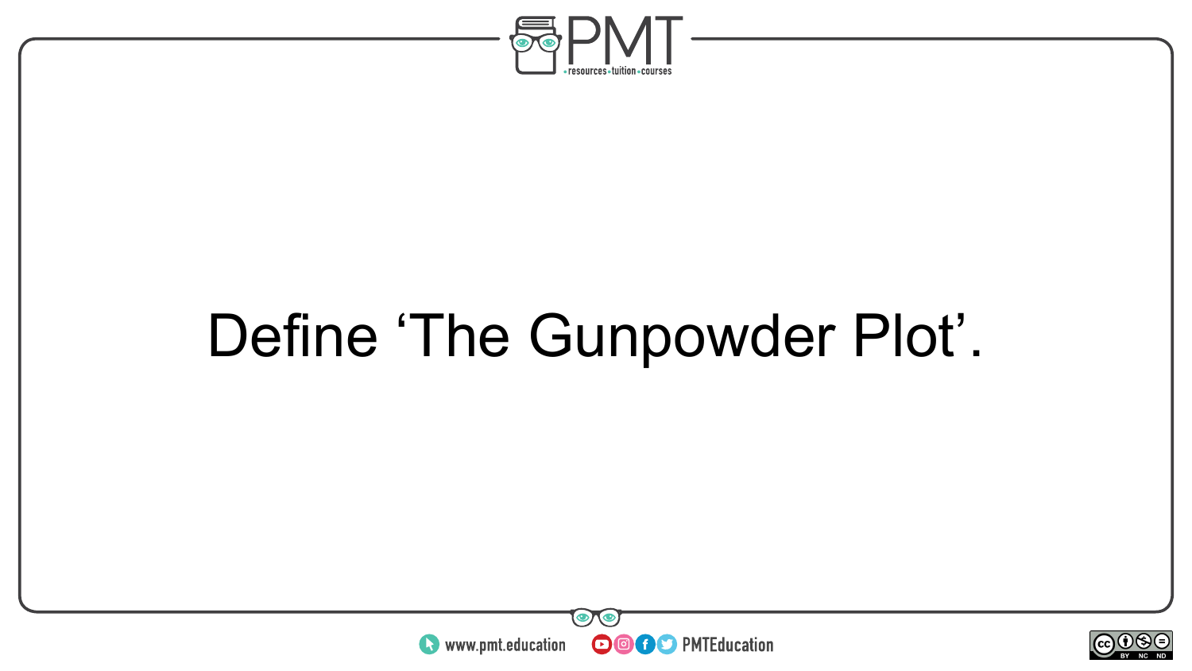Define ‘The Gunpowder Plot’.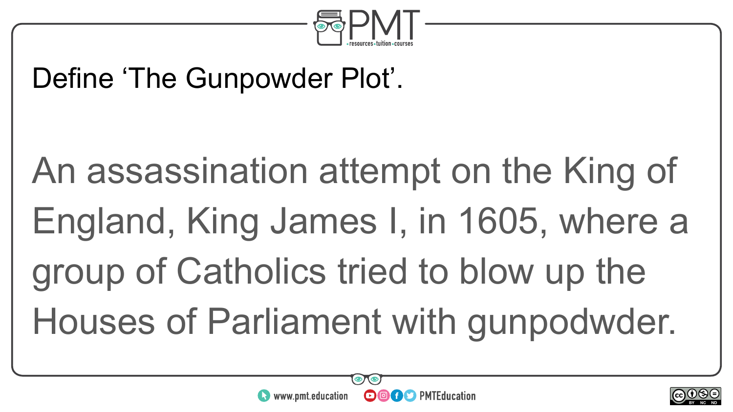Define ‘The Gunpowder Plot’.

An assassination attempt on the King of England, King James I, in 1605, where a group of Catholics tried to blow up the Houses of Parliament with gunpodwder.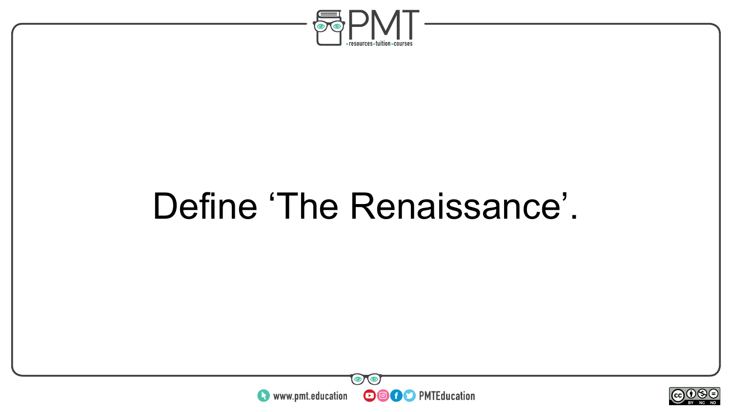Define ‘The Renaissance’.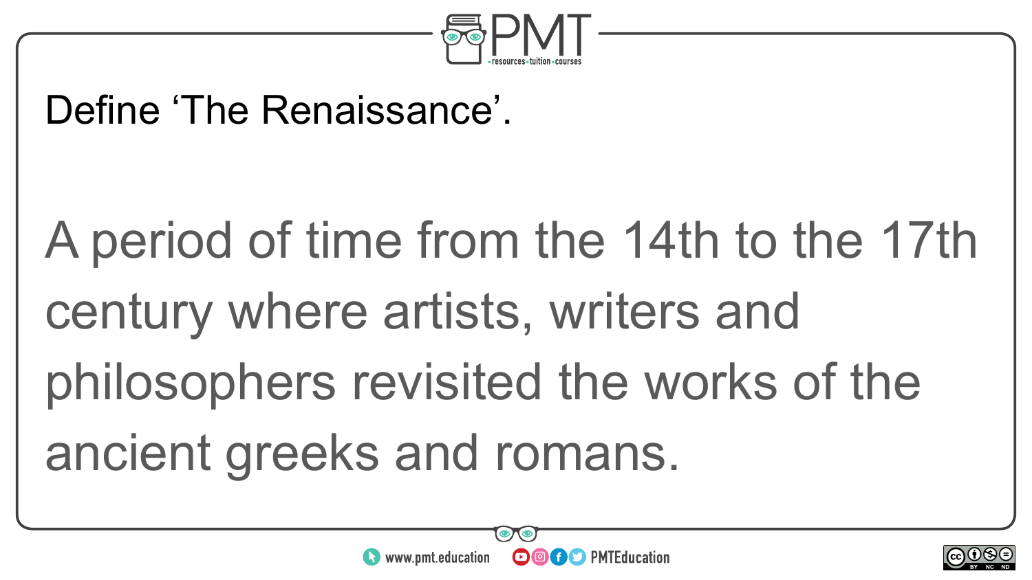Define ‘The Renaissance’.

A period of time from the 14th to the 17th century where artists, writers and philosophers revisited the works of the ancient greeks and romans.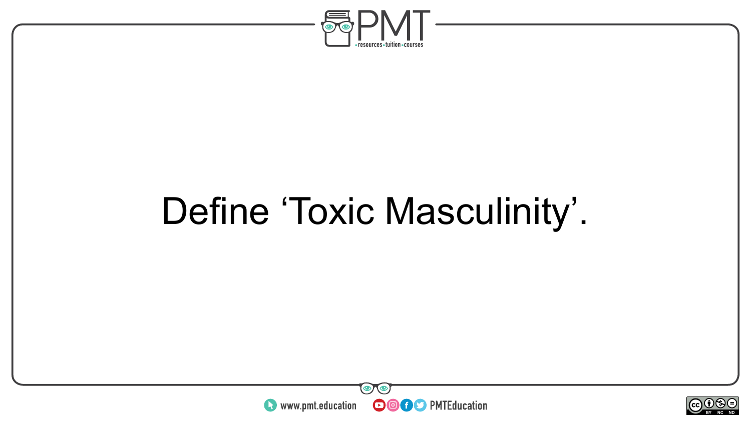Define ‘Toxic Masculinity’.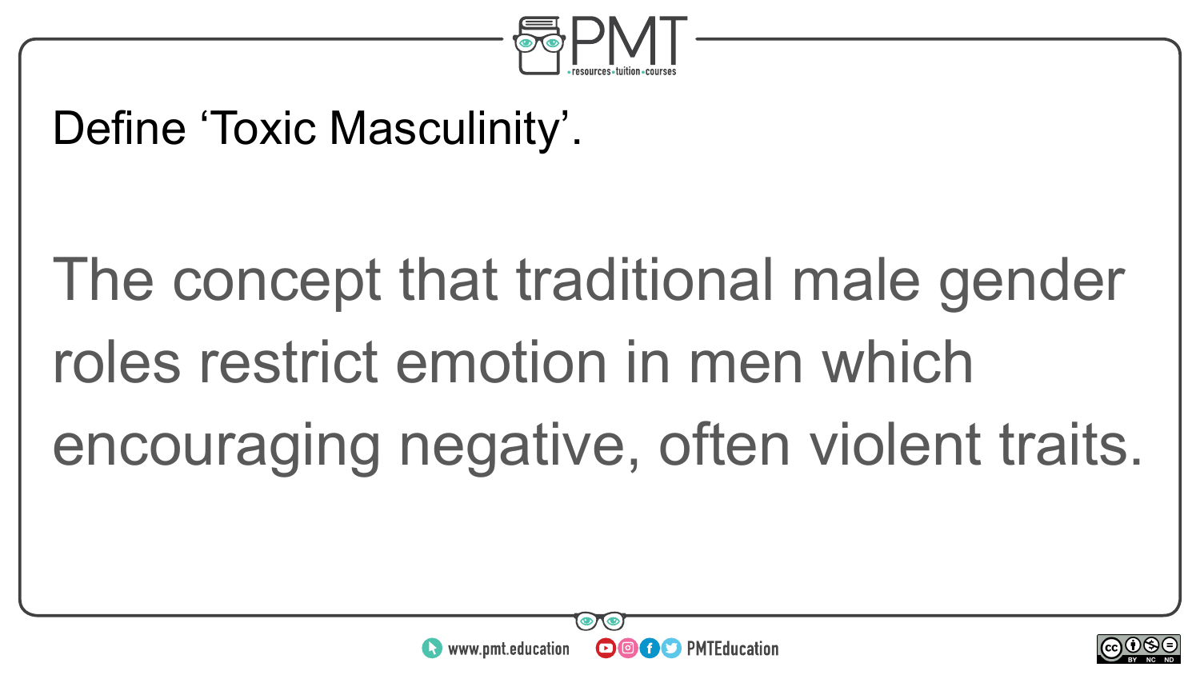Define ‘Toxic Masculinity’.

The concept that traditional male gender roles restrict emotion in men which encouraging negative, often violent traits.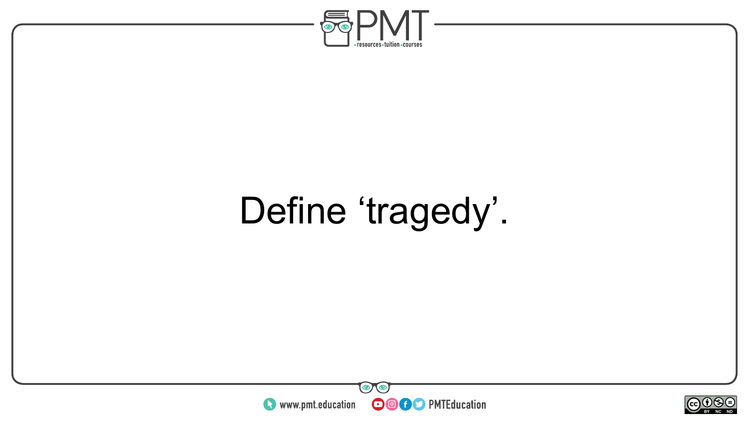Define ‘tragedy’.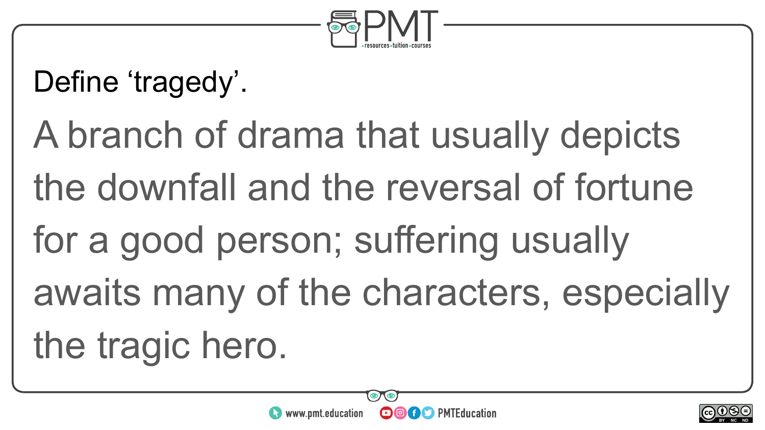Define ‘tragedy’.

A branch of drama that usually depicts the downfall and the reversal of fortune for a good person; suffering usually awaits many of the characters, especially the tragic hero.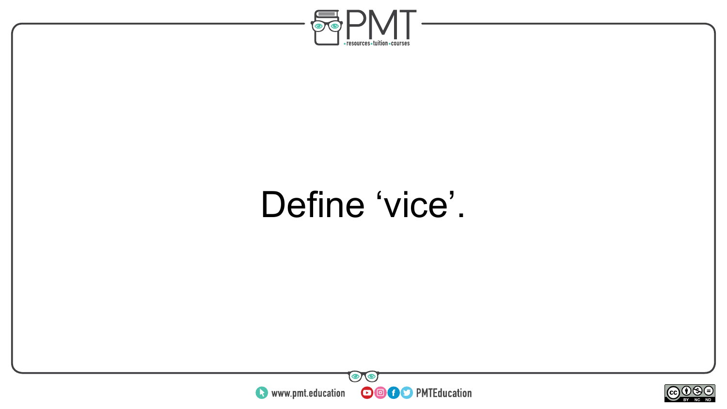Define ‘vice’.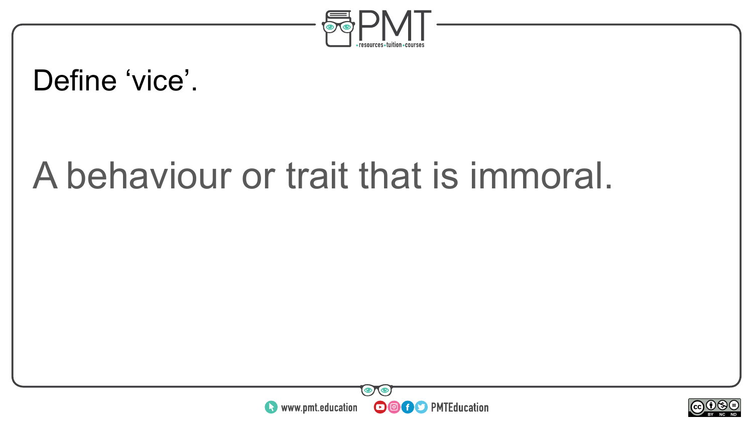Define ‘vice’.

A behaviour or trait that is immoral.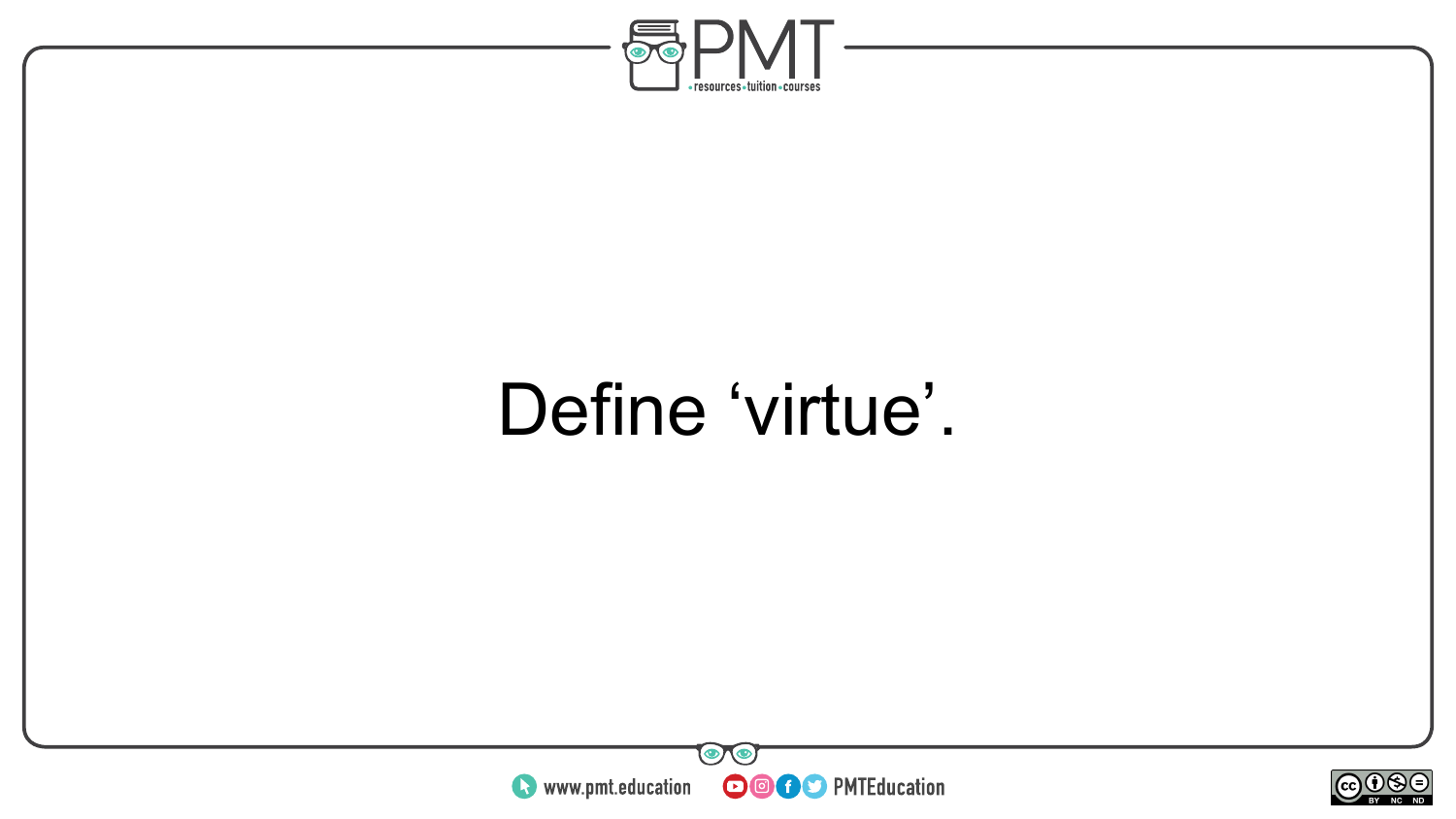Define ‘virtue’.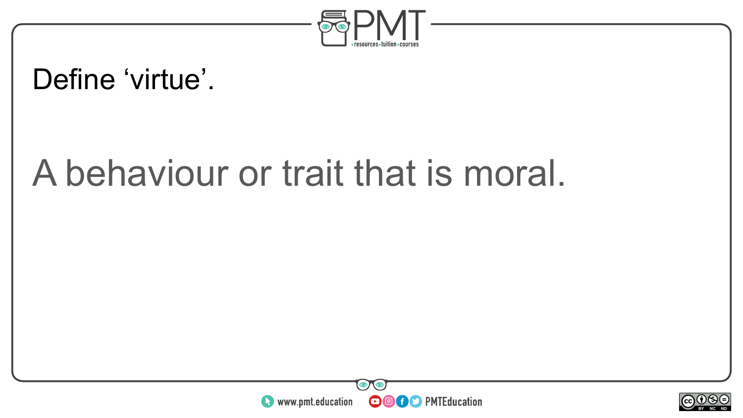Define ‘virtue’.

A behaviour or trait that is moral.